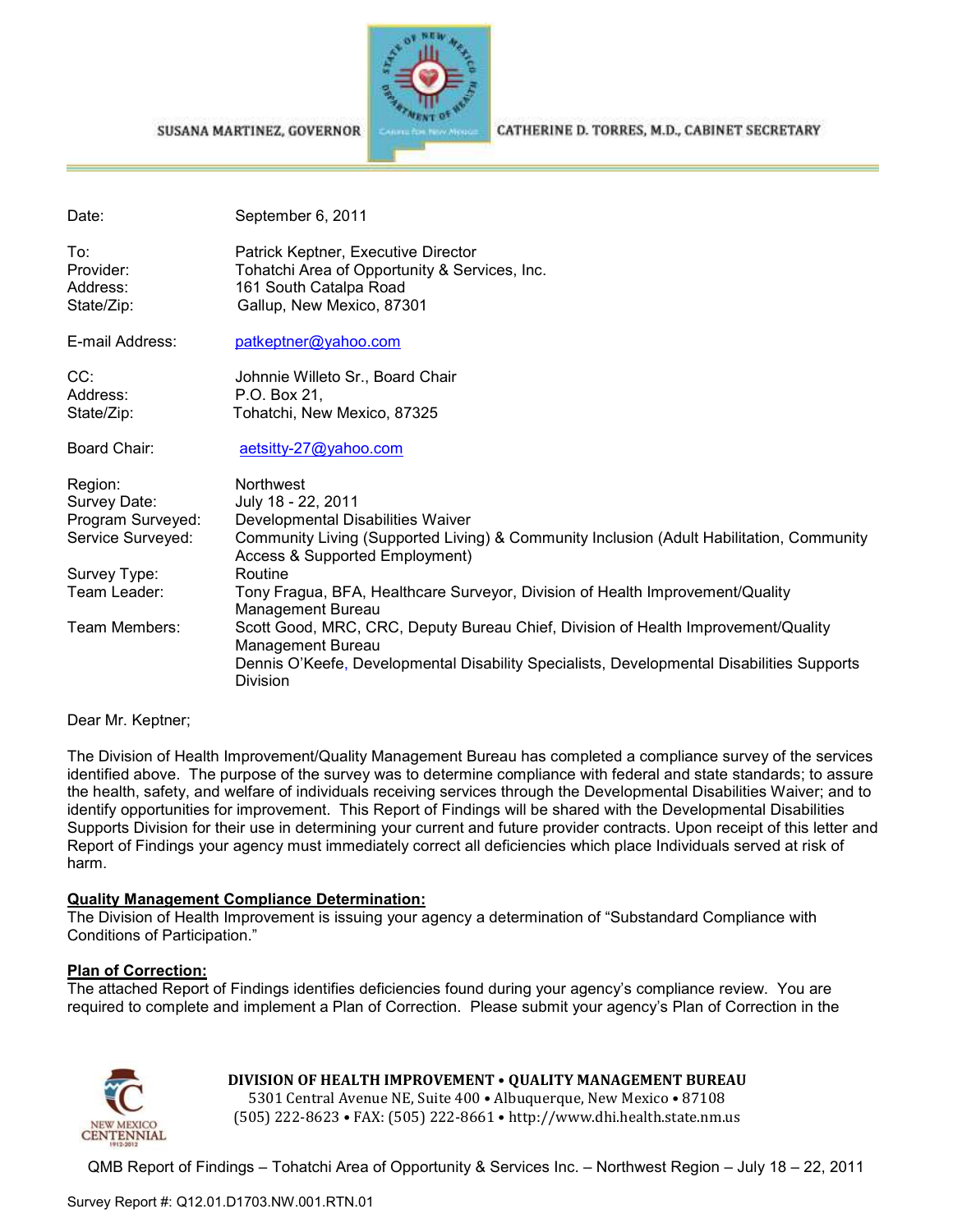SUSANA MARTINEZ, GOVERNOR

CATHERINE D. TORRES, M.D., CABINET SECRETARY

| | |
|---|---|
| Date: | September 6, 2011 |
| To: | Patrick Keptner, Executive Director |
| Provider: | Tohatchi Area of Opportunity & Services, Inc. |
| Address: | 161 South Catalpa Road |
| State/Zip: | Gallup, New Mexico, 87301 |
| E-mail Address: | patkeptner@yahoo.com |
| CC: | Johnnie Willeto Sr., Board Chair |
| Address: | P.O. Box 21, |
| State/Zip: | Tohatchi, New Mexico, 87325 |
| Board Chair: | aetsitty-27@yahoo.com |
| Region: | Northwest |
| Survey Date: | July 18 - 22, 2011 |
| Program Surveyed: | Developmental Disabilities Waiver |
| Service Surveyed: | Community Living (Supported Living) & Community Inclusion (Adult Habilitation, Community Access & Supported Employment) |
| Survey Type: | Routine |
| Team Leader: | Tony Fragua, BFA, Healthcare Surveyor, Division of Health Improvement/Quality Management Bureau |
| Team Members: | Scott Good, MRC, CRC, Deputy Bureau Chief, Division of Health Improvement/Quality Management Bureau<br>Dennis O'Keefe, Developmental Disability Specialists, Developmental Disabilities Supports Division |

Dear Mr. Keptner;

The Division of Health Improvement/Quality Management Bureau has completed a compliance survey of the services identified above. The purpose of the survey was to determine compliance with federal and state standards; to assure the health, safety, and welfare of individuals receiving services through the Developmental Disabilities Waiver; and to identify opportunities for improvement. This Report of Findings will be shared with the Developmental Disabilities Supports Division for their use in determining your current and future provider contracts. Upon receipt of this letter and Report of Findings your agency must immediately correct all deficiencies which place Individuals served at risk of harm.

**Quality Management Compliance Determination:**

The Division of Health Improvement is issuing your agency a determination of "Substandard Compliance with Conditions of Participation."

**Plan of Correction:**

The attached Report of Findings identifies deficiencies found during your agency's compliance review. You are required to complete and implement a Plan of Correction. Please submit your agency's Plan of Correction in the

**DIVISION OF HEALTH IMPROVEMENT • QUALITY MANAGEMENT BUREAU**
5301 Central Avenue NE, Suite 400 • Albuquerque, New Mexico • 87108
(505) 222-8623 • FAX: (505) 222-8661 • http://www.dhi.health.state.nm.us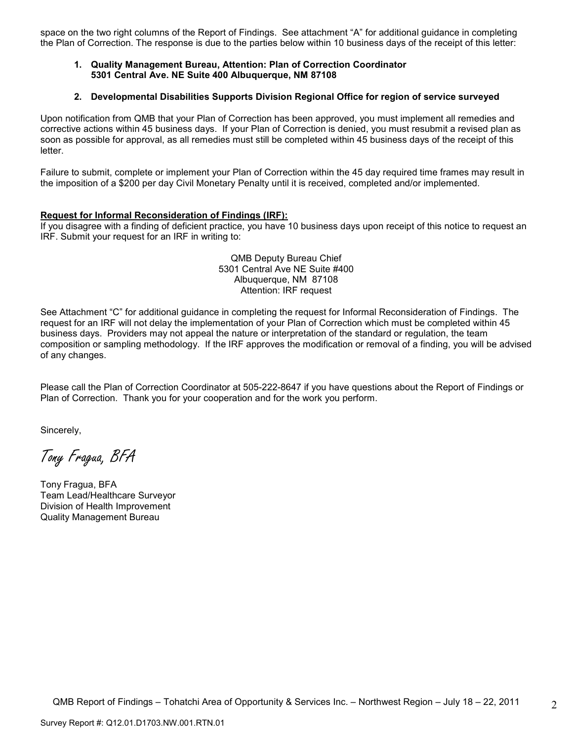space on the two right columns of the Report of Findings. See attachment "A" for additional guidance in completing the Plan of Correction. The response is due to the parties below within 10 business days of the receipt of this letter:

1. **Quality Management Bureau, Attention: Plan of Correction Coordinator 5301 Central Ave. NE Suite 400 Albuquerque, NM 87108**

2. **Developmental Disabilities Supports Division Regional Office for region of service surveyed**

Upon notification from QMB that your Plan of Correction has been approved, you must implement all remedies and corrective actions within 45 business days. If your Plan of Correction is denied, you must resubmit a revised plan as soon as possible for approval, as all remedies must still be completed within 45 business days of the receipt of this letter.

Failure to submit, complete or implement your Plan of Correction within the 45 day required time frames may result in the imposition of a $200 per day Civil Monetary Penalty until it is received, completed and/or implemented.

**Request for Informal Reconsideration of Findings (IRF):**

If you disagree with a finding of deficient practice, you have 10 business days upon receipt of this notice to request an IRF. Submit your request for an IRF in writing to:

QMB Deputy Bureau Chief
5301 Central Ave NE Suite #400
Albuquerque, NM 87108
Attention: IRF request

See Attachment "C" for additional guidance in completing the request for Informal Reconsideration of Findings. The request for an IRF will not delay the implementation of your Plan of Correction which must be completed within 45 business days. Providers may not appeal the nature or interpretation of the standard or regulation, the team composition or sampling methodology. If the IRF approves the modification or removal of a finding, you will be advised of any changes.

Please call the Plan of Correction Coordinator at 505-222-8647 if you have questions about the Report of Findings or Plan of Correction. Thank you for your cooperation and for the work you perform.

Sincerely,

*Tony Fragua, BFA*

Tony Fragua, BFA
Team Lead/Healthcare Surveyor
Division of Health Improvement
Quality Management Bureau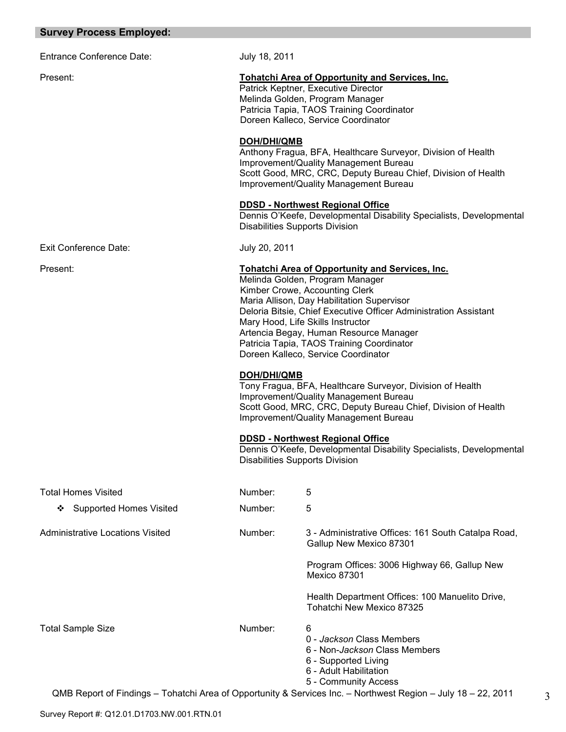## Survey Process Employed:

Entrance Conference Date: July 18, 2011

Present:

**Tohatchi Area of Opportunity and Services, Inc.**
Patrick Keptner, Executive Director
Melinda Golden, Program Manager
Patricia Tapia, TAOS Training Coordinator
Doreen Kalleco, Service Coordinator

**DOH/DHI/QMB**
Anthony Fragua, BFA, Healthcare Surveyor, Division of Health Improvement/Quality Management Bureau
Scott Good, MRC, CRC, Deputy Bureau Chief, Division of Health Improvement/Quality Management Bureau

**DDSD - Northwest Regional Office**
Dennis O'Keefe, Developmental Disability Specialists, Developmental Disabilities Supports Division

Exit Conference Date: July 20, 2011

Present:

**Tohatchi Area of Opportunity and Services, Inc.**
Melinda Golden, Program Manager
Kimber Crowe, Accounting Clerk
Maria Allison, Day Habilitation Supervisor
Deloria Bitsie, Chief Executive Officer Administration Assistant
Mary Hood, Life Skills Instructor
Artencia Begay, Human Resource Manager
Patricia Tapia, TAOS Training Coordinator
Doreen Kalleco, Service Coordinator

**DOH/DHI/QMB**
Tony Fragua, BFA, Healthcare Surveyor, Division of Health Improvement/Quality Management Bureau
Scott Good, MRC, CRC, Deputy Bureau Chief, Division of Health Improvement/Quality Management Bureau

**DDSD - Northwest Regional Office**
Dennis O'Keefe, Developmental Disability Specialists, Developmental Disabilities Supports Division

Total Homes Visited — Number: 5

- Supported Homes Visited — Number: 5

Administrative Locations Visited — Number: 3 - Administrative Offices: 161 South Catalpa Road, Gallup New Mexico 87301

Program Offices: 3006 Highway 66, Gallup New Mexico 87301

Health Department Offices: 100 Manuelito Drive, Tohatchi New Mexico 87325

Total Sample Size — Number: 6
0 - *Jackson* Class Members
6 - Non-*Jackson* Class Members
6 - Supported Living
6 - Adult Habilitation
5 - Community Access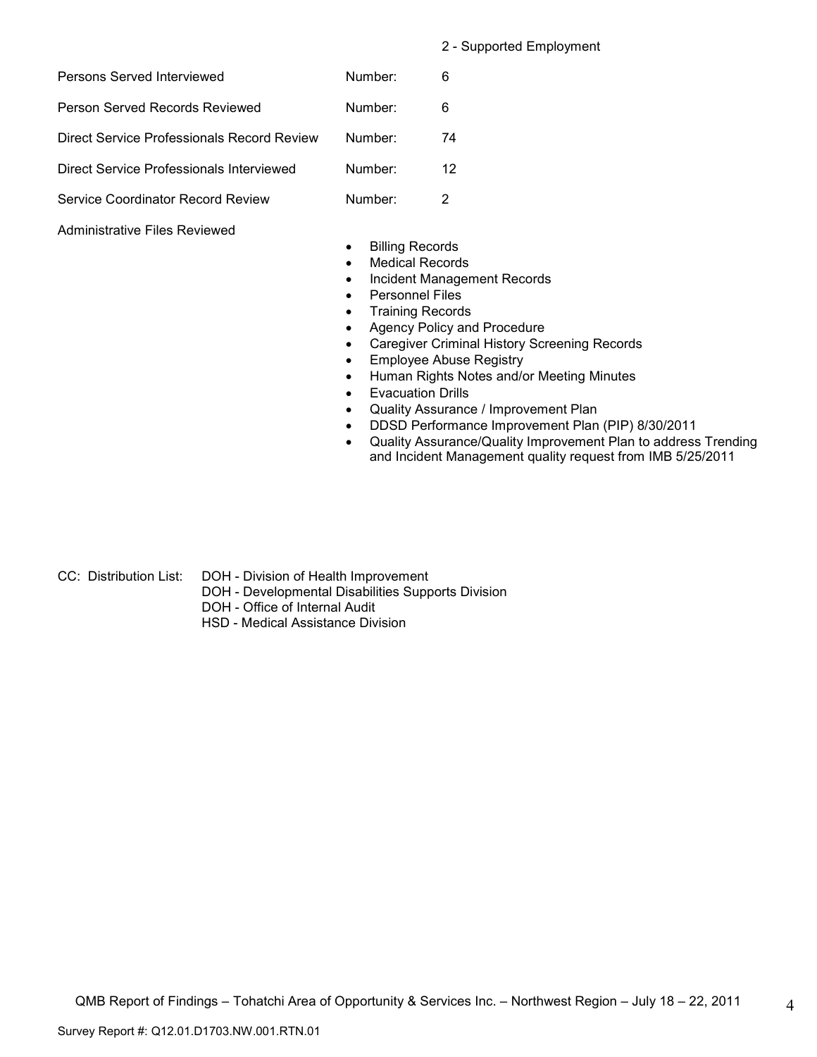2 - Supported Employment

| | | |
|---|---|---|
| Persons Served Interviewed | Number: | 6 |
| Person Served Records Reviewed | Number: | 6 |
| Direct Service Professionals Record Review | Number: | 74 |
| Direct Service Professionals Interviewed | Number: | 12 |
| Service Coordinator Record Review | Number: | 2 |

Administrative Files Reviewed

- Billing Records
- Medical Records
- Incident Management Records
- Personnel Files
- Training Records
- Agency Policy and Procedure
- Caregiver Criminal History Screening Records
- Employee Abuse Registry
- Human Rights Notes and/or Meeting Minutes
- Evacuation Drills
- Quality Assurance / Improvement Plan
- DDSD Performance Improvement Plan (PIP) 8/30/2011
- Quality Assurance/Quality Improvement Plan to address Trending and Incident Management quality request from IMB 5/25/2011

CC: Distribution List:
DOH - Division of Health Improvement
DOH - Developmental Disabilities Supports Division
DOH - Office of Internal Audit
HSD - Medical Assistance Division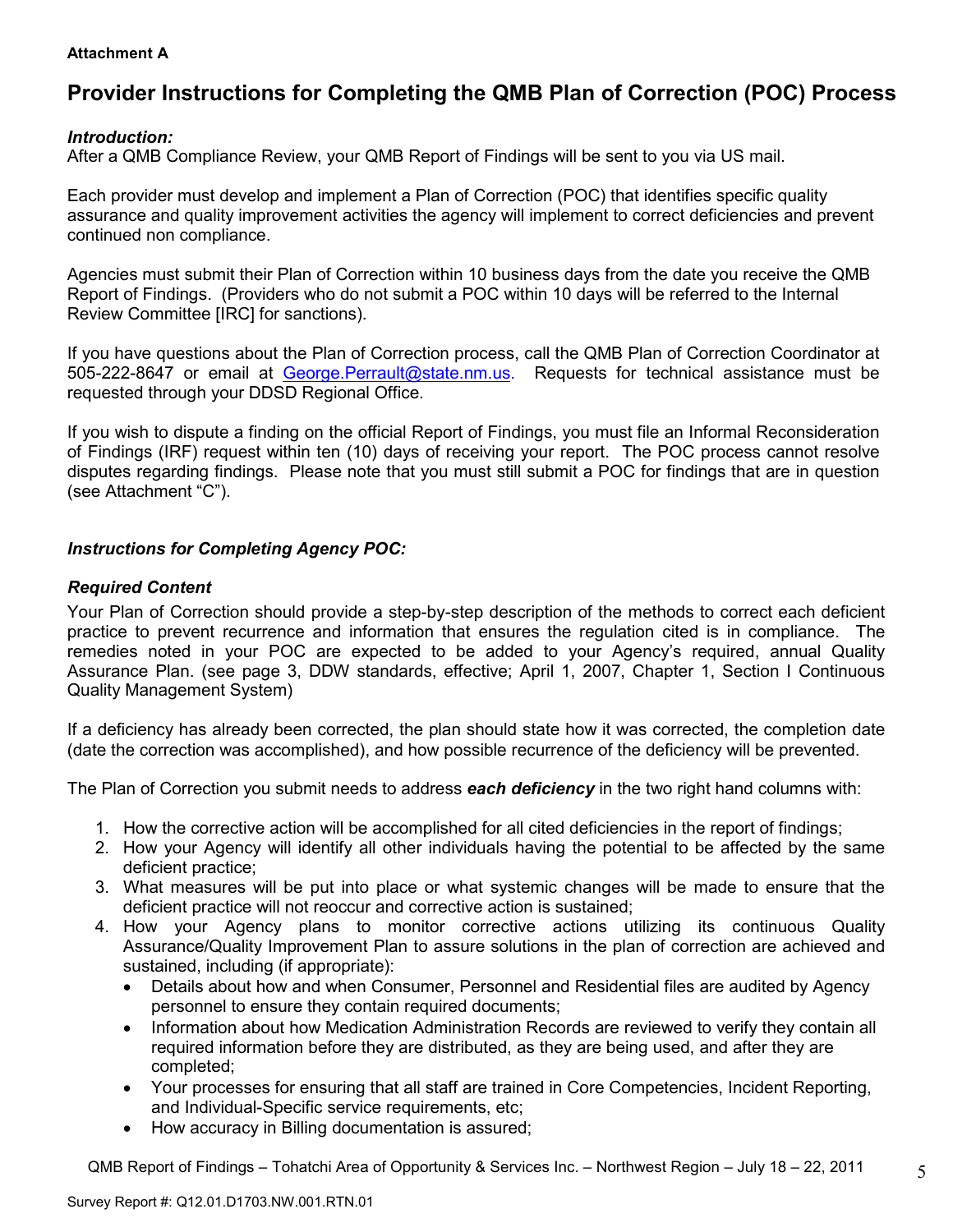**Attachment A**

# Provider Instructions for Completing the QMB Plan of Correction (POC) Process

***Introduction:***

After a QMB Compliance Review, your QMB Report of Findings will be sent to you via US mail.

Each provider must develop and implement a Plan of Correction (POC) that identifies specific quality assurance and quality improvement activities the agency will implement to correct deficiencies and prevent continued non compliance.

Agencies must submit their Plan of Correction within 10 business days from the date you receive the QMB Report of Findings. (Providers who do not submit a POC within 10 days will be referred to the Internal Review Committee [IRC] for sanctions).

If you have questions about the Plan of Correction process, call the QMB Plan of Correction Coordinator at 505-222-8647 or email at George.Perrault@state.nm.us. Requests for technical assistance must be requested through your DDSD Regional Office.

If you wish to dispute a finding on the official Report of Findings, you must file an Informal Reconsideration of Findings (IRF) request within ten (10) days of receiving your report. The POC process cannot resolve disputes regarding findings. Please note that you must still submit a POC for findings that are in question (see Attachment "C").

***Instructions for Completing Agency POC:***

***Required Content***

Your Plan of Correction should provide a step-by-step description of the methods to correct each deficient practice to prevent recurrence and information that ensures the regulation cited is in compliance. The remedies noted in your POC are expected to be added to your Agency's required, annual Quality Assurance Plan. (see page 3, DDW standards, effective; April 1, 2007, Chapter 1, Section I Continuous Quality Management System)

If a deficiency has already been corrected, the plan should state how it was corrected, the completion date (date the correction was accomplished), and how possible recurrence of the deficiency will be prevented.

The Plan of Correction you submit needs to address ***each deficiency*** in the two right hand columns with:

1. How the corrective action will be accomplished for all cited deficiencies in the report of findings;
2. How your Agency will identify all other individuals having the potential to be affected by the same deficient practice;
3. What measures will be put into place or what systemic changes will be made to ensure that the deficient practice will not reoccur and corrective action is sustained;
4. How your Agency plans to monitor corrective actions utilizing its continuous Quality Assurance/Quality Improvement Plan to assure solutions in the plan of correction are achieved and sustained, including (if appropriate):
   - Details about how and when Consumer, Personnel and Residential files are audited by Agency personnel to ensure they contain required documents;
   - Information about how Medication Administration Records are reviewed to verify they contain all required information before they are distributed, as they are being used, and after they are completed;
   - Your processes for ensuring that all staff are trained in Core Competencies, Incident Reporting, and Individual-Specific service requirements, etc;
   - How accuracy in Billing documentation is assured;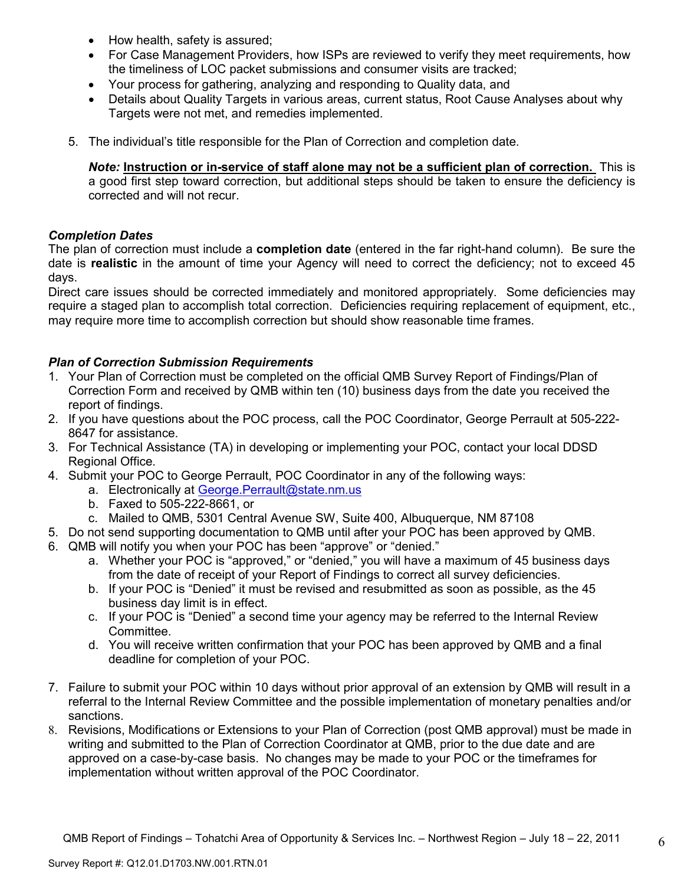- How health, safety is assured;
- For Case Management Providers, how ISPs are reviewed to verify they meet requirements, how the timeliness of LOC packet submissions and consumer visits are tracked;
- Your process for gathering, analyzing and responding to Quality data, and
- Details about Quality Targets in various areas, current status, Root Cause Analyses about why Targets were not met, and remedies implemented.

5. The individual's title responsible for the Plan of Correction and completion date.

   ***Note:*** **Instruction or in-service of staff alone may not be a sufficient plan of correction.** This is a good first step toward correction, but additional steps should be taken to ensure the deficiency is corrected and will not recur.

### *Completion Dates*

The plan of correction must include a **completion date** (entered in the far right-hand column). Be sure the date is **realistic** in the amount of time your Agency will need to correct the deficiency; not to exceed 45 days.

Direct care issues should be corrected immediately and monitored appropriately. Some deficiencies may require a staged plan to accomplish total correction. Deficiencies requiring replacement of equipment, etc., may require more time to accomplish correction but should show reasonable time frames.

### *Plan of Correction Submission Requirements*

1. Your Plan of Correction must be completed on the official QMB Survey Report of Findings/Plan of Correction Form and received by QMB within ten (10) business days from the date you received the report of findings.
2. If you have questions about the POC process, call the POC Coordinator, George Perrault at 505-222-8647 for assistance.
3. For Technical Assistance (TA) in developing or implementing your POC, contact your local DDSD Regional Office.
4. Submit your POC to George Perrault, POC Coordinator in any of the following ways:
   a. Electronically at George.Perrault@state.nm.us
   b. Faxed to 505-222-8661, or
   c. Mailed to QMB, 5301 Central Avenue SW, Suite 400, Albuquerque, NM 87108
5. Do not send supporting documentation to QMB until after your POC has been approved by QMB.
6. QMB will notify you when your POC has been "approve" or "denied."
   a. Whether your POC is "approved," or "denied," you will have a maximum of 45 business days from the date of receipt of your Report of Findings to correct all survey deficiencies.
   b. If your POC is "Denied" it must be revised and resubmitted as soon as possible, as the 45 business day limit is in effect.
   c. If your POC is "Denied" a second time your agency may be referred to the Internal Review Committee.
   d. You will receive written confirmation that your POC has been approved by QMB and a final deadline for completion of your POC.
7. Failure to submit your POC within 10 days without prior approval of an extension by QMB will result in a referral to the Internal Review Committee and the possible implementation of monetary penalties and/or sanctions.
8. Revisions, Modifications or Extensions to your Plan of Correction (post QMB approval) must be made in writing and submitted to the Plan of Correction Coordinator at QMB, prior to the due date and are approved on a case-by-case basis. No changes may be made to your POC or the timeframes for implementation without written approval of the POC Coordinator.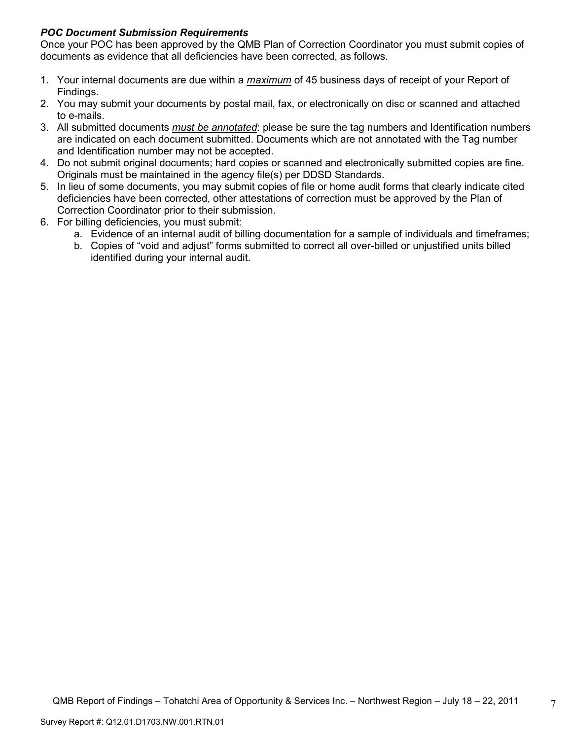***POC Document Submission Requirements***

Once your POC has been approved by the QMB Plan of Correction Coordinator you must submit copies of documents as evidence that all deficiencies have been corrected, as follows.

1. Your internal documents are due within a ***maximum*** of 45 business days of receipt of your Report of Findings.
2. You may submit your documents by postal mail, fax, or electronically on disc or scanned and attached to e-mails.
3. All submitted documents *must be annotated*: please be sure the tag numbers and Identification numbers are indicated on each document submitted. Documents which are not annotated with the Tag number and Identification number may not be accepted.
4. Do not submit original documents; hard copies or scanned and electronically submitted copies are fine. Originals must be maintained in the agency file(s) per DDSD Standards.
5. In lieu of some documents, you may submit copies of file or home audit forms that clearly indicate cited deficiencies have been corrected, other attestations of correction must be approved by the Plan of Correction Coordinator prior to their submission.
6. For billing deficiencies, you must submit:
   a. Evidence of an internal audit of billing documentation for a sample of individuals and timeframes;
   b. Copies of "void and adjust" forms submitted to correct all over-billed or unjustified units billed identified during your internal audit.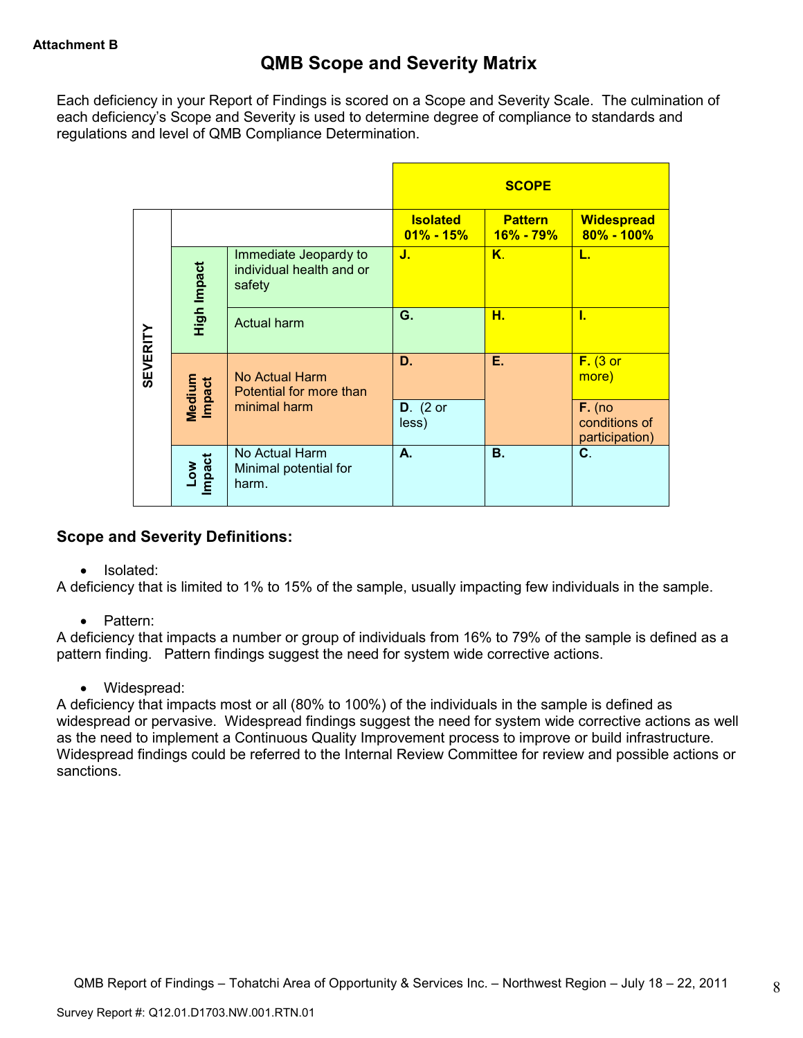**Attachment B**

## QMB Scope and Severity Matrix

Each deficiency in your Report of Findings is scored on a Scope and Severity Scale. The culmination of each deficiency's Scope and Severity is used to determine degree of compliance to standards and regulations and level of QMB Compliance Determination.

| | | | SCOPE | | |
|---|---|---|---|---|---|
| | | | **Isolated 01% - 15%** | **Pattern 16% - 79%** | **Widespread 80% - 100%** |
| SEVERITY | High Impact | Immediate Jeopardy to individual health and or safety | **J.** | **K.** | **L.** |
| | High Impact | Actual harm | **G.** | **H.** | **I.** |
| | Medium Impact | No Actual Harm Potential for more than minimal harm | **D.** | **E.** | **F.** (3 or more) |
| | Medium Impact | | **D.** (2 or less) | | **F.** (no conditions of participation) |
| | Low Impact | No Actual Harm Minimal potential for harm. | **A.** | **B.** | **C.** |

### Scope and Severity Definitions:

- Isolated:

A deficiency that is limited to 1% to 15% of the sample, usually impacting few individuals in the sample.

- Pattern:

A deficiency that impacts a number or group of individuals from 16% to 79% of the sample is defined as a pattern finding. Pattern findings suggest the need for system wide corrective actions.

- Widespread:

A deficiency that impacts most or all (80% to 100%) of the individuals in the sample is defined as widespread or pervasive. Widespread findings suggest the need for system wide corrective actions as well as the need to implement a Continuous Quality Improvement process to improve or build infrastructure. Widespread findings could be referred to the Internal Review Committee for review and possible actions or sanctions.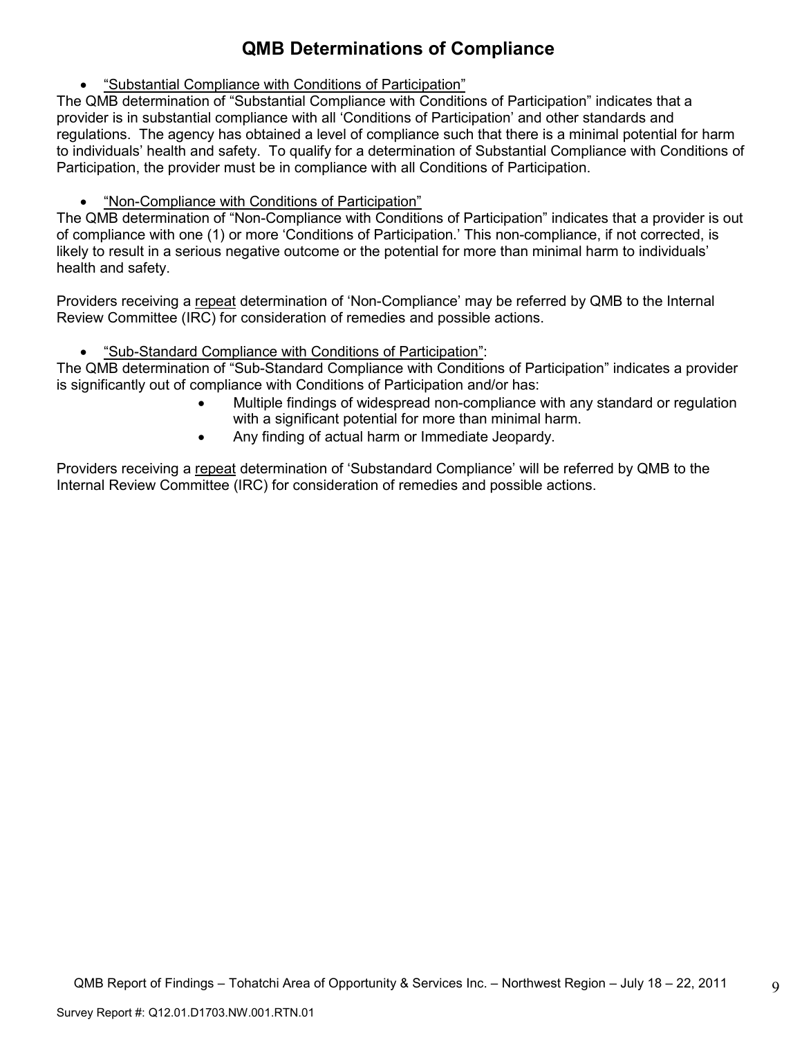# QMB Determinations of Compliance

- "Substantial Compliance with Conditions of Participation"

The QMB determination of "Substantial Compliance with Conditions of Participation" indicates that a provider is in substantial compliance with all 'Conditions of Participation' and other standards and regulations. The agency has obtained a level of compliance such that there is a minimal potential for harm to individuals' health and safety. To qualify for a determination of Substantial Compliance with Conditions of Participation, the provider must be in compliance with all Conditions of Participation.

- "Non-Compliance with Conditions of Participation"

The QMB determination of "Non-Compliance with Conditions of Participation" indicates that a provider is out of compliance with one (1) or more 'Conditions of Participation.' This non-compliance, if not corrected, is likely to result in a serious negative outcome or the potential for more than minimal harm to individuals' health and safety.

Providers receiving a repeat determination of 'Non-Compliance' may be referred by QMB to the Internal Review Committee (IRC) for consideration of remedies and possible actions.

- "Sub-Standard Compliance with Conditions of Participation":

The QMB determination of "Sub-Standard Compliance with Conditions of Participation" indicates a provider is significantly out of compliance with Conditions of Participation and/or has:

- Multiple findings of widespread non-compliance with any standard or regulation with a significant potential for more than minimal harm.
- Any finding of actual harm or Immediate Jeopardy.

Providers receiving a repeat determination of 'Substandard Compliance' will be referred by QMB to the Internal Review Committee (IRC) for consideration of remedies and possible actions.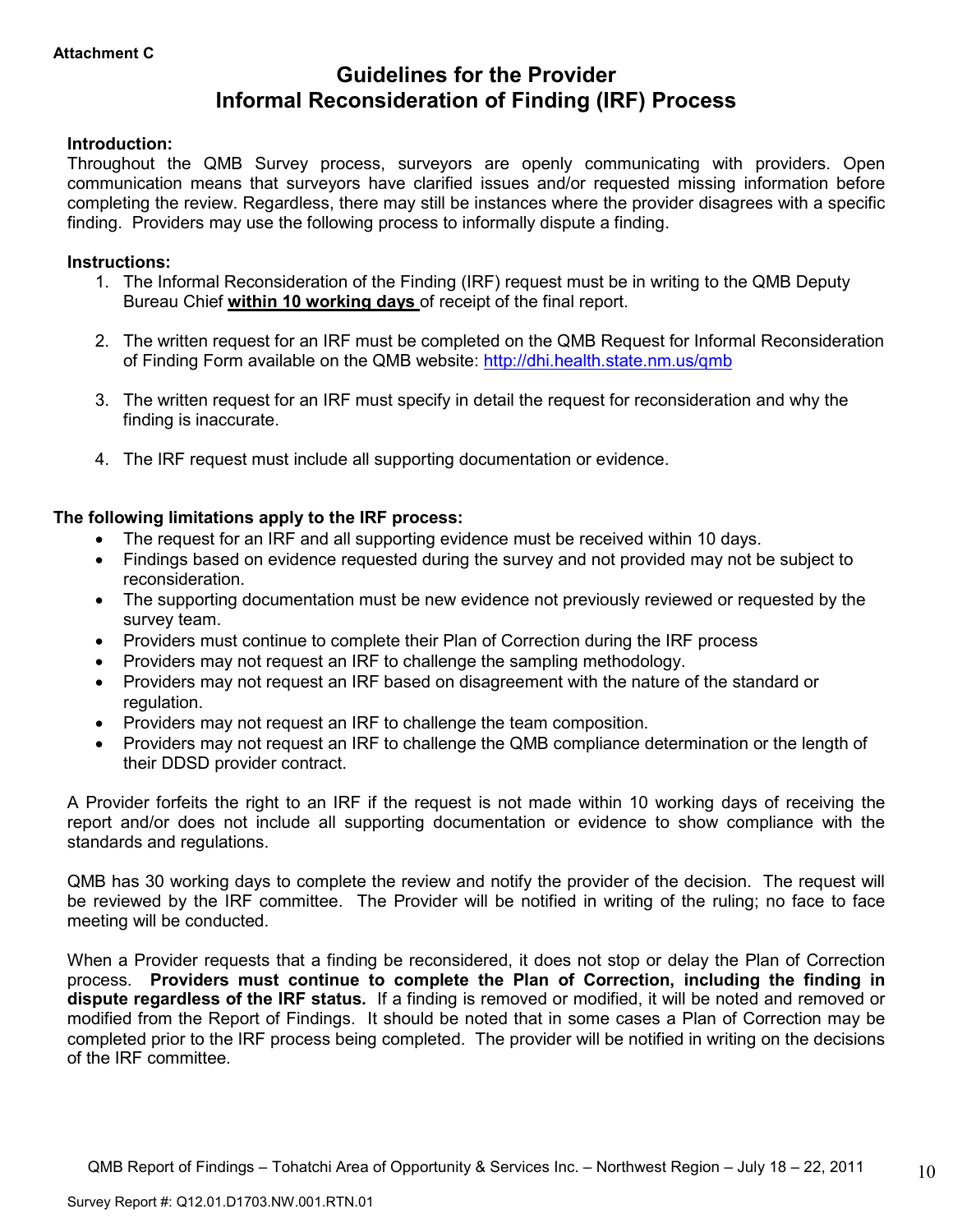**Attachment C**

# Guidelines for the Provider Informal Reconsideration of Finding (IRF) Process

**Introduction:**
Throughout the QMB Survey process, surveyors are openly communicating with providers. Open communication means that surveyors have clarified issues and/or requested missing information before completing the review. Regardless, there may still be instances where the provider disagrees with a specific finding. Providers may use the following process to informally dispute a finding.

**Instructions:**

1. The Informal Reconsideration of the Finding (IRF) request must be in writing to the QMB Deputy Bureau Chief **<u>within 10 working days</u>** of receipt of the final report.

2. The written request for an IRF must be completed on the QMB Request for Informal Reconsideration of Finding Form available on the QMB website: http://dhi.health.state.nm.us/qmb

3. The written request for an IRF must specify in detail the request for reconsideration and why the finding is inaccurate.

4. The IRF request must include all supporting documentation or evidence.

**The following limitations apply to the IRF process:**

- The request for an IRF and all supporting evidence must be received within 10 days.
- Findings based on evidence requested during the survey and not provided may not be subject to reconsideration.
- The supporting documentation must be new evidence not previously reviewed or requested by the survey team.
- Providers must continue to complete their Plan of Correction during the IRF process
- Providers may not request an IRF to challenge the sampling methodology.
- Providers may not request an IRF based on disagreement with the nature of the standard or regulation.
- Providers may not request an IRF to challenge the team composition.
- Providers may not request an IRF to challenge the QMB compliance determination or the length of their DDSD provider contract.

A Provider forfeits the right to an IRF if the request is not made within 10 working days of receiving the report and/or does not include all supporting documentation or evidence to show compliance with the standards and regulations.

QMB has 30 working days to complete the review and notify the provider of the decision. The request will be reviewed by the IRF committee. The Provider will be notified in writing of the ruling; no face to face meeting will be conducted.

When a Provider requests that a finding be reconsidered, it does not stop or delay the Plan of Correction process. **Providers must continue to complete the Plan of Correction, including the finding in dispute regardless of the IRF status.** If a finding is removed or modified, it will be noted and removed or modified from the Report of Findings. It should be noted that in some cases a Plan of Correction may be completed prior to the IRF process being completed. The provider will be notified in writing on the decisions of the IRF committee.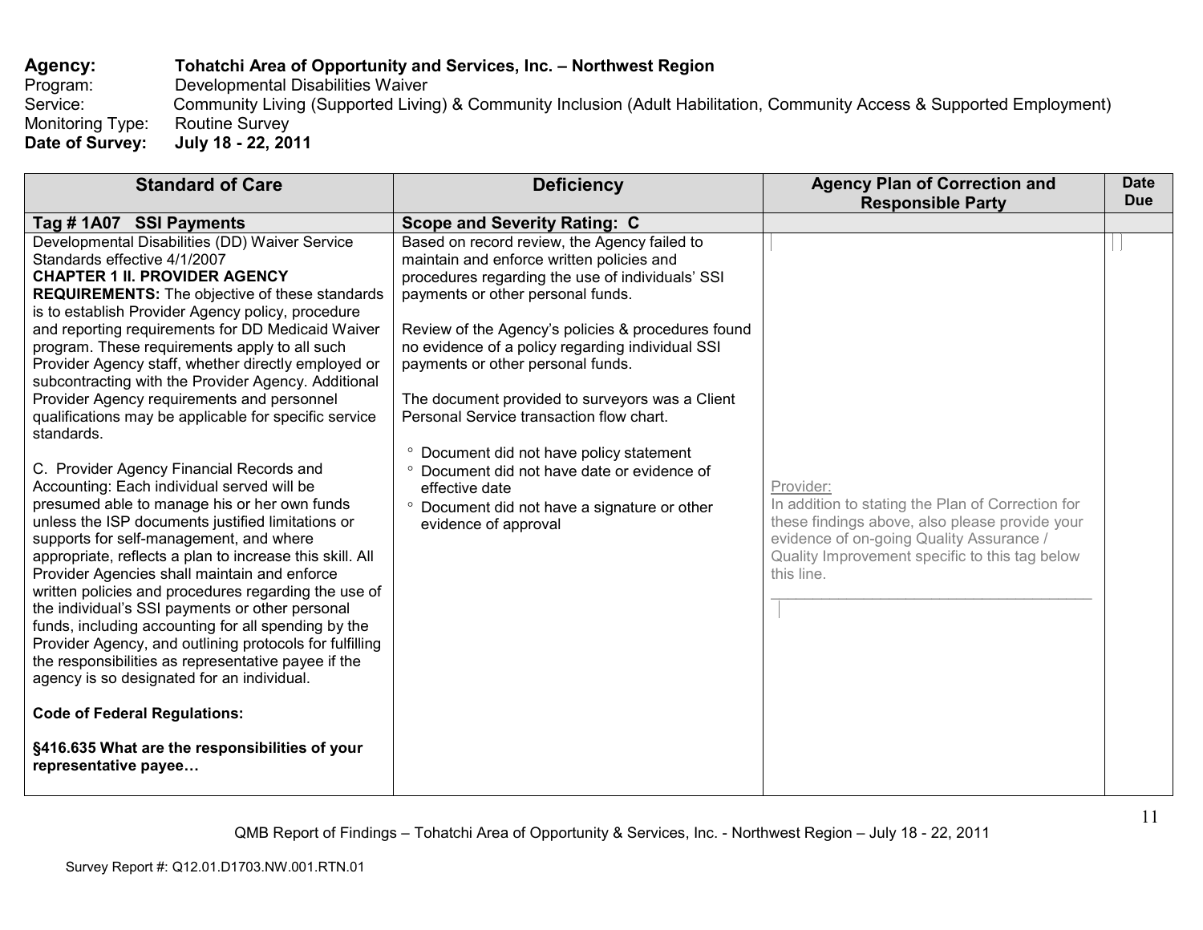**Agency:** **Tohatchi Area of Opportunity and Services, Inc. – Northwest Region**
Program: Developmental Disabilities Waiver
Service: Community Living (Supported Living) & Community Inclusion (Adult Habilitation, Community Access & Supported Employment)
Monitoring Type: Routine Survey
**Date of Survey: July 18 - 22, 2011**

| Standard of Care | Deficiency | Agency Plan of Correction and Responsible Party | Date Due |
|---|---|---|---|
| **Tag # 1A07 SSI Payments** | **Scope and Severity Rating: C** | | |
| Developmental Disabilities (DD) Waiver Service Standards effective 4/1/2007<br>**CHAPTER 1 II. PROVIDER AGENCY REQUIREMENTS:** The objective of these standards is to establish Provider Agency policy, procedure and reporting requirements for DD Medicaid Waiver program. These requirements apply to all such Provider Agency staff, whether directly employed or subcontracting with the Provider Agency. Additional Provider Agency requirements and personnel qualifications may be applicable for specific service standards.<br><br>C. Provider Agency Financial Records and Accounting: Each individual served will be presumed able to manage his or her own funds unless the ISP documents justified limitations or supports for self-management, and where appropriate, reflects a plan to increase this skill. All Provider Agencies shall maintain and enforce written policies and procedures regarding the use of the individual's SSI payments or other personal funds, including accounting for all spending by the Provider Agency, and outlining protocols for fulfilling the responsibilities as representative payee if the agency is so designated for an individual.<br><br>**Code of Federal Regulations:**<br><br>**§416.635 What are the responsibilities of your representative payee…** | Based on record review, the Agency failed to maintain and enforce written policies and procedures regarding the use of individuals' SSI payments or other personal funds.<br><br>Review of the Agency's policies & procedures found no evidence of a policy regarding individual SSI payments or other personal funds.<br><br>The document provided to surveyors was a Client Personal Service transaction flow chart.<br><br>° Document did not have policy statement<br>° Document did not have date or evidence of effective date<br>° Document did not have a signature or other evidence of approval | Provider:<br>In addition to stating the Plan of Correction for these findings above, also please provide your evidence of on-going Quality Assurance / Quality Improvement specific to this tag below this line.<br>_______________________________________ | |

QMB Report of Findings – Tohatchi Area of Opportunity & Services, Inc. - Northwest Region – July 18 - 22, 2011

Survey Report #: Q12.01.D1703.NW.001.RTN.01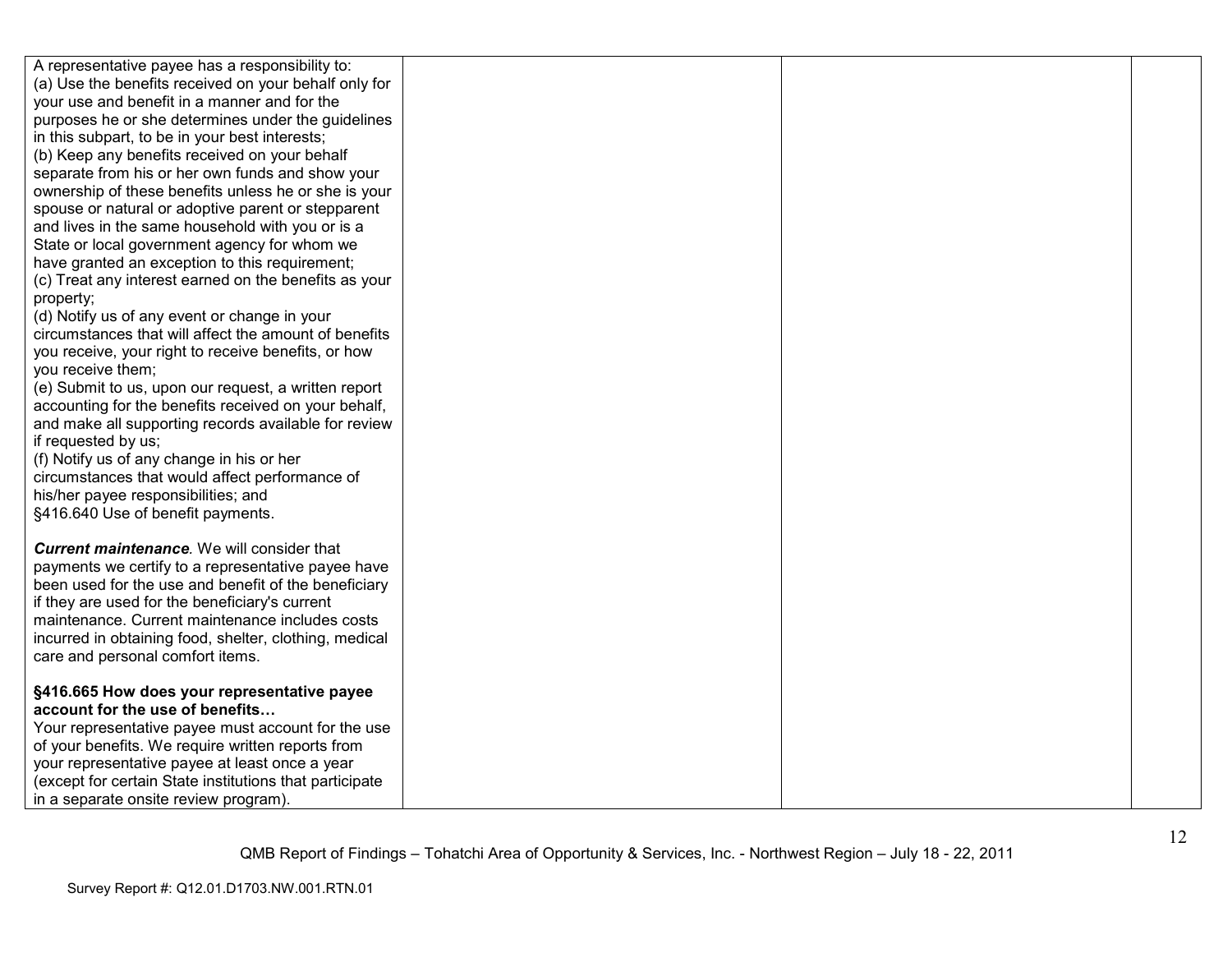| | | | |
|---|---|---|---|
| A representative payee has a responsibility to:<br>(a) Use the benefits received on your behalf only for your use and benefit in a manner and for the purposes he or she determines under the guidelines in this subpart, to be in your best interests;<br>(b) Keep any benefits received on your behalf separate from his or her own funds and show your ownership of these benefits unless he or she is your spouse or natural or adoptive parent or stepparent and lives in the same household with you or is a State or local government agency for whom we have granted an exception to this requirement;<br>(c) Treat any interest earned on the benefits as your property;<br>(d) Notify us of any event or change in your circumstances that will affect the amount of benefits you receive, your right to receive benefits, or how you receive them;<br>(e) Submit to us, upon our request, a written report accounting for the benefits received on your behalf, and make all supporting records available for review if requested by us;<br>(f) Notify us of any change in his or her circumstances that would affect performance of his/her payee responsibilities; and<br>§416.640 Use of benefit payments.<br><br>***Current maintenance***. We will consider that payments we certify to a representative payee have been used for the use and benefit of the beneficiary if they are used for the beneficiary's current maintenance. Current maintenance includes costs incurred in obtaining food, shelter, clothing, medical care and personal comfort items.<br><br>**§416.665 How does your representative payee account for the use of benefits…**<br>Your representative payee must account for the use of your benefits. We require written reports from your representative payee at least once a year (except for certain State institutions that participate in a separate onsite review program). | | | |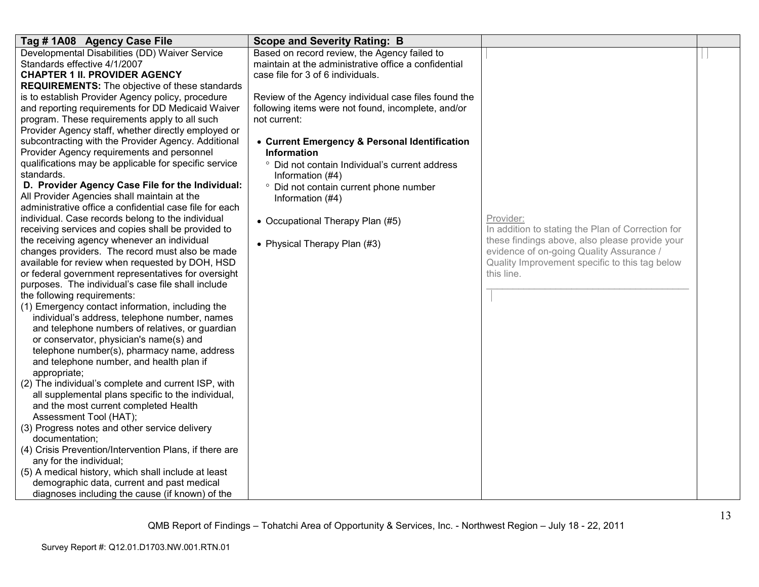| Tag # 1A08 Agency Case File | Scope and Severity Rating: B | | |
|---|---|---|---|
| Developmental Disabilities (DD) Waiver Service Standards effective 4/1/2007<br>**CHAPTER 1 II. PROVIDER AGENCY REQUIREMENTS:** The objective of these standards is to establish Provider Agency policy, procedure and reporting requirements for DD Medicaid Waiver program. These requirements apply to all such Provider Agency staff, whether directly employed or subcontracting with the Provider Agency. Additional Provider Agency requirements and personnel qualifications may be applicable for specific service standards.<br>**D. Provider Agency Case File for the Individual:** All Provider Agencies shall maintain at the administrative office a confidential case file for each individual. Case records belong to the individual receiving services and copies shall be provided to the receiving agency whenever an individual changes providers. The record must also be made available for review when requested by DOH, HSD or federal government representatives for oversight purposes. The individual's case file shall include the following requirements:<br>(1) Emergency contact information, including the individual's address, telephone number, names and telephone numbers of relatives, or guardian or conservator, physician's name(s) and telephone number(s), pharmacy name, address and telephone number, and health plan if appropriate;<br>(2) The individual's complete and current ISP, with all supplemental plans specific to the individual, and the most current completed Health Assessment Tool (HAT);<br>(3) Progress notes and other service delivery documentation;<br>(4) Crisis Prevention/Intervention Plans, if there are any for the individual;<br>(5) A medical history, which shall include at least demographic data, current and past medical diagnoses including the cause (if known) of the | Based on record review, the Agency failed to maintain at the administrative office a confidential case file for 3 of 6 individuals.<br><br>Review of the Agency individual case files found the following items were not found, incomplete, and/or not current:<br><br>• **Current Emergency & Personal Identification Information**<br>° Did not contain Individual's current address Information (#4)<br>° Did not contain current phone number Information (#4)<br><br>• Occupational Therapy Plan (#5)<br><br>• Physical Therapy Plan (#3) | Provider:<br>In addition to stating the Plan of Correction for these findings above, also please provide your evidence of on-going Quality Assurance / Quality Improvement specific to this tag below this line. | |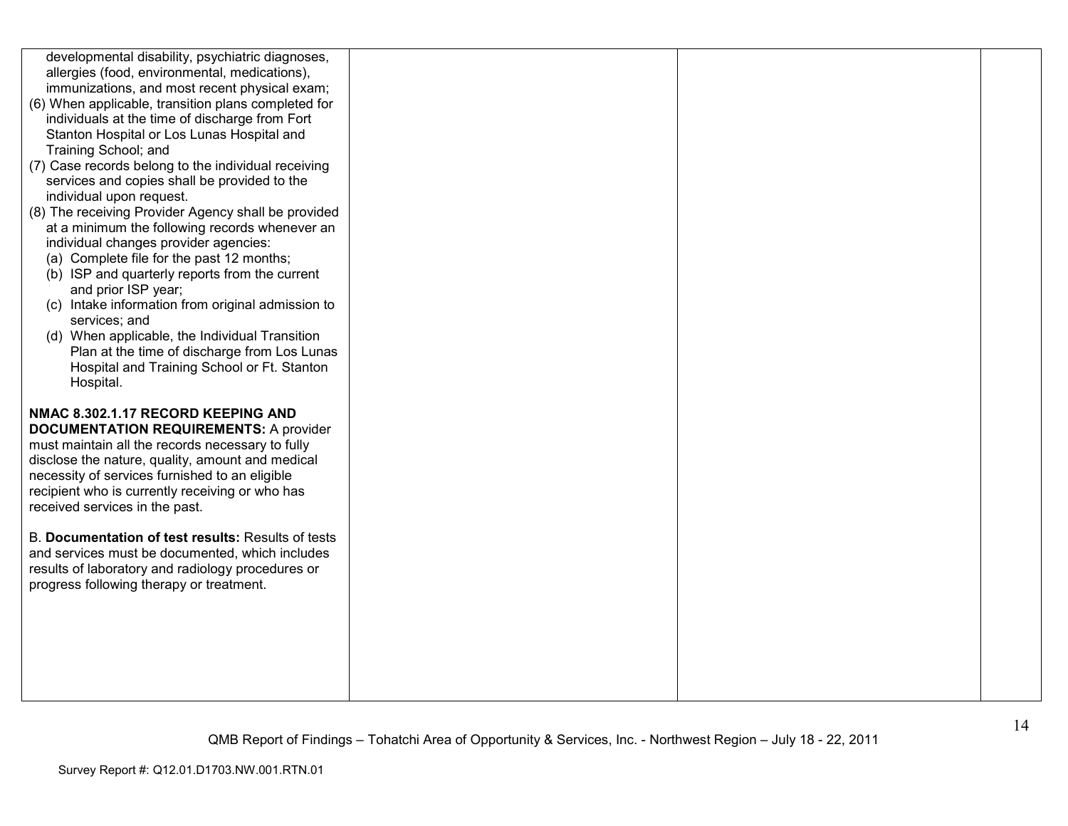| | | | |
|---|---|---|---|
| developmental disability, psychiatric diagnoses, allergies (food, environmental, medications), immunizations, and most recent physical exam;<br>(6) When applicable, transition plans completed for individuals at the time of discharge from Fort Stanton Hospital or Los Lunas Hospital and Training School; and<br>(7) Case records belong to the individual receiving services and copies shall be provided to the individual upon request.<br>(8) The receiving Provider Agency shall be provided at a minimum the following records whenever an individual changes provider agencies:<br>(a) Complete file for the past 12 months;<br>(b) ISP and quarterly reports from the current and prior ISP year;<br>(c) Intake information from original admission to services; and<br>(d) When applicable, the Individual Transition Plan at the time of discharge from Los Lunas Hospital and Training School or Ft. Stanton Hospital.<br><br>**NMAC 8.302.1.17 RECORD KEEPING AND DOCUMENTATION REQUIREMENTS:** A provider must maintain all the records necessary to fully disclose the nature, quality, amount and medical necessity of services furnished to an eligible recipient who is currently receiving or who has received services in the past.<br><br>B. **Documentation of test results:** Results of tests and services must be documented, which includes results of laboratory and radiology procedures or progress following therapy or treatment. | | | |

QMB Report of Findings – Tohatchi Area of Opportunity & Services, Inc. - Northwest Region – July 18 - 22, 2011

Survey Report #: Q12.01.D1703.NW.001.RTN.01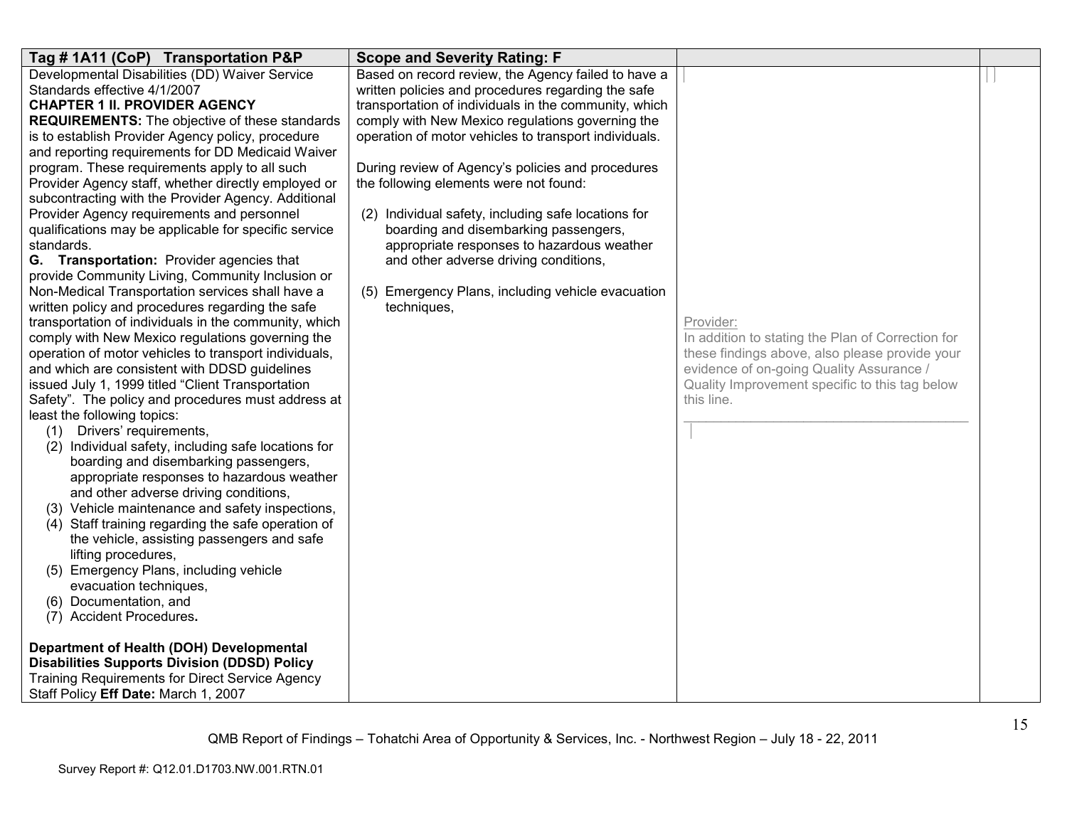| Tag # 1A11 (CoP) Transportation P&P | Scope and Severity Rating: F | | |
|---|---|---|---|
| Developmental Disabilities (DD) Waiver Service Standards effective 4/1/2007<br>**CHAPTER 1 II. PROVIDER AGENCY REQUIREMENTS:** The objective of these standards is to establish Provider Agency policy, procedure and reporting requirements for DD Medicaid Waiver program. These requirements apply to all such Provider Agency staff, whether directly employed or subcontracting with the Provider Agency. Additional Provider Agency requirements and personnel qualifications may be applicable for specific service standards.<br>**G. Transportation:** Provider agencies that provide Community Living, Community Inclusion or Non-Medical Transportation services shall have a written policy and procedures regarding the safe transportation of individuals in the community, which comply with New Mexico regulations governing the operation of motor vehicles to transport individuals, and which are consistent with DDSD guidelines issued July 1, 1999 titled "Client Transportation Safety". The policy and procedures must address at least the following topics:<br>(1) Drivers' requirements,<br>(2) Individual safety, including safe locations for boarding and disembarking passengers, appropriate responses to hazardous weather and other adverse driving conditions,<br>(3) Vehicle maintenance and safety inspections,<br>(4) Staff training regarding the safe operation of the vehicle, assisting passengers and safe lifting procedures,<br>(5) Emergency Plans, including vehicle evacuation techniques,<br>(6) Documentation, and<br>(7) Accident Procedures.<br><br>**Department of Health (DOH) Developmental Disabilities Supports Division (DDSD) Policy** Training Requirements for Direct Service Agency Staff Policy **Eff Date:** March 1, 2007 | Based on record review, the Agency failed to have a written policies and procedures regarding the safe transportation of individuals in the community, which comply with New Mexico regulations governing the operation of motor vehicles to transport individuals.<br><br>During review of Agency's policies and procedures the following elements were not found:<br><br>(2) Individual safety, including safe locations for boarding and disembarking passengers, appropriate responses to hazardous weather and other adverse driving conditions,<br><br>(5) Emergency Plans, including vehicle evacuation techniques, | Provider:<br>In addition to stating the Plan of Correction for these findings above, also please provide your evidence of on-going Quality Assurance / Quality Improvement specific to this tag below this line.<br>\_\_\_\_\_\_\_\_\_\_\_\_\_\_\_\_\_\_\_\_\_\_\_\_\_\_\_\_\_\_\_\_\_\_\_\_\_\_\_\_ | |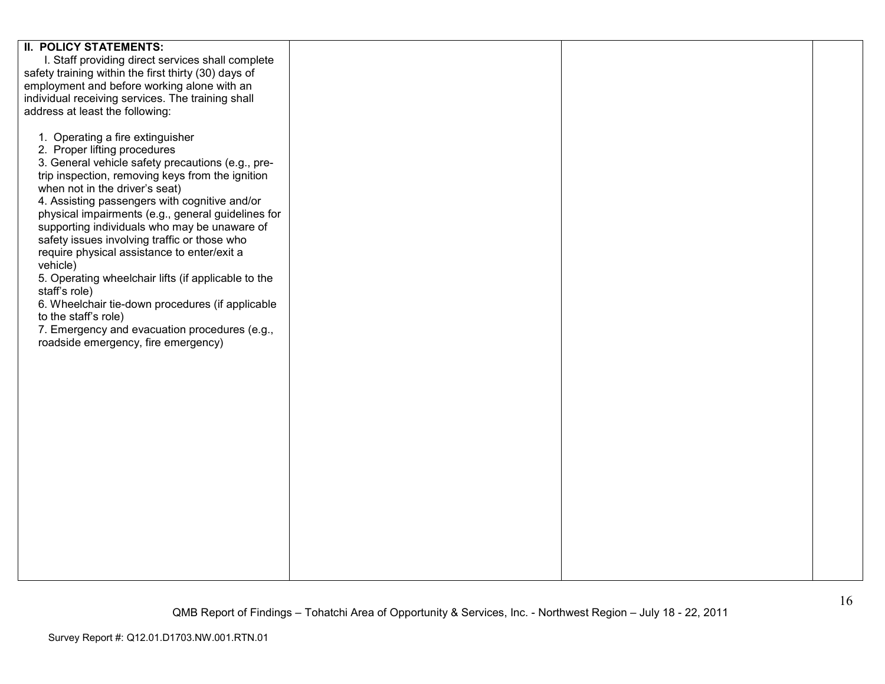| | | | |
|---|---|---|---|
| **II. POLICY STATEMENTS:**<br>I. Staff providing direct services shall complete safety training within the first thirty (30) days of employment and before working alone with an individual receiving services. The training shall address at least the following:<br><br>1. Operating a fire extinguisher<br>2. Proper lifting procedures<br>3. General vehicle safety precautions (e.g., pre-trip inspection, removing keys from the ignition when not in the driver's seat)<br>4. Assisting passengers with cognitive and/or physical impairments (e.g., general guidelines for supporting individuals who may be unaware of safety issues involving traffic or those who require physical assistance to enter/exit a vehicle)<br>5. Operating wheelchair lifts (if applicable to the staff's role)<br>6. Wheelchair tie-down procedures (if applicable to the staff's role)<br>7. Emergency and evacuation procedures (e.g., roadside emergency, fire emergency) | | | |

QMB Report of Findings – Tohatchi Area of Opportunity & Services, Inc. - Northwest Region – July 18 - 22, 2011

Survey Report #: Q12.01.D1703.NW.001.RTN.01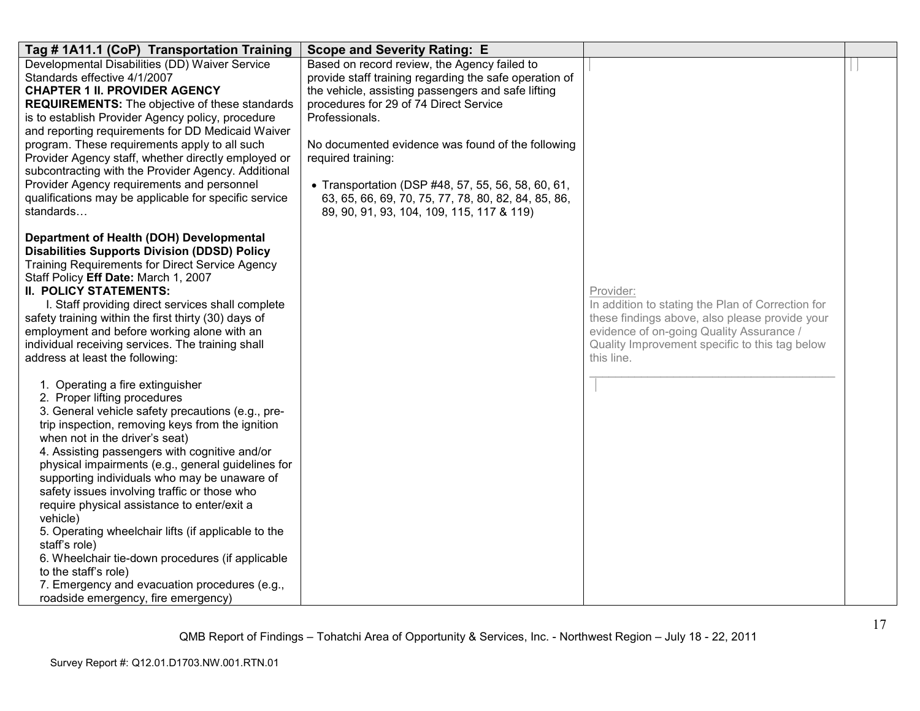| Tag # 1A11.1 (CoP) Transportation Training | Scope and Severity Rating: E | | |
|---|---|---|---|
| Developmental Disabilities (DD) Waiver Service Standards effective 4/1/2007<br>**CHAPTER 1 II. PROVIDER AGENCY REQUIREMENTS:** The objective of these standards is to establish Provider Agency policy, procedure and reporting requirements for DD Medicaid Waiver program. These requirements apply to all such Provider Agency staff, whether directly employed or subcontracting with the Provider Agency. Additional Provider Agency requirements and personnel qualifications may be applicable for specific service standards…<br><br>**Department of Health (DOH) Developmental Disabilities Supports Division (DDSD) Policy** Training Requirements for Direct Service Agency Staff Policy **Eff Date:** March 1, 2007<br>**II. POLICY STATEMENTS:**<br>I. Staff providing direct services shall complete safety training within the first thirty (30) days of employment and before working alone with an individual receiving services. The training shall address at least the following:<br><br>1. Operating a fire extinguisher<br>2. Proper lifting procedures<br>3. General vehicle safety precautions (e.g., pre-trip inspection, removing keys from the ignition when not in the driver's seat)<br>4. Assisting passengers with cognitive and/or physical impairments (e.g., general guidelines for supporting individuals who may be unaware of safety issues involving traffic or those who require physical assistance to enter/exit a vehicle)<br>5. Operating wheelchair lifts (if applicable to the staff's role)<br>6. Wheelchair tie-down procedures (if applicable to the staff's role)<br>7. Emergency and evacuation procedures (e.g., roadside emergency, fire emergency) | Based on record review, the Agency failed to provide staff training regarding the safe operation of the vehicle, assisting passengers and safe lifting procedures for 29 of 74 Direct Service Professionals.<br><br>No documented evidence was found of the following required training:<br><br>• Transportation (DSP #48, 57, 55, 56, 58, 60, 61, 63, 65, 66, 69, 70, 75, 77, 78, 80, 82, 84, 85, 86, 89, 90, 91, 93, 104, 109, 115, 117 & 119) | Provider:<br>In addition to stating the Plan of Correction for these findings above, also please provide your evidence of on-going Quality Assurance / Quality Improvement specific to this tag below this line.<br>________________________________________ | |

QMB Report of Findings – Tohatchi Area of Opportunity & Services, Inc. - Northwest Region – July 18 - 22, 2011

Survey Report #: Q12.01.D1703.NW.001.RTN.01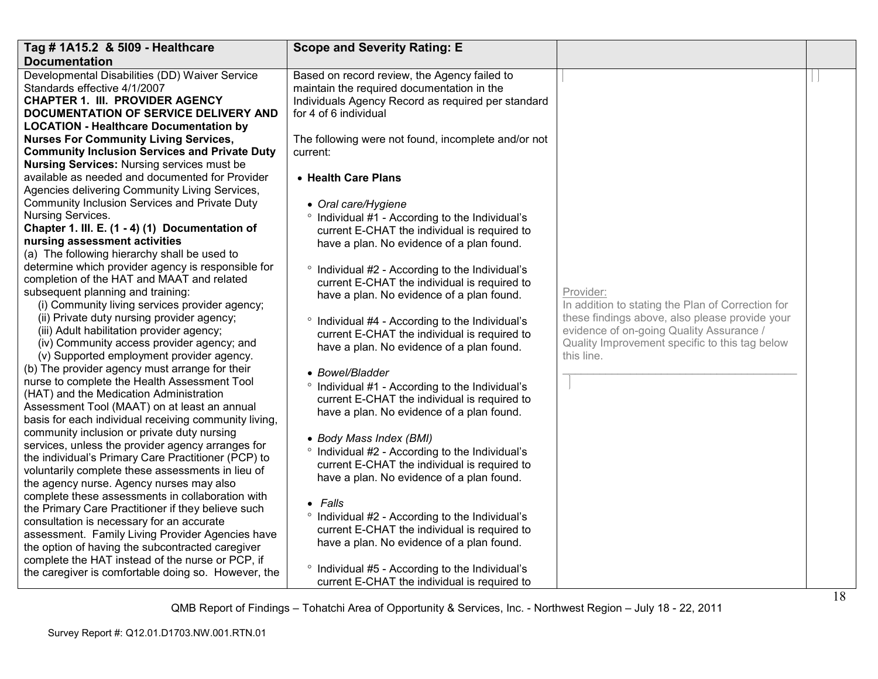| Tag # 1A15.2 & 5I09 - Healthcare Documentation | Scope and Severity Rating: E | | |
|---|---|---|---|
| Developmental Disabilities (DD) Waiver Service Standards effective 4/1/2007<br>**CHAPTER 1. III. PROVIDER AGENCY DOCUMENTATION OF SERVICE DELIVERY AND LOCATION - Healthcare Documentation by Nurses For Community Living Services, Community Inclusion Services and Private Duty Nursing Services:** Nursing services must be available as needed and documented for Provider Agencies delivering Community Living Services, Community Inclusion Services and Private Duty Nursing Services.<br>**Chapter 1. III. E. (1 - 4) (1) Documentation of nursing assessment activities**<br>(a) The following hierarchy shall be used to determine which provider agency is responsible for completion of the HAT and MAAT and related subsequent planning and training:<br>(i) Community living services provider agency;<br>(ii) Private duty nursing provider agency;<br>(iii) Adult habilitation provider agency;<br>(iv) Community access provider agency; and<br>(v) Supported employment provider agency.<br>(b) The provider agency must arrange for their nurse to complete the Health Assessment Tool (HAT) and the Medication Administration Assessment Tool (MAAT) on at least an annual basis for each individual receiving community living, community inclusion or private duty nursing services, unless the provider agency arranges for the individual's Primary Care Practitioner (PCP) to voluntarily complete these assessments in lieu of the agency nurse. Agency nurses may also complete these assessments in collaboration with the Primary Care Practitioner if they believe such consultation is necessary for an accurate assessment. Family Living Provider Agencies have the option of having the subcontracted caregiver complete the HAT instead of the nurse or PCP, if the caregiver is comfortable doing so. However, the | Based on record review, the Agency failed to maintain the required documentation in the Individuals Agency Record as required per standard for 4 of 6 individual<br><br>The following were not found, incomplete and/or not current:<br><br>• **Health Care Plans**<br><br>• *Oral care/Hygiene*<br>° Individual #1 - According to the Individual's current E-CHAT the individual is required to have a plan. No evidence of a plan found.<br><br>° Individual #2 - According to the Individual's current E-CHAT the individual is required to have a plan. No evidence of a plan found.<br><br>° Individual #4 - According to the Individual's current E-CHAT the individual is required to have a plan. No evidence of a plan found.<br><br>• *Bowel/Bladder*<br>° Individual #1 - According to the Individual's current E-CHAT the individual is required to have a plan. No evidence of a plan found.<br><br>• *Body Mass Index (BMI)*<br>° Individual #2 - According to the Individual's current E-CHAT the individual is required to have a plan. No evidence of a plan found.<br><br>• *Falls*<br>° Individual #2 - According to the Individual's current E-CHAT the individual is required to have a plan. No evidence of a plan found.<br><br>° Individual #5 - According to the Individual's current E-CHAT the individual is required to | Provider:<br>In addition to stating the Plan of Correction for these findings above, also please provide your evidence of on-going Quality Assurance / Quality Improvement specific to this tag below this line.<br>_______________________________________ | |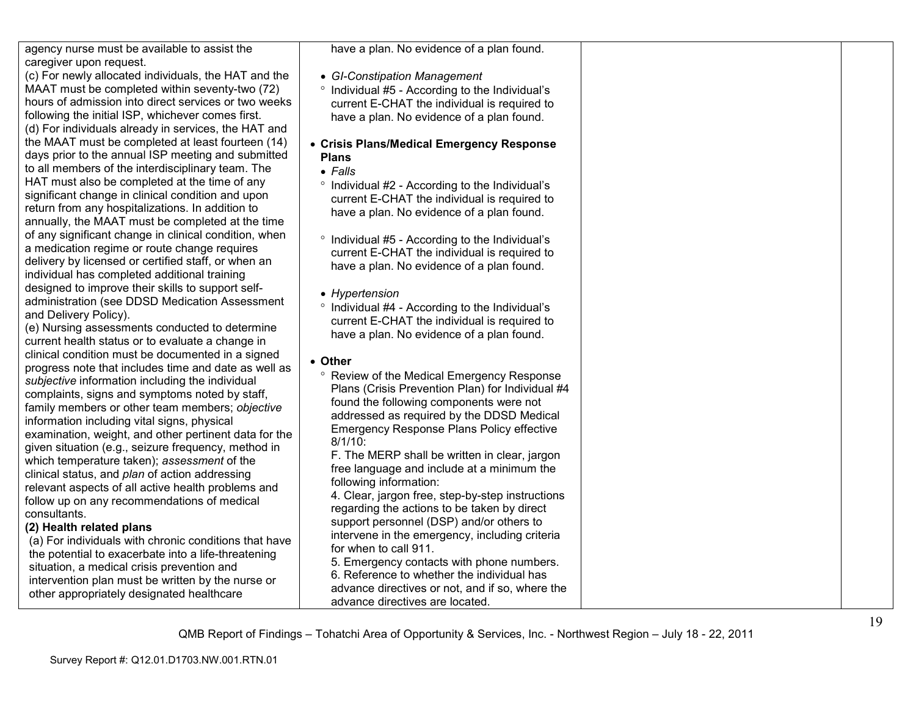| | | | |
|---|---|---|---|
| agency nurse must be available to assist the caregiver upon request.<br>(c) For newly allocated individuals, the HAT and the MAAT must be completed within seventy-two (72) hours of admission into direct services or two weeks following the initial ISP, whichever comes first.<br>(d) For individuals already in services, the HAT and the MAAT must be completed at least fourteen (14) days prior to the annual ISP meeting and submitted to all members of the interdisciplinary team. The HAT must also be completed at the time of any significant change in clinical condition and upon return from any hospitalizations. In addition to annually, the MAAT must be completed at the time of any significant change in clinical condition, when a medication regime or route change requires delivery by licensed or certified staff, or when an individual has completed additional training designed to improve their skills to support self-administration (see DDSD Medication Assessment and Delivery Policy).<br>(e) Nursing assessments conducted to determine current health status or to evaluate a change in clinical condition must be documented in a signed progress note that includes time and date as well as *subjective* information including the individual complaints, signs and symptoms noted by staff, family members or other team members; *objective* information including vital signs, physical examination, weight, and other pertinent data for the given situation (e.g., seizure frequency, method in which temperature taken); *assessment* of the clinical status, and *plan* of action addressing relevant aspects of all active health problems and follow up on any recommendations of medical consultants.<br>**(2) Health related plans**<br>(a) For individuals with chronic conditions that have the potential to exacerbate into a life-threatening situation, a medical crisis prevention and intervention plan must be written by the nurse or other appropriately designated healthcare | have a plan. No evidence of a plan found.<br><br>• *GI-Constipation Management*<br>° Individual #5 - According to the Individual's current E-CHAT the individual is required to have a plan. No evidence of a plan found.<br><br>• **Crisis Plans/Medical Emergency Response Plans**<br>• *Falls*<br>° Individual #2 - According to the Individual's current E-CHAT the individual is required to have a plan. No evidence of a plan found.<br><br>° Individual #5 - According to the Individual's current E-CHAT the individual is required to have a plan. No evidence of a plan found.<br><br>• *Hypertension*<br>° Individual #4 - According to the Individual's current E-CHAT the individual is required to have a plan. No evidence of a plan found.<br><br>• **Other**<br>° Review of the Medical Emergency Response Plans (Crisis Prevention Plan) for Individual #4 found the following components were not addressed as required by the DDSD Medical Emergency Response Plans Policy effective 8/1/10:<br>F. The MERP shall be written in clear, jargon free language and include at a minimum the following information:<br>4. Clear, jargon free, step-by-step instructions regarding the actions to be taken by direct support personnel (DSP) and/or others to intervene in the emergency, including criteria for when to call 911.<br>5. Emergency contacts with phone numbers.<br>6. Reference to whether the individual has advance directives or not, and if so, where the advance directives are located. | | |

QMB Report of Findings – Tohatchi Area of Opportunity & Services, Inc. - Northwest Region – July 18 - 22, 2011

Survey Report #: Q12.01.D1703.NW.001.RTN.01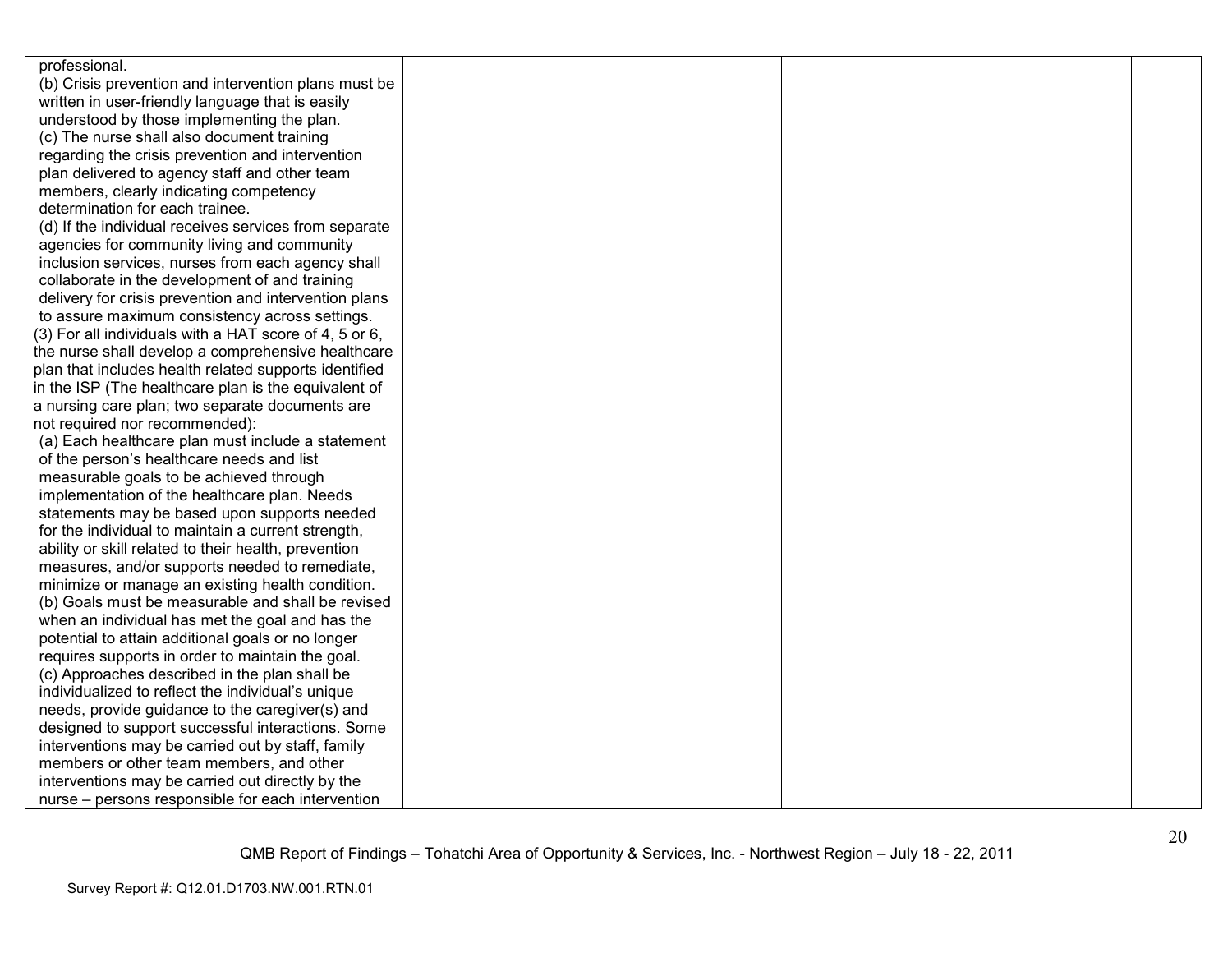| | | | |
|---|---|---|---|
| professional.<br>(b) Crisis prevention and intervention plans must be written in user-friendly language that is easily understood by those implementing the plan.<br>(c) The nurse shall also document training regarding the crisis prevention and intervention plan delivered to agency staff and other team members, clearly indicating competency determination for each trainee.<br>(d) If the individual receives services from separate agencies for community living and community inclusion services, nurses from each agency shall collaborate in the development of and training delivery for crisis prevention and intervention plans to assure maximum consistency across settings.<br>(3) For all individuals with a HAT score of 4, 5 or 6, the nurse shall develop a comprehensive healthcare plan that includes health related supports identified in the ISP (The healthcare plan is the equivalent of a nursing care plan; two separate documents are not required nor recommended):<br>(a) Each healthcare plan must include a statement of the person's healthcare needs and list measurable goals to be achieved through implementation of the healthcare plan. Needs statements may be based upon supports needed for the individual to maintain a current strength, ability or skill related to their health, prevention measures, and/or supports needed to remediate, minimize or manage an existing health condition.<br>(b) Goals must be measurable and shall be revised when an individual has met the goal and has the potential to attain additional goals or no longer requires supports in order to maintain the goal.<br>(c) Approaches described in the plan shall be individualized to reflect the individual's unique needs, provide guidance to the caregiver(s) and designed to support successful interactions. Some interventions may be carried out by staff, family members or other team members, and other interventions may be carried out directly by the nurse – persons responsible for each intervention | | | |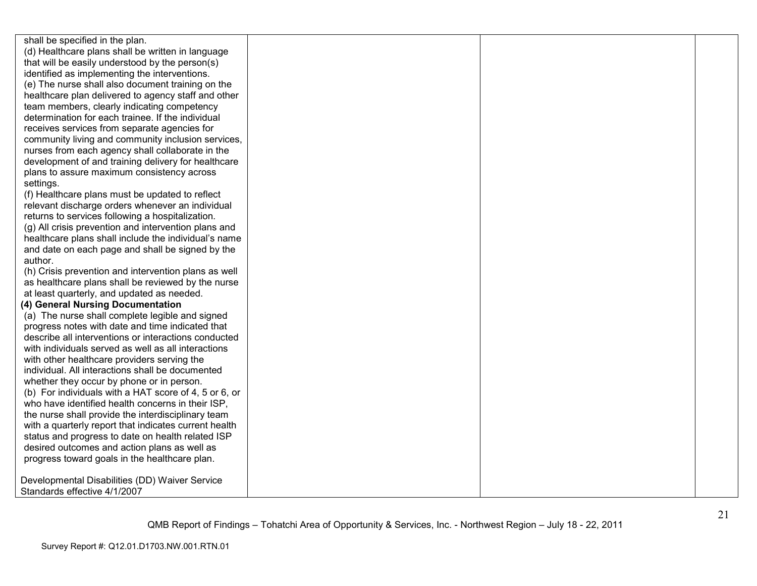| | | | |
|---|---|---|---|
| shall be specified in the plan.<br>(d) Healthcare plans shall be written in language that will be easily understood by the person(s) identified as implementing the interventions.<br>(e) The nurse shall also document training on the healthcare plan delivered to agency staff and other team members, clearly indicating competency determination for each trainee. If the individual receives services from separate agencies for community living and community inclusion services, nurses from each agency shall collaborate in the development of and training delivery for healthcare plans to assure maximum consistency across settings.<br>(f) Healthcare plans must be updated to reflect relevant discharge orders whenever an individual returns to services following a hospitalization.<br>(g) All crisis prevention and intervention plans and healthcare plans shall include the individual's name and date on each page and shall be signed by the author.<br>(h) Crisis prevention and intervention plans as well as healthcare plans shall be reviewed by the nurse at least quarterly, and updated as needed.<br>**(4) General Nursing Documentation**<br>(a) The nurse shall complete legible and signed progress notes with date and time indicated that describe all interventions or interactions conducted with individuals served as well as all interactions with other healthcare providers serving the individual. All interactions shall be documented whether they occur by phone or in person.<br>(b) For individuals with a HAT score of 4, 5 or 6, or who have identified health concerns in their ISP, the nurse shall provide the interdisciplinary team with a quarterly report that indicates current health status and progress to date on health related ISP desired outcomes and action plans as well as progress toward goals in the healthcare plan.<br><br>Developmental Disabilities (DD) Waiver Service Standards effective 4/1/2007 | | | |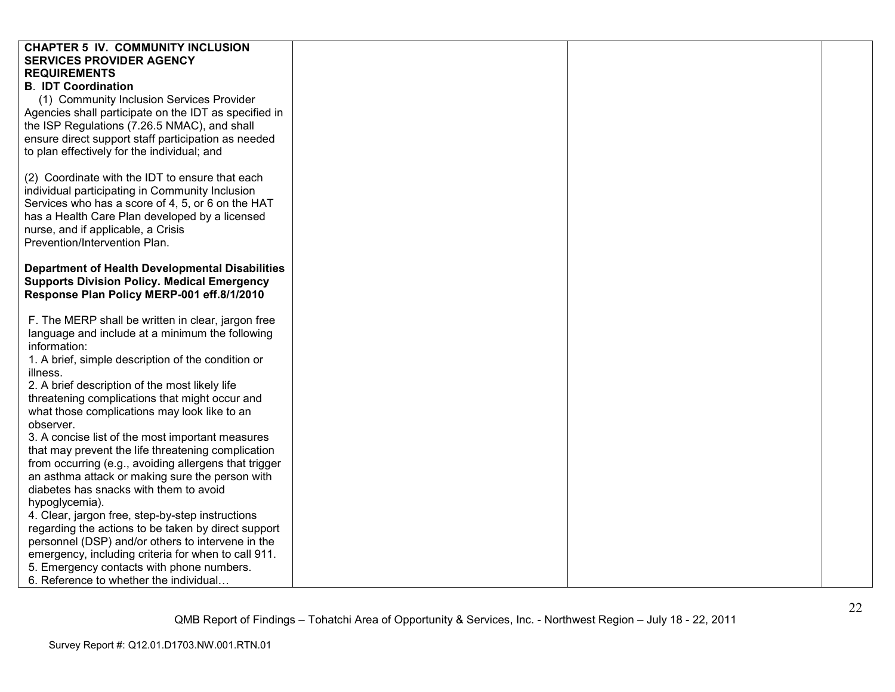| | | | |
|---|---|---|---|
| **CHAPTER 5 IV. COMMUNITY INCLUSION SERVICES PROVIDER AGENCY REQUIREMENTS**<br>**B. IDT Coordination**<br>(1) Community Inclusion Services Provider Agencies shall participate on the IDT as specified in the ISP Regulations (7.26.5 NMAC), and shall ensure direct support staff participation as needed to plan effectively for the individual; and<br><br>(2) Coordinate with the IDT to ensure that each individual participating in Community Inclusion Services who has a score of 4, 5, or 6 on the HAT has a Health Care Plan developed by a licensed nurse, and if applicable, a Crisis Prevention/Intervention Plan.<br><br>**Department of Health Developmental Disabilities Supports Division Policy. Medical Emergency Response Plan Policy MERP-001 eff.8/1/2010**<br><br>F. The MERP shall be written in clear, jargon free language and include at a minimum the following information:<br>1. A brief, simple description of the condition or illness.<br>2. A brief description of the most likely life threatening complications that might occur and what those complications may look like to an observer.<br>3. A concise list of the most important measures that may prevent the life threatening complication from occurring (e.g., avoiding allergens that trigger an asthma attack or making sure the person with diabetes has snacks with them to avoid hypoglycemia).<br>4. Clear, jargon free, step-by-step instructions regarding the actions to be taken by direct support personnel (DSP) and/or others to intervene in the emergency, including criteria for when to call 911.<br>5. Emergency contacts with phone numbers.<br>6. Reference to whether the individual… | | | |

QMB Report of Findings – Tohatchi Area of Opportunity & Services, Inc. - Northwest Region – July 18 - 22, 2011

Survey Report #: Q12.01.D1703.NW.001.RTN.01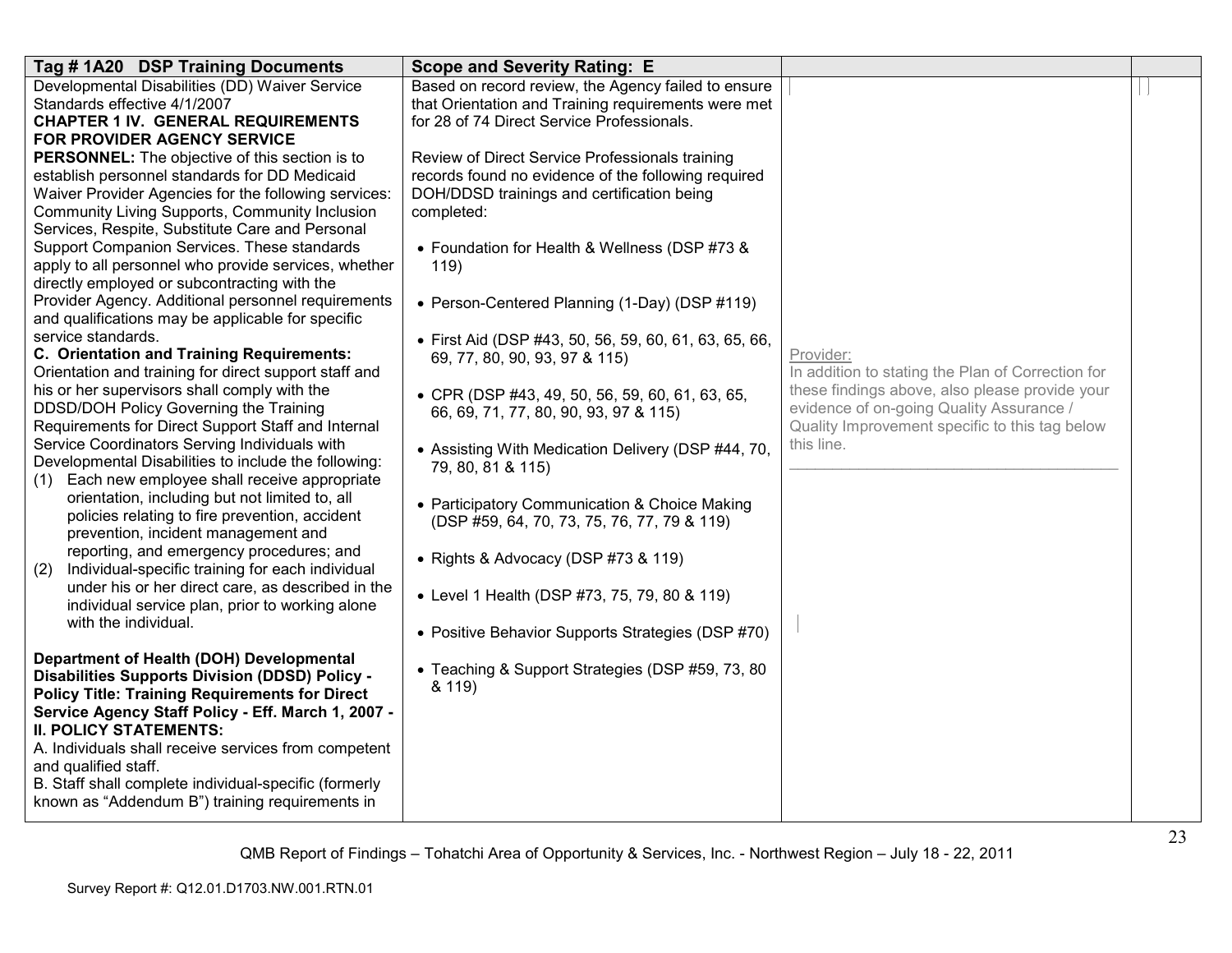| Tag # 1A20 DSP Training Documents | Scope and Severity Rating: E | | |
|---|---|---|---|
| Developmental Disabilities (DD) Waiver Service Standards effective 4/1/2007<br>**CHAPTER 1 IV. GENERAL REQUIREMENTS FOR PROVIDER AGENCY SERVICE PERSONNEL:** The objective of this section is to establish personnel standards for DD Medicaid Waiver Provider Agencies for the following services: Community Living Supports, Community Inclusion Services, Respite, Substitute Care and Personal Support Companion Services. These standards apply to all personnel who provide services, whether directly employed or subcontracting with the Provider Agency. Additional personnel requirements and qualifications may be applicable for specific service standards.<br>**C. Orientation and Training Requirements:** Orientation and training for direct support staff and his or her supervisors shall comply with the DDSD/DOH Policy Governing the Training Requirements for Direct Support Staff and Internal Service Coordinators Serving Individuals with Developmental Disabilities to include the following:<br>(1) Each new employee shall receive appropriate orientation, including but not limited to, all policies relating to fire prevention, accident prevention, incident management and reporting, and emergency procedures; and<br>(2) Individual-specific training for each individual under his or her direct care, as described in the individual service plan, prior to working alone with the individual.<br><br>**Department of Health (DOH) Developmental Disabilities Supports Division (DDSD) Policy - Policy Title: Training Requirements for Direct Service Agency Staff Policy - Eff. March 1, 2007 - II. POLICY STATEMENTS:**<br>A. Individuals shall receive services from competent and qualified staff.<br>B. Staff shall complete individual-specific (formerly known as "Addendum B") training requirements in | Based on record review, the Agency failed to ensure that Orientation and Training requirements were met for 28 of 74 Direct Service Professionals.<br><br>Review of Direct Service Professionals training records found no evidence of the following required DOH/DDSD trainings and certification being completed:<br><br>• Foundation for Health & Wellness (DSP #73 & 119)<br><br>• Person-Centered Planning (1-Day) (DSP #119)<br><br>• First Aid (DSP #43, 50, 56, 59, 60, 61, 63, 65, 66, 69, 77, 80, 90, 93, 97 & 115)<br><br>• CPR (DSP #43, 49, 50, 56, 59, 60, 61, 63, 65, 66, 69, 71, 77, 80, 90, 93, 97 & 115)<br><br>• Assisting With Medication Delivery (DSP #44, 70, 79, 80, 81 & 115)<br><br>• Participatory Communication & Choice Making (DSP #59, 64, 70, 73, 75, 76, 77, 79 & 119)<br><br>• Rights & Advocacy (DSP #73 & 119)<br><br>• Level 1 Health (DSP #73, 75, 79, 80 & 119)<br><br>• Positive Behavior Supports Strategies (DSP #70)<br><br>• Teaching & Support Strategies (DSP #59, 73, 80 & 119) | Provider:<br>In addition to stating the Plan of Correction for these findings above, also please provide your evidence of on-going Quality Assurance / Quality Improvement specific to this tag below this line.<br>_______________________________________ | |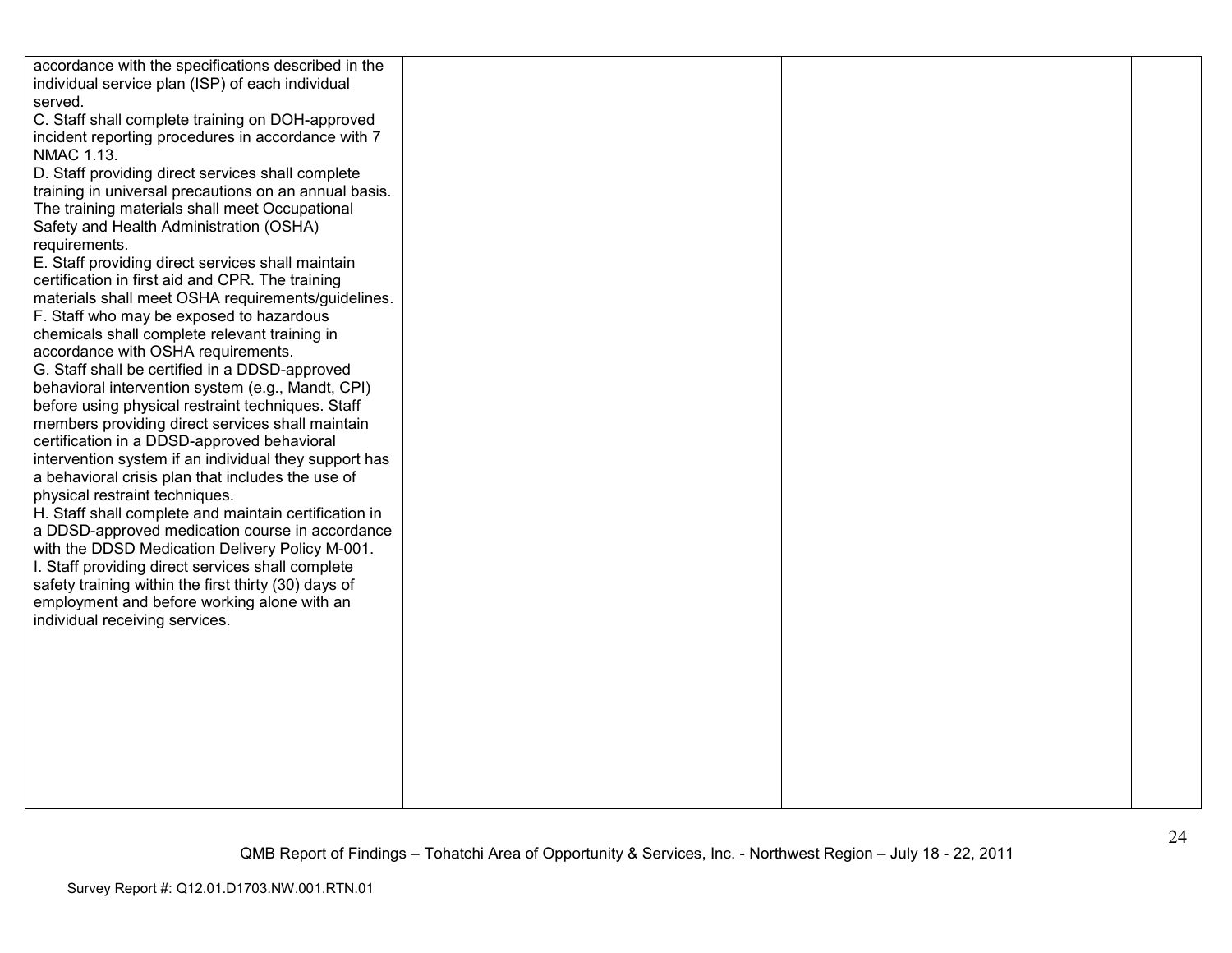| | | | |
|---|---|---|---|
| accordance with the specifications described in the individual service plan (ISP) of each individual served.<br>C. Staff shall complete training on DOH-approved incident reporting procedures in accordance with 7 NMAC 1.13.<br>D. Staff providing direct services shall complete training in universal precautions on an annual basis. The training materials shall meet Occupational Safety and Health Administration (OSHA) requirements.<br>E. Staff providing direct services shall maintain certification in first aid and CPR. The training materials shall meet OSHA requirements/guidelines.<br>F. Staff who may be exposed to hazardous chemicals shall complete relevant training in accordance with OSHA requirements.<br>G. Staff shall be certified in a DDSD-approved behavioral intervention system (e.g., Mandt, CPI) before using physical restraint techniques. Staff members providing direct services shall maintain certification in a DDSD-approved behavioral intervention system if an individual they support has a behavioral crisis plan that includes the use of physical restraint techniques.<br>H. Staff shall complete and maintain certification in a DDSD-approved medication course in accordance with the DDSD Medication Delivery Policy M-001.<br>I. Staff providing direct services shall complete safety training within the first thirty (30) days of employment and before working alone with an individual receiving services. | | | |

QMB Report of Findings – Tohatchi Area of Opportunity & Services, Inc. - Northwest Region – July 18 - 22, 2011

Survey Report #: Q12.01.D1703.NW.001.RTN.01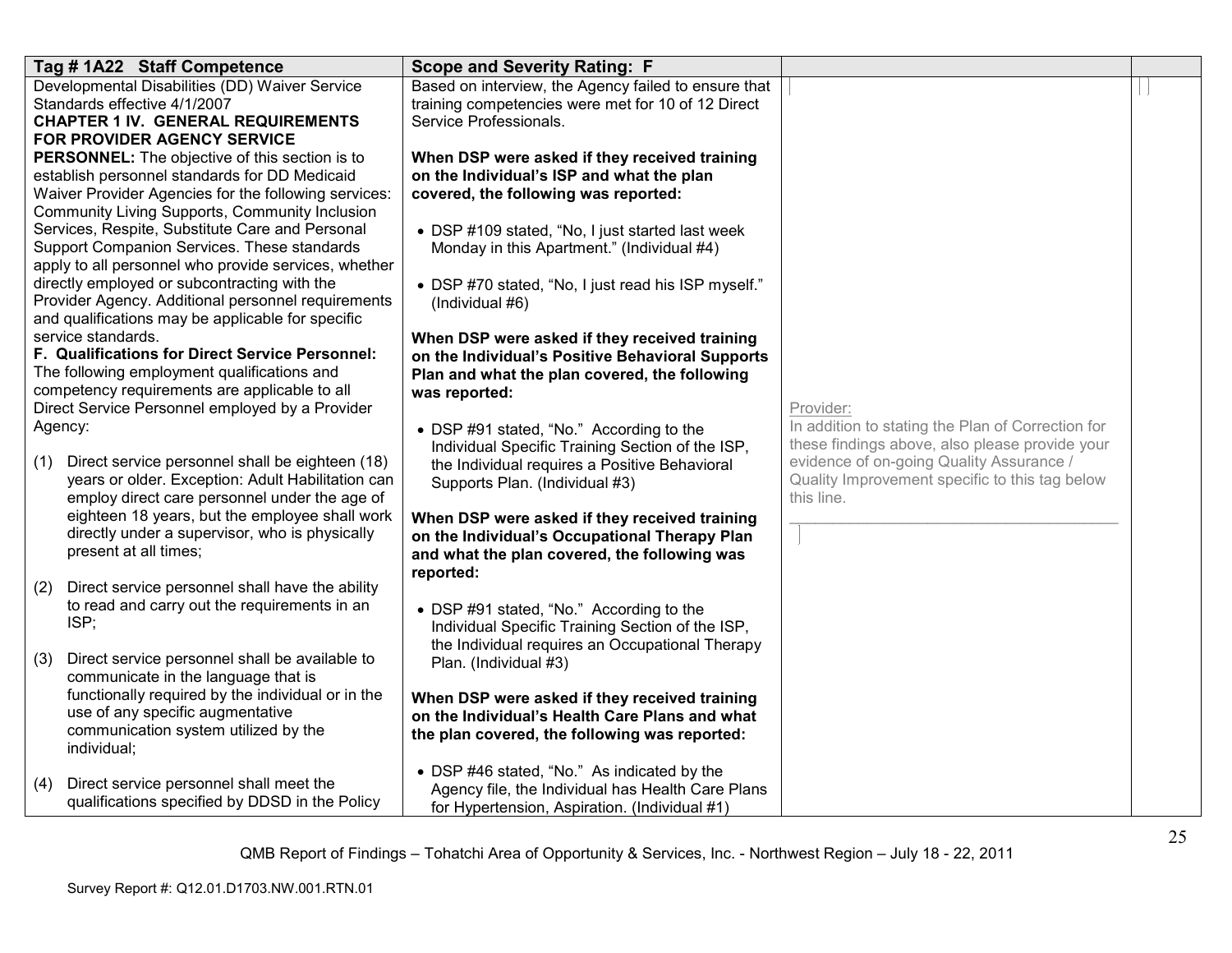| Tag # 1A22 Staff Competence | Scope and Severity Rating: F | | |
|---|---|---|---|
| Developmental Disabilities (DD) Waiver Service Standards effective 4/1/2007<br>**CHAPTER 1 IV. GENERAL REQUIREMENTS FOR PROVIDER AGENCY SERVICE PERSONNEL:** The objective of this section is to establish personnel standards for DD Medicaid Waiver Provider Agencies for the following services: Community Living Supports, Community Inclusion Services, Respite, Substitute Care and Personal Support Companion Services. These standards apply to all personnel who provide services, whether directly employed or subcontracting with the Provider Agency. Additional personnel requirements and qualifications may be applicable for specific service standards.<br>**F. Qualifications for Direct Service Personnel:** The following employment qualifications and competency requirements are applicable to all Direct Service Personnel employed by a Provider Agency:<br><br>(1) Direct service personnel shall be eighteen (18) years or older. Exception: Adult Habilitation can employ direct care personnel under the age of eighteen 18 years, but the employee shall work directly under a supervisor, who is physically present at all times;<br><br>(2) Direct service personnel shall have the ability to read and carry out the requirements in an ISP;<br><br>(3) Direct service personnel shall be available to communicate in the language that is functionally required by the individual or in the use of any specific augmentative communication system utilized by the individual;<br><br>(4) Direct service personnel shall meet the qualifications specified by DDSD in the Policy | Based on interview, the Agency failed to ensure that training competencies were met for 10 of 12 Direct Service Professionals.<br><br>**When DSP were asked if they received training on the Individual's ISP and what the plan covered, the following was reported:**<br><br>• DSP #109 stated, "No, I just started last week Monday in this Apartment." (Individual #4)<br><br>• DSP #70 stated, "No, I just read his ISP myself." (Individual #6)<br><br>**When DSP were asked if they received training on the Individual's Positive Behavioral Supports Plan and what the plan covered, the following was reported:**<br><br>• DSP #91 stated, "No." According to the Individual Specific Training Section of the ISP, the Individual requires a Positive Behavioral Supports Plan. (Individual #3)<br><br>**When DSP were asked if they received training on the Individual's Occupational Therapy Plan and what the plan covered, the following was reported:**<br><br>• DSP #91 stated, "No." According to the Individual Specific Training Section of the ISP, the Individual requires an Occupational Therapy Plan. (Individual #3)<br><br>**When DSP were asked if they received training on the Individual's Health Care Plans and what the plan covered, the following was reported:**<br><br>• DSP #46 stated, "No." As indicated by the Agency file, the Individual has Health Care Plans for Hypertension, Aspiration. (Individual #1) | Provider:<br>In addition to stating the Plan of Correction for these findings above, also please provide your evidence of on-going Quality Assurance / Quality Improvement specific to this tag below this line.<br>\_\_\_\_\_\_\_\_\_\_\_\_\_\_\_\_\_\_\_\_\_\_\_\_\_\_\_\_\_\_\_\_\_\_\_\_\_\_\_\_ | |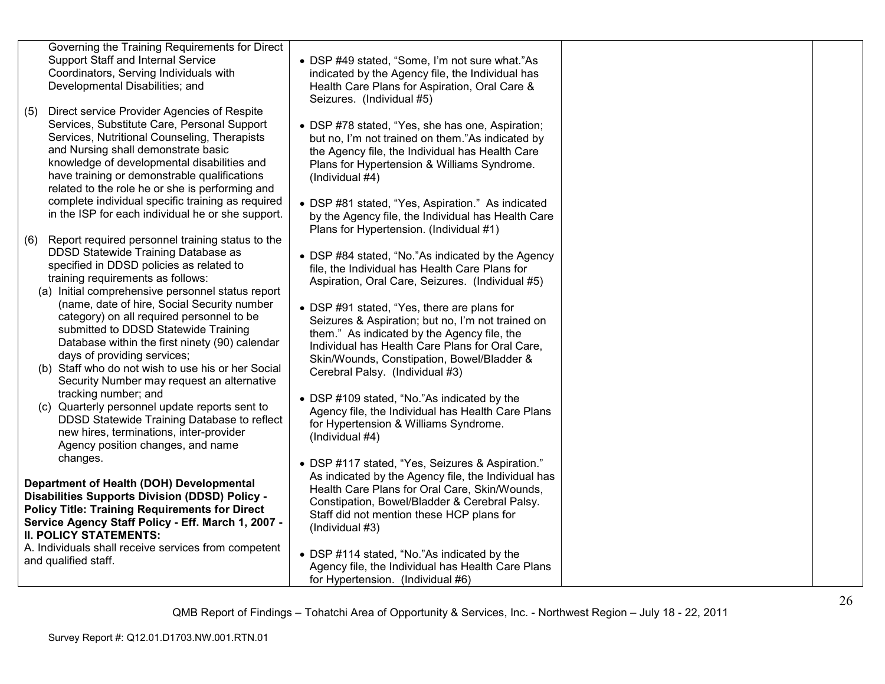| | | | |
|---|---|---|---|
| Governing the Training Requirements for Direct Support Staff and Internal Service Coordinators, Serving Individuals with Developmental Disabilities; and<br><br>(5) Direct service Provider Agencies of Respite Services, Substitute Care, Personal Support Services, Nutritional Counseling, Therapists and Nursing shall demonstrate basic knowledge of developmental disabilities and have training or demonstrable qualifications related to the role he or she is performing and complete individual specific training as required in the ISP for each individual he or she support.<br><br>(6) Report required personnel training status to the DDSD Statewide Training Database as specified in DDSD policies as related to training requirements as follows:<br>(a) Initial comprehensive personnel status report (name, date of hire, Social Security number category) on all required personnel to be submitted to DDSD Statewide Training Database within the first ninety (90) calendar days of providing services;<br>(b) Staff who do not wish to use his or her Social Security Number may request an alternative tracking number; and<br>(c) Quarterly personnel update reports sent to DDSD Statewide Training Database to reflect new hires, terminations, inter-provider Agency position changes, and name changes.<br><br>**Department of Health (DOH) Developmental Disabilities Supports Division (DDSD) Policy - Policy Title: Training Requirements for Direct Service Agency Staff Policy - Eff. March 1, 2007 - II. POLICY STATEMENTS:**<br>A. Individuals shall receive services from competent and qualified staff. | • DSP #49 stated, "Some, I'm not sure what."As indicated by the Agency file, the Individual has Health Care Plans for Aspiration, Oral Care & Seizures. (Individual #5)<br><br>• DSP #78 stated, "Yes, she has one, Aspiration; but no, I'm not trained on them."As indicated by the Agency file, the Individual has Health Care Plans for Hypertension & Williams Syndrome. (Individual #4)<br><br>• DSP #81 stated, "Yes, Aspiration." As indicated by the Agency file, the Individual has Health Care Plans for Hypertension. (Individual #1)<br><br>• DSP #84 stated, "No."As indicated by the Agency file, the Individual has Health Care Plans for Aspiration, Oral Care, Seizures. (Individual #5)<br><br>• DSP #91 stated, "Yes, there are plans for Seizures & Aspiration; but no, I'm not trained on them." As indicated by the Agency file, the Individual has Health Care Plans for Oral Care, Skin/Wounds, Constipation, Bowel/Bladder & Cerebral Palsy. (Individual #3)<br><br>• DSP #109 stated, "No."As indicated by the Agency file, the Individual has Health Care Plans for Hypertension & Williams Syndrome. (Individual #4)<br><br>• DSP #117 stated, "Yes, Seizures & Aspiration." As indicated by the Agency file, the Individual has Health Care Plans for Oral Care, Skin/Wounds, Constipation, Bowel/Bladder & Cerebral Palsy. Staff did not mention these HCP plans for (Individual #3)<br><br>• DSP #114 stated, "No."As indicated by the Agency file, the Individual has Health Care Plans for Hypertension. (Individual #6) | | |

QMB Report of Findings – Tohatchi Area of Opportunity & Services, Inc. - Northwest Region – July 18 - 22, 2011

Survey Report #: Q12.01.D1703.NW.001.RTN.01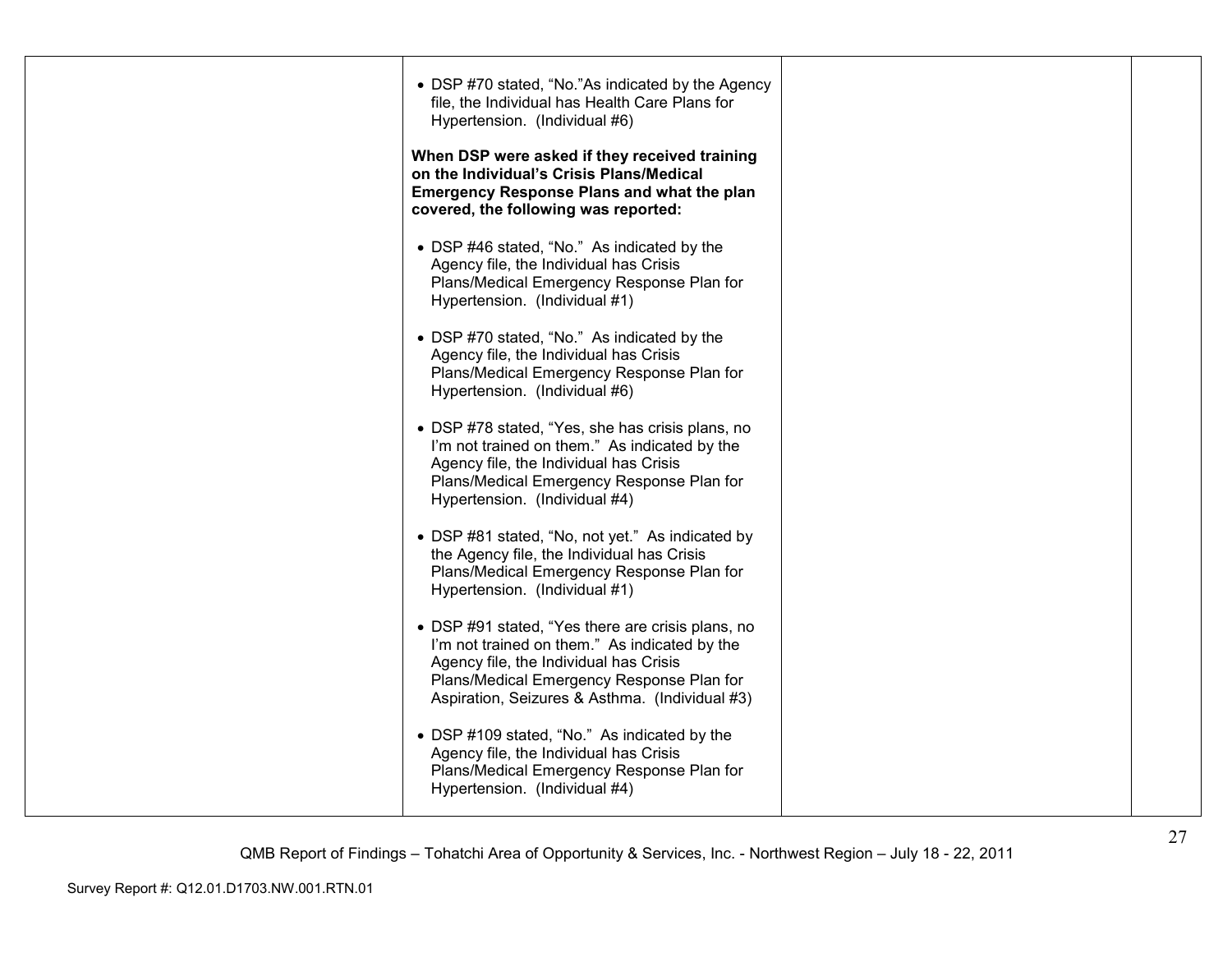| | | | |
|---|---|---|---|
| | • DSP #70 stated, "No."As indicated by the Agency file, the Individual has Health Care Plans for Hypertension. (Individual #6)<br><br>**When DSP were asked if they received training on the Individual's Crisis Plans/Medical Emergency Response Plans and what the plan covered, the following was reported:**<br><br>• DSP #46 stated, "No." As indicated by the Agency file, the Individual has Crisis Plans/Medical Emergency Response Plan for Hypertension. (Individual #1)<br><br>• DSP #70 stated, "No." As indicated by the Agency file, the Individual has Crisis Plans/Medical Emergency Response Plan for Hypertension. (Individual #6)<br><br>• DSP #78 stated, "Yes, she has crisis plans, no I'm not trained on them." As indicated by the Agency file, the Individual has Crisis Plans/Medical Emergency Response Plan for Hypertension. (Individual #4)<br><br>• DSP #81 stated, "No, not yet." As indicated by the Agency file, the Individual has Crisis Plans/Medical Emergency Response Plan for Hypertension. (Individual #1)<br><br>• DSP #91 stated, "Yes there are crisis plans, no I'm not trained on them." As indicated by the Agency file, the Individual has Crisis Plans/Medical Emergency Response Plan for Aspiration, Seizures & Asthma. (Individual #3)<br><br>• DSP #109 stated, "No." As indicated by the Agency file, the Individual has Crisis Plans/Medical Emergency Response Plan for Hypertension. (Individual #4) | | |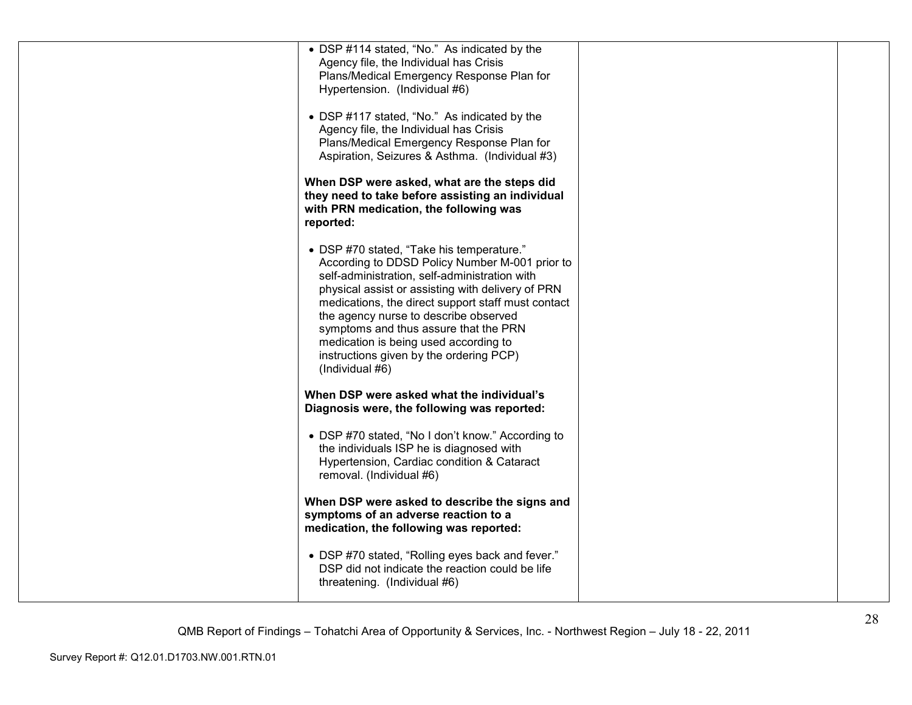| | | | |
|---|---|---|---|
| | • DSP #114 stated, "No." As indicated by the Agency file, the Individual has Crisis Plans/Medical Emergency Response Plan for Hypertension. (Individual #6)<br><br>• DSP #117 stated, "No." As indicated by the Agency file, the Individual has Crisis Plans/Medical Emergency Response Plan for Aspiration, Seizures & Asthma. (Individual #3)<br><br>**When DSP were asked, what are the steps did they need to take before assisting an individual with PRN medication, the following was reported:**<br><br>• DSP #70 stated, "Take his temperature." According to DDSD Policy Number M-001 prior to self-administration, self-administration with physical assist or assisting with delivery of PRN medications, the direct support staff must contact the agency nurse to describe observed symptoms and thus assure that the PRN medication is being used according to instructions given by the ordering PCP) (Individual #6)<br><br>**When DSP were asked what the individual's Diagnosis were, the following was reported:**<br><br>• DSP #70 stated, "No I don't know." According to the individuals ISP he is diagnosed with Hypertension, Cardiac condition & Cataract removal. (Individual #6)<br><br>**When DSP were asked to describe the signs and symptoms of an adverse reaction to a medication, the following was reported:**<br><br>• DSP #70 stated, "Rolling eyes back and fever." DSP did not indicate the reaction could be life threatening. (Individual #6) | | |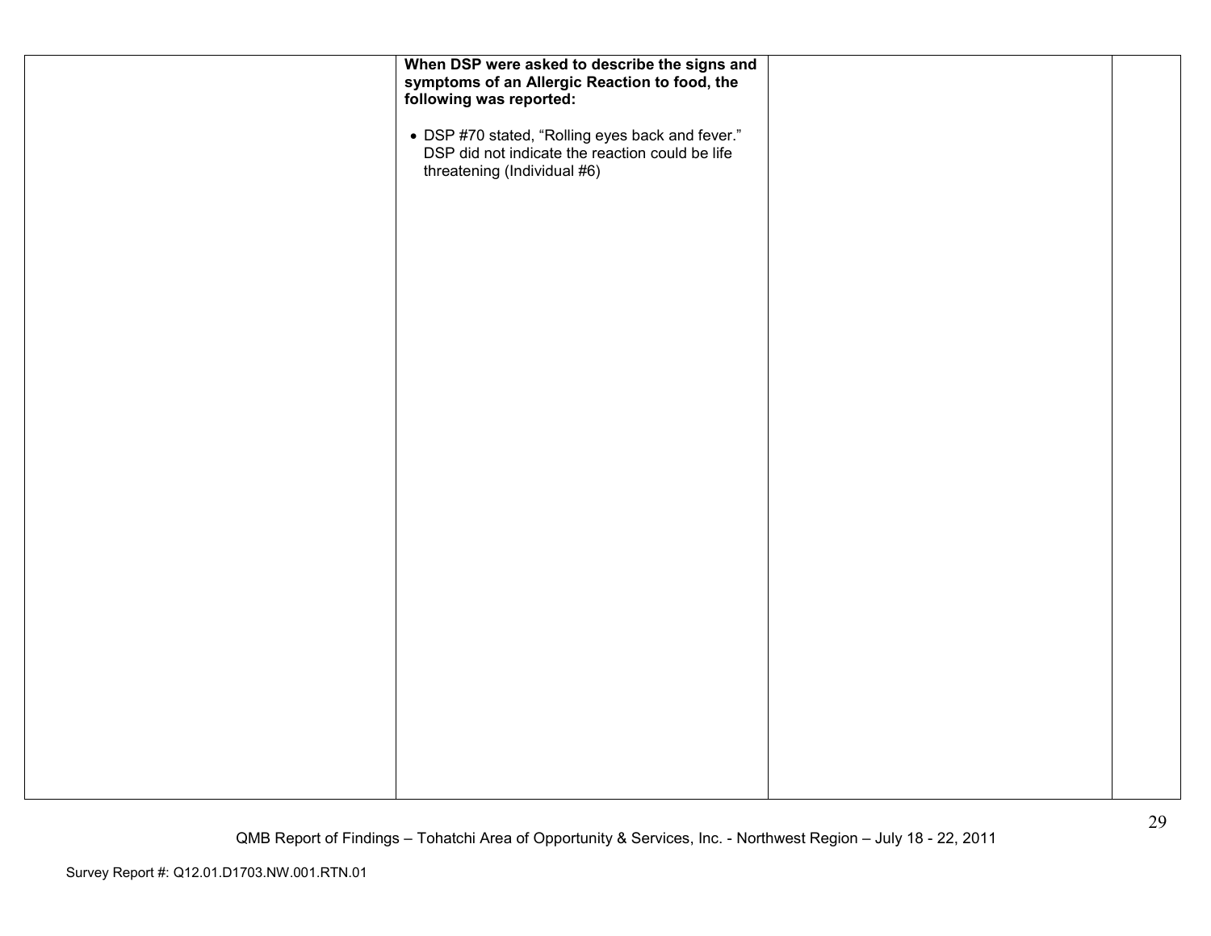| | | | |
|---|---|---|---|
| | **When DSP were asked to describe the signs and symptoms of an Allergic Reaction to food, the following was reported:**<br><br>• DSP #70 stated, "Rolling eyes back and fever." DSP did not indicate the reaction could be life threatening (Individual #6) | | |

QMB Report of Findings – Tohatchi Area of Opportunity & Services, Inc. - Northwest Region – July 18 - 22, 2011

Survey Report #: Q12.01.D1703.NW.001.RTN.01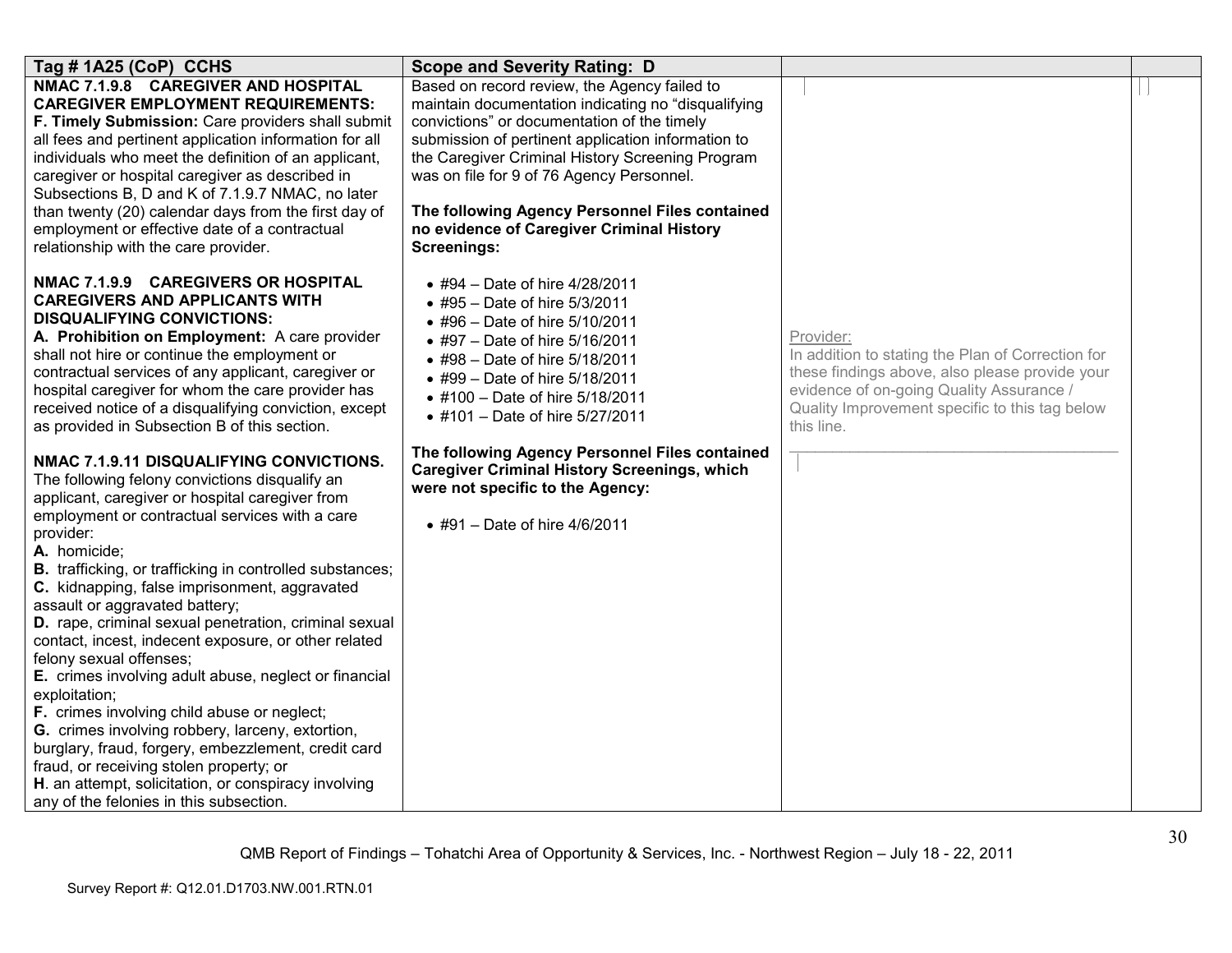| Tag # 1A25 (CoP) CCHS | Scope and Severity Rating: D | | |
|---|---|---|---|
| **NMAC 7.1.9.8 CAREGIVER AND HOSPITAL CAREGIVER EMPLOYMENT REQUIREMENTS:**<br>**F. Timely Submission:** Care providers shall submit all fees and pertinent application information for all individuals who meet the definition of an applicant, caregiver or hospital caregiver as described in Subsections B, D and K of 7.1.9.7 NMAC, no later than twenty (20) calendar days from the first day of employment or effective date of a contractual relationship with the care provider.<br><br>**NMAC 7.1.9.9 CAREGIVERS OR HOSPITAL CAREGIVERS AND APPLICANTS WITH DISQUALIFYING CONVICTIONS:**<br>**A. Prohibition on Employment:** A care provider shall not hire or continue the employment or contractual services of any applicant, caregiver or hospital caregiver for whom the care provider has received notice of a disqualifying conviction, except as provided in Subsection B of this section.<br><br>**NMAC 7.1.9.11 DISQUALIFYING CONVICTIONS.** The following felony convictions disqualify an applicant, caregiver or hospital caregiver from employment or contractual services with a care provider:<br>**A.** homicide;<br>**B.** trafficking, or trafficking in controlled substances;<br>**C.** kidnapping, false imprisonment, aggravated assault or aggravated battery;<br>**D.** rape, criminal sexual penetration, criminal sexual contact, incest, indecent exposure, or other related felony sexual offenses;<br>**E.** crimes involving adult abuse, neglect or financial exploitation;<br>**F.** crimes involving child abuse or neglect;<br>**G.** crimes involving robbery, larceny, extortion, burglary, fraud, forgery, embezzlement, credit card fraud, or receiving stolen property; or<br>**H**. an attempt, solicitation, or conspiracy involving any of the felonies in this subsection. | Based on record review, the Agency failed to maintain documentation indicating no "disqualifying convictions" or documentation of the timely submission of pertinent application information to the Caregiver Criminal History Screening Program was on file for 9 of 76 Agency Personnel.<br><br>**The following Agency Personnel Files contained no evidence of Caregiver Criminal History Screenings:**<br><br>• #94 – Date of hire 4/28/2011<br>• #95 – Date of hire 5/3/2011<br>• #96 – Date of hire 5/10/2011<br>• #97 – Date of hire 5/16/2011<br>• #98 – Date of hire 5/18/2011<br>• #99 – Date of hire 5/18/2011<br>• #100 – Date of hire 5/18/2011<br>• #101 – Date of hire 5/27/2011<br><br>**The following Agency Personnel Files contained Caregiver Criminal History Screenings, which were not specific to the Agency:**<br><br>• #91 – Date of hire 4/6/2011 | Provider:<br>In addition to stating the Plan of Correction for these findings above, also please provide your evidence of on-going Quality Assurance / Quality Improvement specific to this tag below this line.<br>\_\_\_\_\_\_\_\_\_\_\_\_\_\_\_\_\_\_\_\_\_\_\_\_\_\_\_\_\_\_\_\_\_\_\_\_\_\_\_\_ | |

QMB Report of Findings – Tohatchi Area of Opportunity & Services, Inc. - Northwest Region – July 18 - 22, 2011

Survey Report #: Q12.01.D1703.NW.001.RTN.01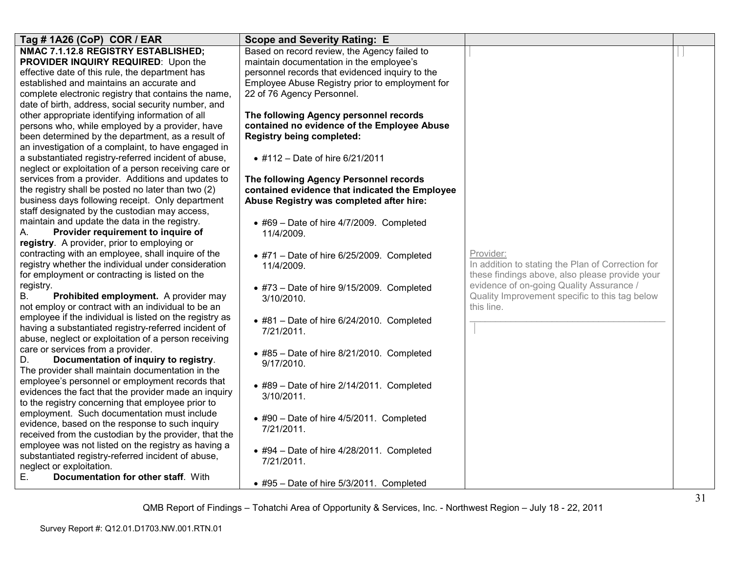| Tag # 1A26 (CoP) COR / EAR | Scope and Severity Rating: E | | |
|---|---|---|---|
| **NMAC 7.1.12.8 REGISTRY ESTABLISHED; PROVIDER INQUIRY REQUIRED**: Upon the effective date of this rule, the department has established and maintains an accurate and complete electronic registry that contains the name, date of birth, address, social security number, and other appropriate identifying information of all persons who, while employed by a provider, have been determined by the department, as a result of an investigation of a complaint, to have engaged in a substantiated registry-referred incident of abuse, neglect or exploitation of a person receiving care or services from a provider. Additions and updates to the registry shall be posted no later than two (2) business days following receipt. Only department staff designated by the custodian may access, maintain and update the data in the registry.<br>A. **Provider requirement to inquire of registry**. A provider, prior to employing or contracting with an employee, shall inquire of the registry whether the individual under consideration for employment or contracting is listed on the registry.<br>B. **Prohibited employment.** A provider may not employ or contract with an individual to be an employee if the individual is listed on the registry as having a substantiated registry-referred incident of abuse, neglect or exploitation of a person receiving care or services from a provider.<br>D. **Documentation of inquiry to registry**. The provider shall maintain documentation in the employee's personnel or employment records that evidences the fact that the provider made an inquiry to the registry concerning that employee prior to employment. Such documentation must include evidence, based on the response to such inquiry received from the custodian by the provider, that the employee was not listed on the registry as having a substantiated registry-referred incident of abuse, neglect or exploitation.<br>E. **Documentation for other staff**. With | Based on record review, the Agency failed to maintain documentation in the employee's personnel records that evidenced inquiry to the Employee Abuse Registry prior to employment for 22 of 76 Agency Personnel.<br><br>**The following Agency personnel records contained no evidence of the Employee Abuse Registry being completed:**<br><br>• #112 – Date of hire 6/21/2011<br><br>**The following Agency Personnel records contained evidence that indicated the Employee Abuse Registry was completed after hire:**<br><br>• #69 – Date of hire 4/7/2009. Completed 11/4/2009.<br><br>• #71 – Date of hire 6/25/2009. Completed 11/4/2009.<br><br>• #73 – Date of hire 9/15/2009. Completed 3/10/2010.<br><br>• #81 – Date of hire 6/24/2010. Completed 7/21/2011.<br><br>• #85 – Date of hire 8/21/2010. Completed 9/17/2010.<br><br>• #89 – Date of hire 2/14/2011. Completed 3/10/2011.<br><br>• #90 – Date of hire 4/5/2011. Completed 7/21/2011.<br><br>• #94 – Date of hire 4/28/2011. Completed 7/21/2011.<br><br>• #95 – Date of hire 5/3/2011. Completed | Provider:<br>In addition to stating the Plan of Correction for these findings above, also please provide your evidence of on-going Quality Assurance / Quality Improvement specific to this tag below this line.<br>_______________________________________ | |

QMB Report of Findings – Tohatchi Area of Opportunity & Services, Inc. - Northwest Region – July 18 - 22, 2011

Survey Report #: Q12.01.D1703.NW.001.RTN.01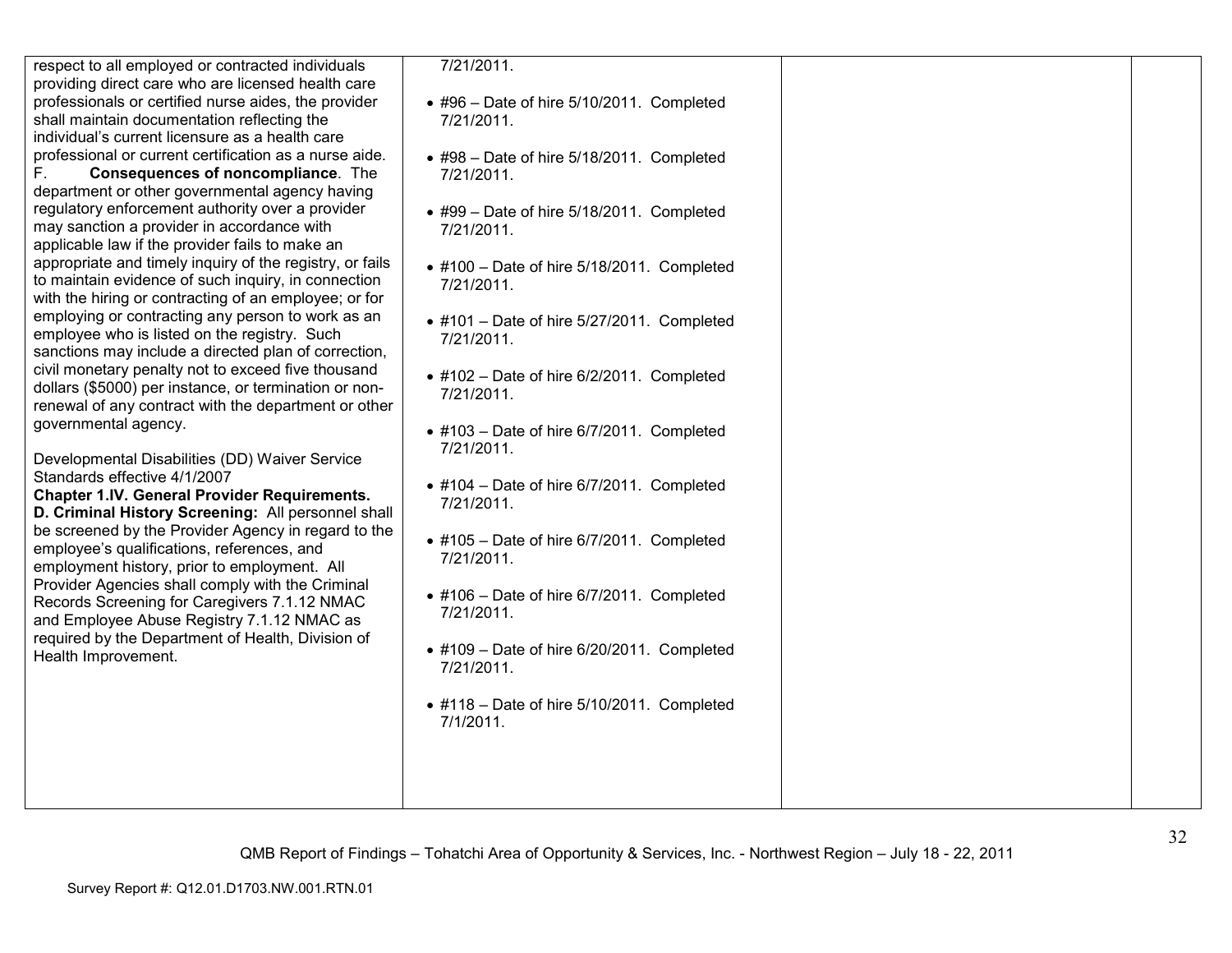| | | | |
|---|---|---|---|
| respect to all employed or contracted individuals providing direct care who are licensed health care professionals or certified nurse aides, the provider shall maintain documentation reflecting the individual's current licensure as a health care professional or current certification as a nurse aide.<br>F. **Consequences of noncompliance**. The department or other governmental agency having regulatory enforcement authority over a provider may sanction a provider in accordance with applicable law if the provider fails to make an appropriate and timely inquiry of the registry, or fails to maintain evidence of such inquiry, in connection with the hiring or contracting of an employee; or for employing or contracting any person to work as an employee who is listed on the registry. Such sanctions may include a directed plan of correction, civil monetary penalty not to exceed five thousand dollars ($5000) per instance, or termination or non-renewal of any contract with the department or other governmental agency.<br><br>Developmental Disabilities (DD) Waiver Service Standards effective 4/1/2007<br>**Chapter 1.IV. General Provider Requirements.**<br>**D. Criminal History Screening:** All personnel shall be screened by the Provider Agency in regard to the employee's qualifications, references, and employment history, prior to employment. All Provider Agencies shall comply with the Criminal Records Screening for Caregivers 7.1.12 NMAC and Employee Abuse Registry 7.1.12 NMAC as required by the Department of Health, Division of Health Improvement. | 7/21/2011.<br><br>• #96 – Date of hire 5/10/2011. Completed 7/21/2011.<br><br>• #98 – Date of hire 5/18/2011. Completed 7/21/2011.<br><br>• #99 – Date of hire 5/18/2011. Completed 7/21/2011.<br><br>• #100 – Date of hire 5/18/2011. Completed 7/21/2011.<br><br>• #101 – Date of hire 5/27/2011. Completed 7/21/2011.<br><br>• #102 – Date of hire 6/2/2011. Completed 7/21/2011.<br><br>• #103 – Date of hire 6/7/2011. Completed 7/21/2011.<br><br>• #104 – Date of hire 6/7/2011. Completed 7/21/2011.<br><br>• #105 – Date of hire 6/7/2011. Completed 7/21/2011.<br><br>• #106 – Date of hire 6/7/2011. Completed 7/21/2011.<br><br>• #109 – Date of hire 6/20/2011. Completed 7/21/2011.<br><br>• #118 – Date of hire 5/10/2011. Completed 7/1/2011. | | |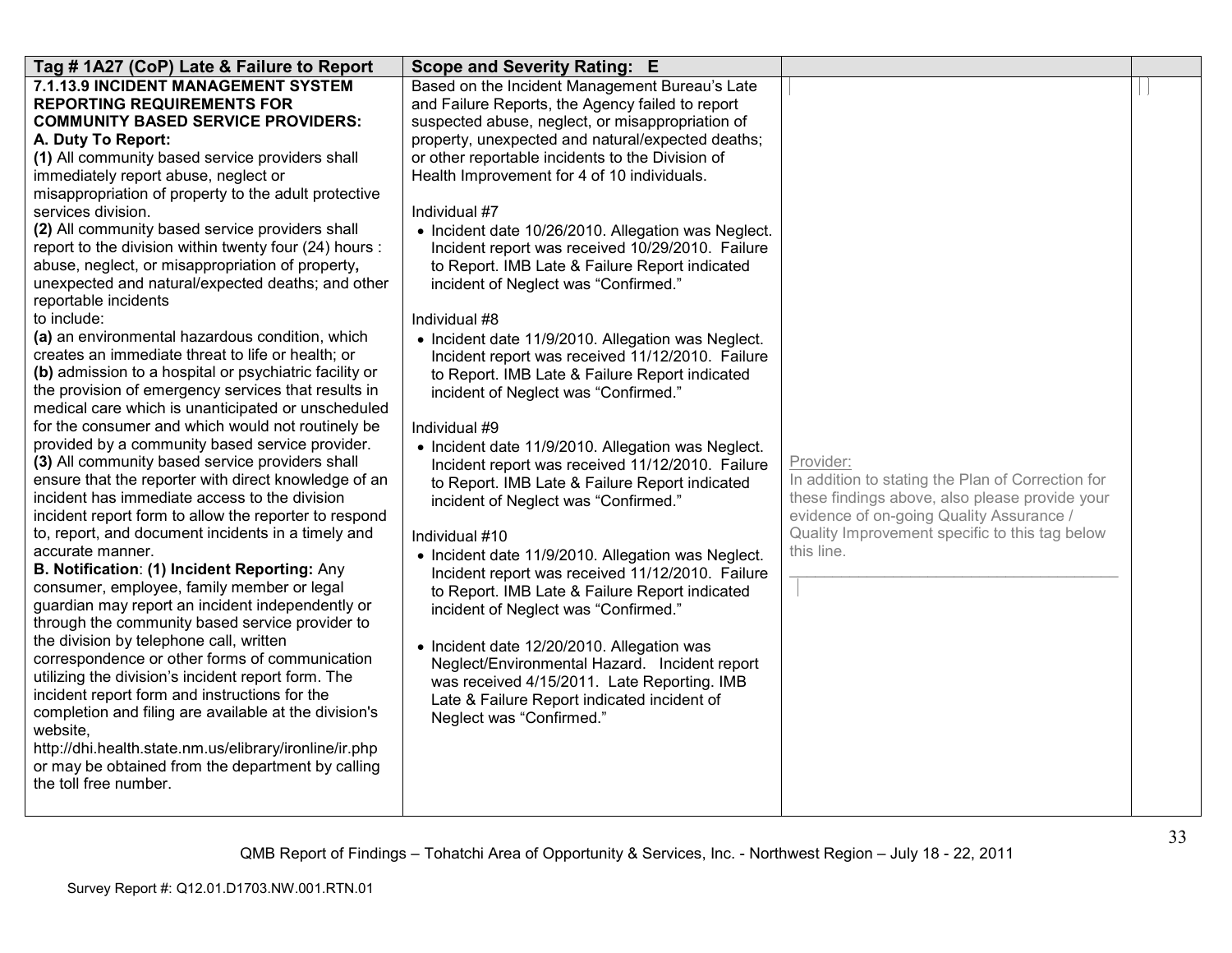| Tag # 1A27 (CoP) Late & Failure to Report | Scope and Severity Rating: E | | |
|---|---|---|---|
| **7.1.13.9 INCIDENT MANAGEMENT SYSTEM REPORTING REQUIREMENTS FOR COMMUNITY BASED SERVICE PROVIDERS:**<br>**A. Duty To Report:**<br>**(1)** All community based service providers shall immediately report abuse, neglect or misappropriation of property to the adult protective services division.<br>**(2)** All community based service providers shall report to the division within twenty four (24) hours : abuse, neglect, or misappropriation of property**,** unexpected and natural/expected deaths; and other reportable incidents<br>to include:<br>**(a)** an environmental hazardous condition, which creates an immediate threat to life or health; or<br>**(b)** admission to a hospital or psychiatric facility or the provision of emergency services that results in medical care which is unanticipated or unscheduled for the consumer and which would not routinely be provided by a community based service provider.<br>**(3)** All community based service providers shall ensure that the reporter with direct knowledge of an incident has immediate access to the division incident report form to allow the reporter to respond to, report, and document incidents in a timely and accurate manner.<br>**B. Notification**: **(1) Incident Reporting:** Any consumer, employee, family member or legal guardian may report an incident independently or through the community based service provider to the division by telephone call, written correspondence or other forms of communication utilizing the division's incident report form. The incident report form and instructions for the completion and filing are available at the division's website,<br>http://dhi.health.state.nm.us/elibrary/ironline/ir.php or may be obtained from the department by calling the toll free number. | Based on the Incident Management Bureau's Late and Failure Reports, the Agency failed to report suspected abuse, neglect, or misappropriation of property, unexpected and natural/expected deaths; or other reportable incidents to the Division of Health Improvement for 4 of 10 individuals.<br><br>Individual #7<br>• Incident date 10/26/2010. Allegation was Neglect. Incident report was received 10/29/2010. Failure to Report. IMB Late & Failure Report indicated incident of Neglect was "Confirmed."<br><br>Individual #8<br>• Incident date 11/9/2010. Allegation was Neglect. Incident report was received 11/12/2010. Failure to Report. IMB Late & Failure Report indicated incident of Neglect was "Confirmed."<br><br>Individual #9<br>• Incident date 11/9/2010. Allegation was Neglect. Incident report was received 11/12/2010. Failure to Report. IMB Late & Failure Report indicated incident of Neglect was "Confirmed."<br><br>Individual #10<br>• Incident date 11/9/2010. Allegation was Neglect. Incident report was received 11/12/2010. Failure to Report. IMB Late & Failure Report indicated incident of Neglect was "Confirmed."<br><br>• Incident date 12/20/2010. Allegation was Neglect/Environmental Hazard. Incident report was received 4/15/2011. Late Reporting. IMB Late & Failure Report indicated incident of Neglect was "Confirmed." | Provider:<br>In addition to stating the Plan of Correction for these findings above, also please provide your evidence of on-going Quality Assurance / Quality Improvement specific to this tag below this line.<br>\_\_\_\_\_\_\_\_\_\_\_\_\_\_\_\_\_\_\_\_\_\_\_\_\_\_\_\_\_\_\_\_\_\_\_\_\_\_\_\_\_ | |

QMB Report of Findings – Tohatchi Area of Opportunity & Services, Inc. - Northwest Region – July 18 - 22, 2011

Survey Report #: Q12.01.D1703.NW.001.RTN.01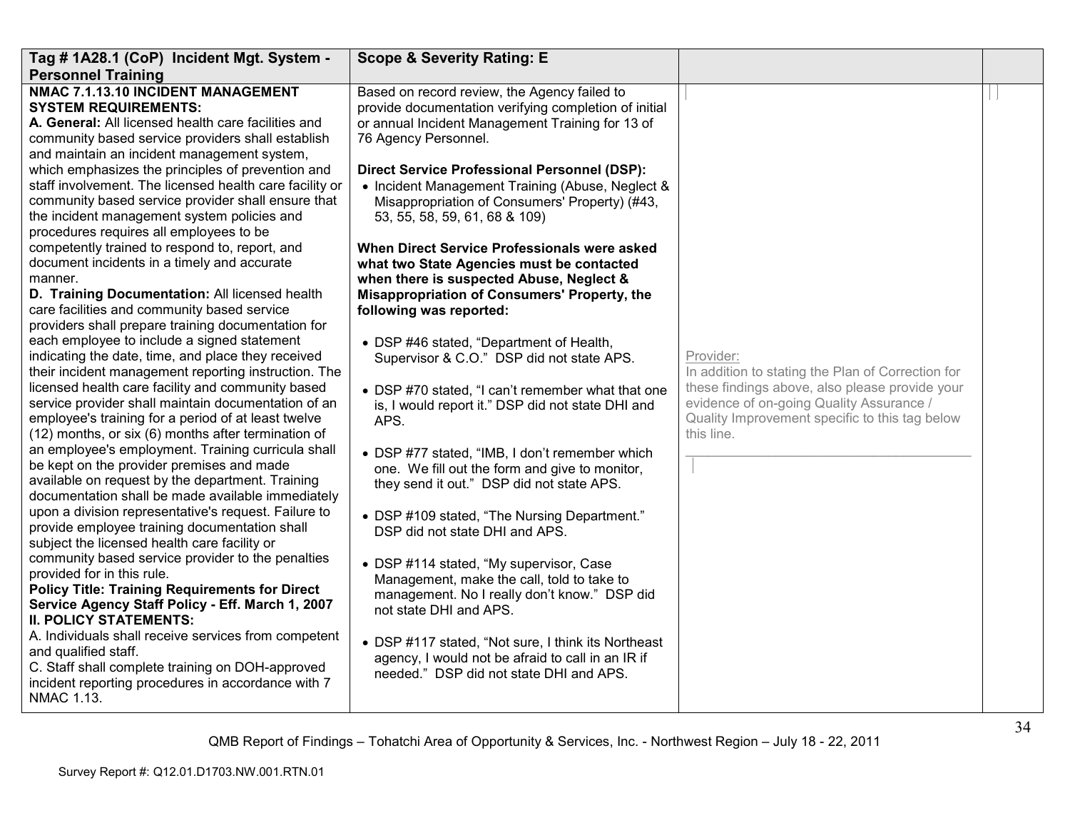| Tag # 1A28.1 (CoP) Incident Mgt. System - Personnel Training | Scope & Severity Rating: E | | |
|---|---|---|---|
| **NMAC 7.1.13.10 INCIDENT MANAGEMENT SYSTEM REQUIREMENTS:**<br>**A. General:** All licensed health care facilities and community based service providers shall establish and maintain an incident management system, which emphasizes the principles of prevention and staff involvement. The licensed health care facility or community based service provider shall ensure that the incident management system policies and procedures requires all employees to be competently trained to respond to, report, and document incidents in a timely and accurate manner.<br>**D. Training Documentation:** All licensed health care facilities and community based service providers shall prepare training documentation for each employee to include a signed statement indicating the date, time, and place they received their incident management reporting instruction. The licensed health care facility and community based service provider shall maintain documentation of an employee's training for a period of at least twelve (12) months, or six (6) months after termination of an employee's employment. Training curricula shall be kept on the provider premises and made available on request by the department. Training documentation shall be made available immediately upon a division representative's request. Failure to provide employee training documentation shall subject the licensed health care facility or community based service provider to the penalties provided for in this rule.<br>**Policy Title: Training Requirements for Direct Service Agency Staff Policy - Eff. March 1, 2007**<br>**II. POLICY STATEMENTS:**<br>A. Individuals shall receive services from competent and qualified staff.<br>C. Staff shall complete training on DOH-approved incident reporting procedures in accordance with 7 NMAC 1.13. | Based on record review, the Agency failed to provide documentation verifying completion of initial or annual Incident Management Training for 13 of 76 Agency Personnel.<br><br>**Direct Service Professional Personnel (DSP):**<br>• Incident Management Training (Abuse, Neglect & Misappropriation of Consumers' Property) (#43, 53, 55, 58, 59, 61, 68 & 109)<br><br>**When Direct Service Professionals were asked what two State Agencies must be contacted when there is suspected Abuse, Neglect & Misappropriation of Consumers' Property, the following was reported:**<br><br>• DSP #46 stated, "Department of Health, Supervisor & C.O." DSP did not state APS.<br><br>• DSP #70 stated, "I can't remember what that one is, I would report it." DSP did not state DHI and APS.<br><br>• DSP #77 stated, "IMB, I don't remember which one. We fill out the form and give to monitor, they send it out." DSP did not state APS.<br><br>• DSP #109 stated, "The Nursing Department." DSP did not state DHI and APS.<br><br>• DSP #114 stated, "My supervisor, Case Management, make the call, told to take to management. No I really don't know." DSP did not state DHI and APS.<br><br>• DSP #117 stated, "Not sure, I think its Northeast agency, I would not be afraid to call in an IR if needed." DSP did not state DHI and APS. | Provider:<br>In addition to stating the Plan of Correction for these findings above, also please provide your evidence of on-going Quality Assurance / Quality Improvement specific to this tag below this line.<br>\_\_\_\_\_\_\_\_\_\_\_\_\_\_\_\_\_\_\_\_\_\_\_\_\_\_\_\_\_\_\_\_\_\_\_\_\_\_ | |

QMB Report of Findings – Tohatchi Area of Opportunity & Services, Inc. - Northwest Region – July 18 - 22, 2011

Survey Report #: Q12.01.D1703.NW.001.RTN.01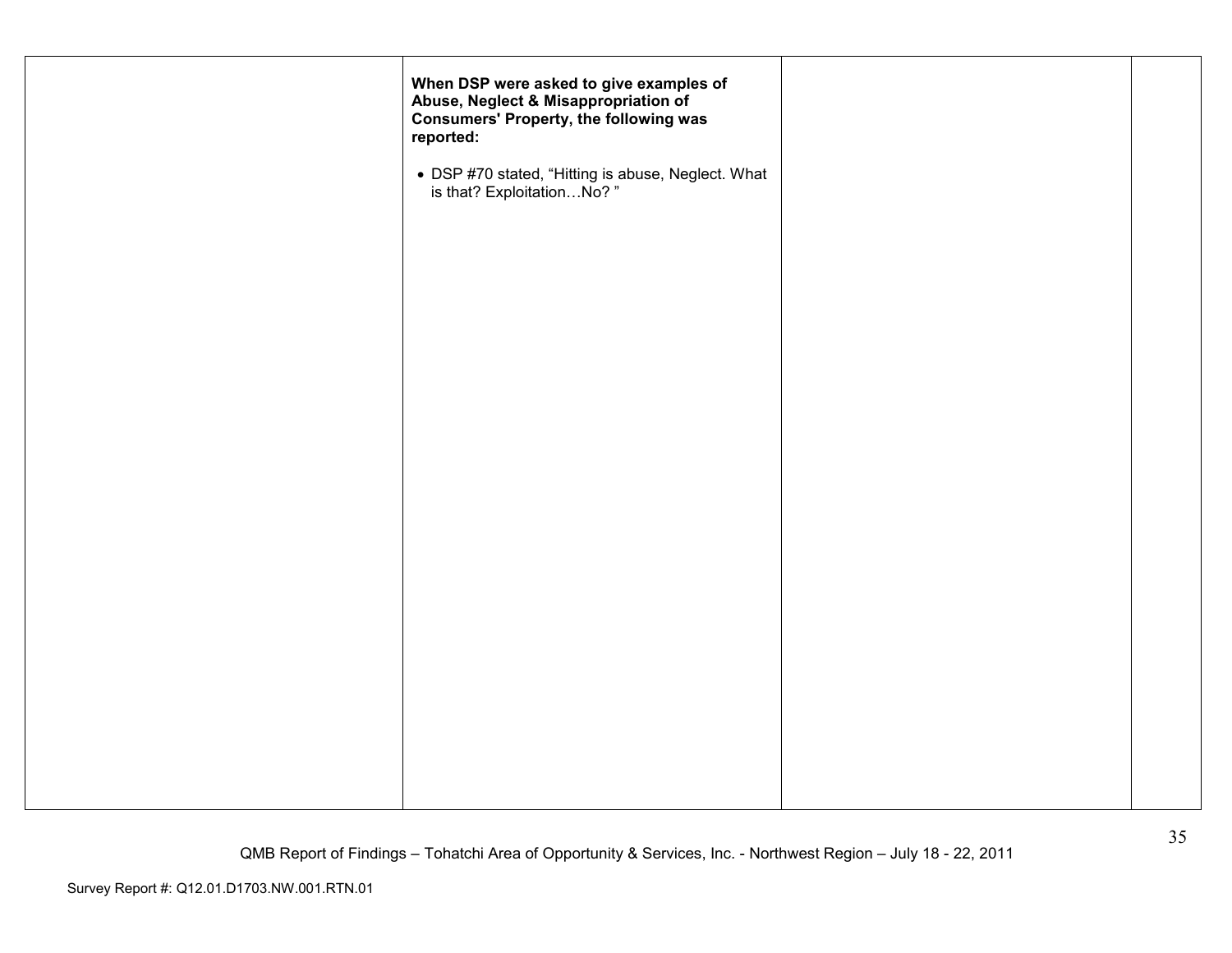| | | | |
|---|---|---|---|
| | **When DSP were asked to give examples of Abuse, Neglect & Misappropriation of Consumers' Property, the following was reported:**<br><br>• DSP #70 stated, "Hitting is abuse, Neglect. What is that? Exploitation…No? " | | |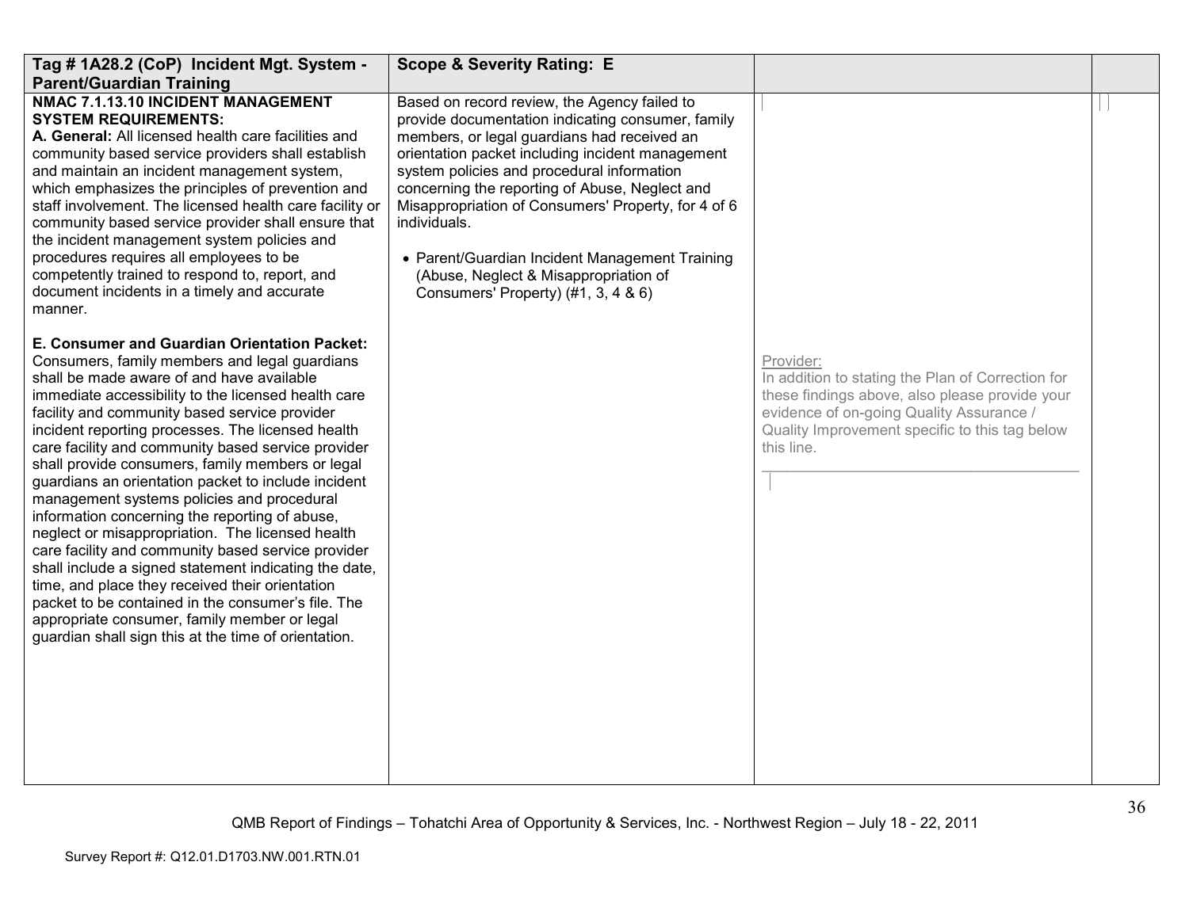| Tag # 1A28.2 (CoP) Incident Mgt. System - Parent/Guardian Training | Scope & Severity Rating: E | | |
|---|---|---|---|
| **NMAC 7.1.13.10 INCIDENT MANAGEMENT SYSTEM REQUIREMENTS:**<br>**A. General:** All licensed health care facilities and community based service providers shall establish and maintain an incident management system, which emphasizes the principles of prevention and staff involvement. The licensed health care facility or community based service provider shall ensure that the incident management system policies and procedures requires all employees to be competently trained to respond to, report, and document incidents in a timely and accurate manner.<br><br>**E. Consumer and Guardian Orientation Packet:** Consumers, family members and legal guardians shall be made aware of and have available immediate accessibility to the licensed health care facility and community based service provider incident reporting processes. The licensed health care facility and community based service provider shall provide consumers, family members or legal guardians an orientation packet to include incident management systems policies and procedural information concerning the reporting of abuse, neglect or misappropriation. The licensed health care facility and community based service provider shall include a signed statement indicating the date, time, and place they received their orientation packet to be contained in the consumer's file. The appropriate consumer, family member or legal guardian shall sign this at the time of orientation. | Based on record review, the Agency failed to provide documentation indicating consumer, family members, or legal guardians had received an orientation packet including incident management system policies and procedural information concerning the reporting of Abuse, Neglect and Misappropriation of Consumers' Property, for 4 of 6 individuals.<br><br>• Parent/Guardian Incident Management Training (Abuse, Neglect & Misappropriation of Consumers' Property) (#1, 3, 4 & 6) | Provider:<br>In addition to stating the Plan of Correction for these findings above, also please provide your evidence of on-going Quality Assurance / Quality Improvement specific to this tag below this line.<br>_______________________________________ | |

QMB Report of Findings – Tohatchi Area of Opportunity & Services, Inc. - Northwest Region – July 18 - 22, 2011

Survey Report #: Q12.01.D1703.NW.001.RTN.01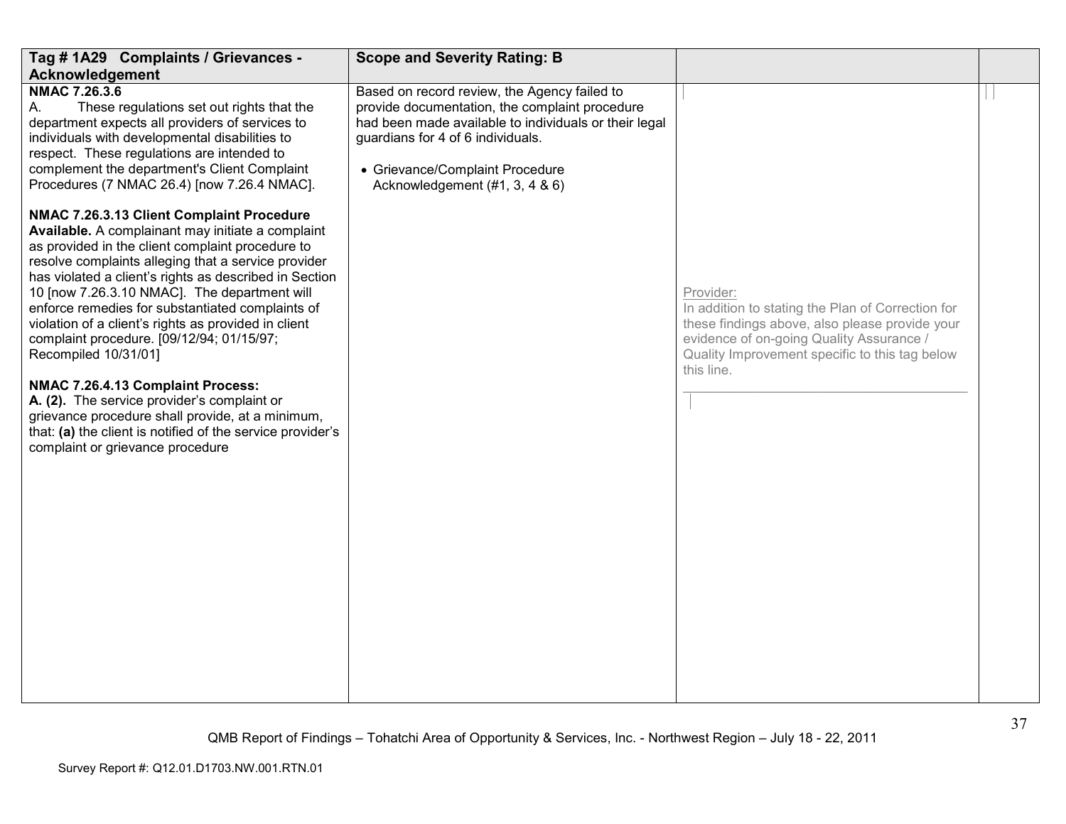| Tag # 1A29 Complaints / Grievances - Acknowledgement | Scope and Severity Rating: B | | |
|---|---|---|---|
| **NMAC 7.26.3.6**<br>A. These regulations set out rights that the department expects all providers of services to individuals with developmental disabilities to respect. These regulations are intended to complement the department's Client Complaint Procedures (7 NMAC 26.4) [now 7.26.4 NMAC].<br><br>**NMAC 7.26.3.13 Client Complaint Procedure Available.** A complainant may initiate a complaint as provided in the client complaint procedure to resolve complaints alleging that a service provider has violated a client's rights as described in Section 10 [now 7.26.3.10 NMAC]. The department will enforce remedies for substantiated complaints of violation of a client's rights as provided in client complaint procedure. [09/12/94; 01/15/97; Recompiled 10/31/01]<br><br>**NMAC 7.26.4.13 Complaint Process:**<br>**A. (2).** The service provider's complaint or grievance procedure shall provide, at a minimum, that: **(a)** the client is notified of the service provider's complaint or grievance procedure | Based on record review, the Agency failed to provide documentation, the complaint procedure had been made available to individuals or their legal guardians for 4 of 6 individuals.<br><br>• Grievance/Complaint Procedure Acknowledgement (#1, 3, 4 & 6) | Provider:<br>In addition to stating the Plan of Correction for these findings above, also please provide your evidence of on-going Quality Assurance / Quality Improvement specific to this tag below this line.<br>______________________________________ | |

QMB Report of Findings – Tohatchi Area of Opportunity & Services, Inc. - Northwest Region – July 18 - 22, 2011

Survey Report #: Q12.01.D1703.NW.001.RTN.01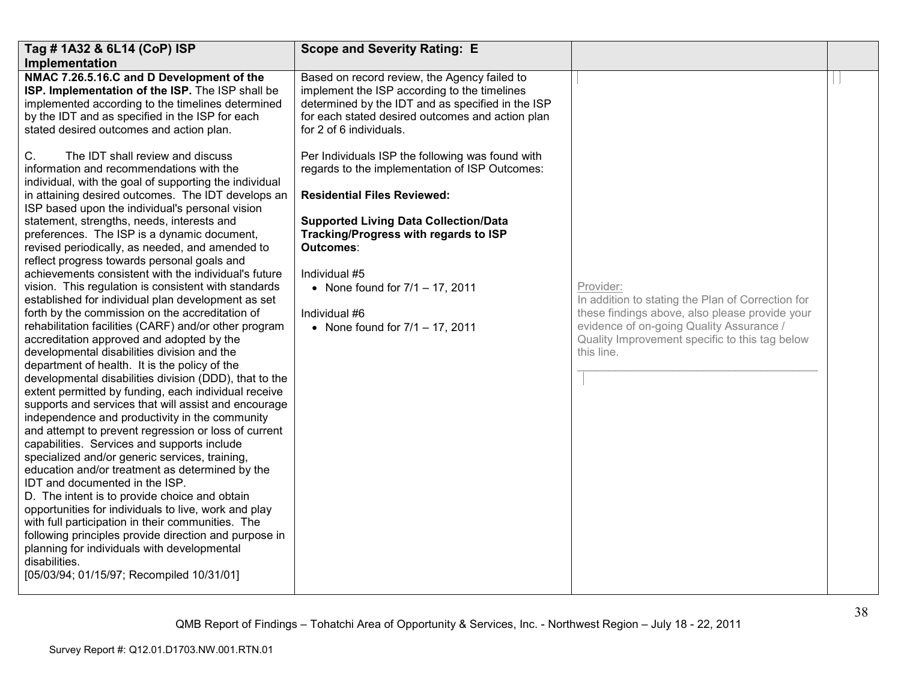| **Tag # 1A32 & 6L14 (CoP) ISP Implementation** | **Scope and Severity Rating: E** | | |
|---|---|---|---|
| **NMAC 7.26.5.16.C and D Development of the ISP. Implementation of the ISP.** The ISP shall be implemented according to the timelines determined by the IDT and as specified in the ISP for each stated desired outcomes and action plan.<br><br>C. The IDT shall review and discuss information and recommendations with the individual, with the goal of supporting the individual in attaining desired outcomes. The IDT develops an ISP based upon the individual's personal vision statement, strengths, needs, interests and preferences. The ISP is a dynamic document, revised periodically, as needed, and amended to reflect progress towards personal goals and achievements consistent with the individual's future vision. This regulation is consistent with standards established for individual plan development as set forth by the commission on the accreditation of rehabilitation facilities (CARF) and/or other program accreditation approved and adopted by the developmental disabilities division and the department of health. It is the policy of the developmental disabilities division (DDD), that to the extent permitted by funding, each individual receive supports and services that will assist and encourage independence and productivity in the community and attempt to prevent regression or loss of current capabilities. Services and supports include specialized and/or generic services, training, education and/or treatment as determined by the IDT and documented in the ISP.<br>D. The intent is to provide choice and obtain opportunities for individuals to live, work and play with full participation in their communities. The following principles provide direction and purpose in planning for individuals with developmental disabilities.<br>[05/03/94; 01/15/97; Recompiled 10/31/01] | Based on record review, the Agency failed to implement the ISP according to the timelines determined by the IDT and as specified in the ISP for each stated desired outcomes and action plan for 2 of 6 individuals.<br><br>Per Individuals ISP the following was found with regards to the implementation of ISP Outcomes:<br><br>**Residential Files Reviewed:**<br><br>**Supported Living Data Collection/Data Tracking/Progress with regards to ISP Outcomes**:<br><br>Individual #5<br>• None found for 7/1 – 17, 2011<br><br>Individual #6<br>• None found for 7/1 – 17, 2011 | Provider:<br>In addition to stating the Plan of Correction for these findings above, also please provide your evidence of on-going Quality Assurance / Quality Improvement specific to this tag below this line. | |

QMB Report of Findings – Tohatchi Area of Opportunity & Services, Inc. - Northwest Region – July 18 - 22, 2011

Survey Report #: Q12.01.D1703.NW.001.RTN.01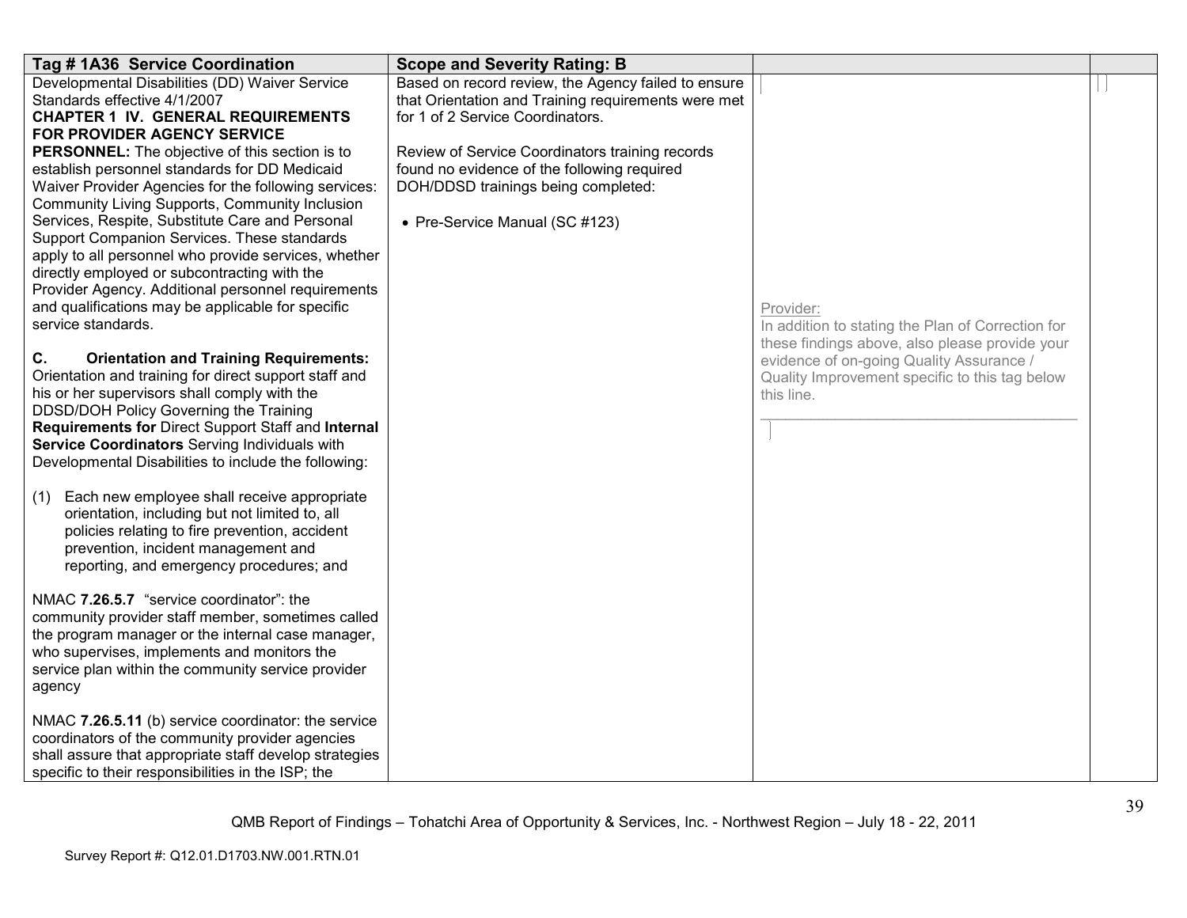| Tag # 1A36 Service Coordination | Scope and Severity Rating: B | | |
|---|---|---|---|
| Developmental Disabilities (DD) Waiver Service Standards effective 4/1/2007<br>**CHAPTER 1 IV. GENERAL REQUIREMENTS FOR PROVIDER AGENCY SERVICE PERSONNEL:** The objective of this section is to establish personnel standards for DD Medicaid Waiver Provider Agencies for the following services: Community Living Supports, Community Inclusion Services, Respite, Substitute Care and Personal Support Companion Services. These standards apply to all personnel who provide services, whether directly employed or subcontracting with the Provider Agency. Additional personnel requirements and qualifications may be applicable for specific service standards.<br><br>**C. Orientation and Training Requirements:** Orientation and training for direct support staff and his or her supervisors shall comply with the DDSD/DOH Policy Governing the Training **Requirements for** Direct Support Staff and **Internal Service Coordinators** Serving Individuals with Developmental Disabilities to include the following:<br><br>(1) Each new employee shall receive appropriate orientation, including but not limited to, all policies relating to fire prevention, accident prevention, incident management and reporting, and emergency procedures; and<br><br>NMAC **7.26.5.7** "service coordinator": the community provider staff member, sometimes called the program manager or the internal case manager, who supervises, implements and monitors the service plan within the community service provider agency<br><br>NMAC **7.26.5.11** (b) service coordinator: the service coordinators of the community provider agencies shall assure that appropriate staff develop strategies specific to their responsibilities in the ISP; the | Based on record review, the Agency failed to ensure that Orientation and Training requirements were met for 1 of 2 Service Coordinators.<br><br>Review of Service Coordinators training records found no evidence of the following required DOH/DDSD trainings being completed:<br><br>• Pre-Service Manual (SC #123) | Provider:<br>In addition to stating the Plan of Correction for these findings above, also please provide your evidence of on-going Quality Assurance / Quality Improvement specific to this tag below this line.<br>\_\_\_\_\_\_\_\_\_\_\_\_\_\_\_\_\_\_\_\_\_\_\_\_\_\_\_\_\_\_\_\_\_\_\_\_\_\_\_\_ | |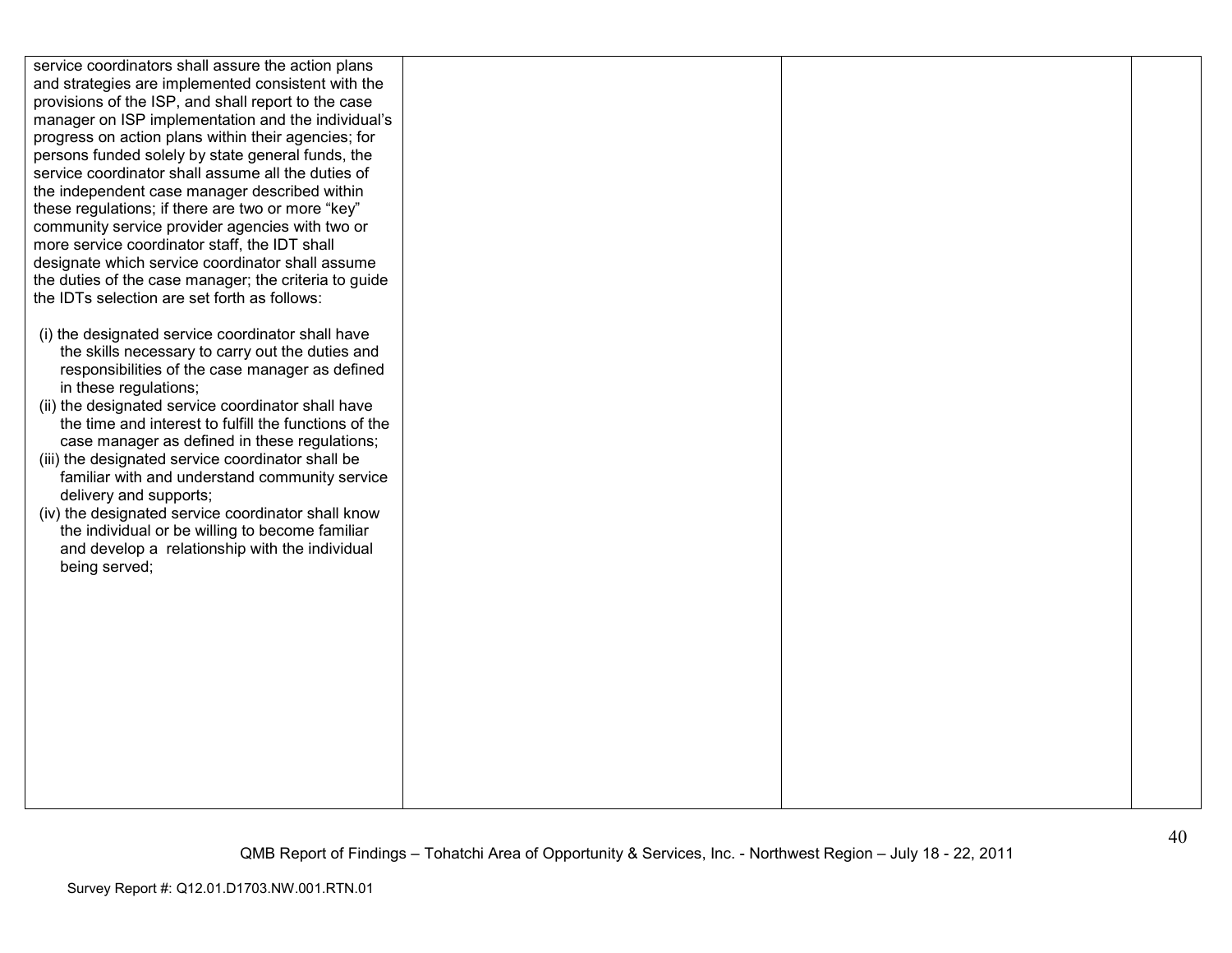| | | | |
|---|---|---|---|
| service coordinators shall assure the action plans and strategies are implemented consistent with the provisions of the ISP, and shall report to the case manager on ISP implementation and the individual's progress on action plans within their agencies; for persons funded solely by state general funds, the service coordinator shall assume all the duties of the independent case manager described within these regulations; if there are two or more "key" community service provider agencies with two or more service coordinator staff, the IDT shall designate which service coordinator shall assume the duties of the case manager; the criteria to guide the IDTs selection are set forth as follows:<br><br>(i) the designated service coordinator shall have the skills necessary to carry out the duties and responsibilities of the case manager as defined in these regulations;<br>(ii) the designated service coordinator shall have the time and interest to fulfill the functions of the case manager as defined in these regulations;<br>(iii) the designated service coordinator shall be familiar with and understand community service delivery and supports;<br>(iv) the designated service coordinator shall know the individual or be willing to become familiar and develop a relationship with the individual being served; | | | |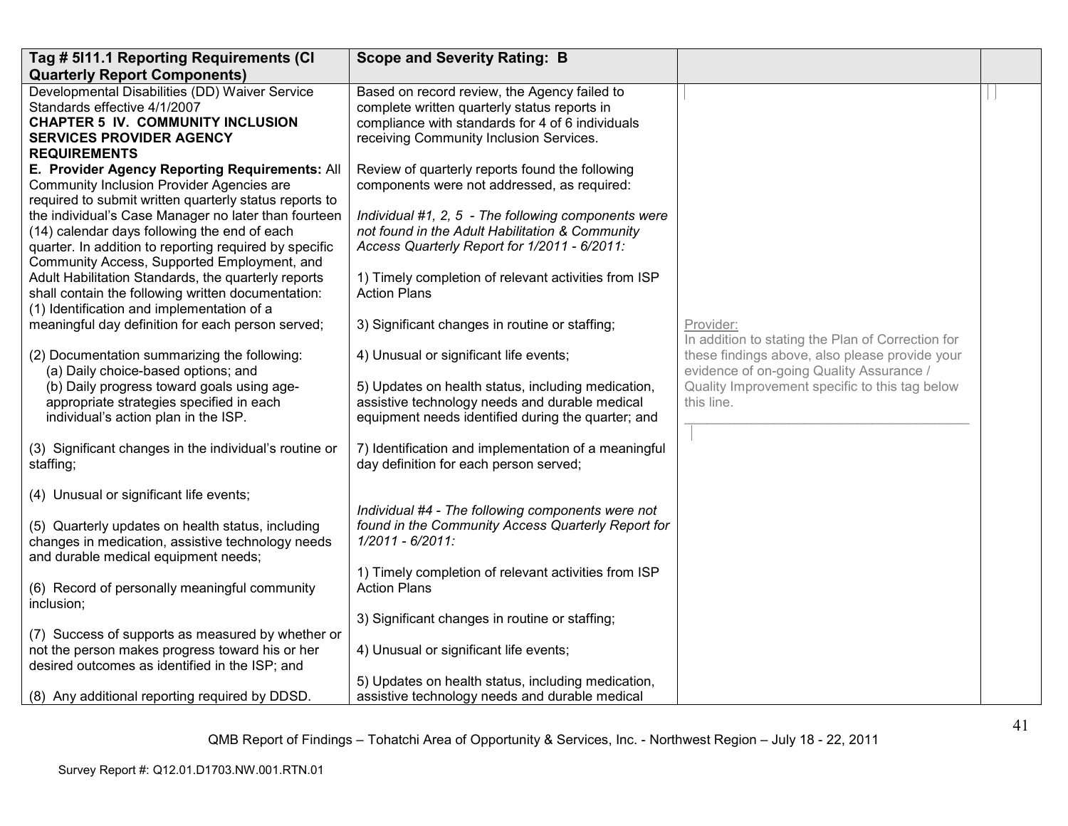| Tag # 5I11.1 Reporting Requirements (CI Quarterly Report Components) | Scope and Severity Rating: B | | |
|---|---|---|---|
| Developmental Disabilities (DD) Waiver Service Standards effective 4/1/2007<br>**CHAPTER 5 IV. COMMUNITY INCLUSION SERVICES PROVIDER AGENCY REQUIREMENTS**<br>**E. Provider Agency Reporting Requirements:** All Community Inclusion Provider Agencies are required to submit written quarterly status reports to the individual's Case Manager no later than fourteen (14) calendar days following the end of each quarter. In addition to reporting required by specific Community Access, Supported Employment, and Adult Habilitation Standards, the quarterly reports shall contain the following written documentation:<br>(1) Identification and implementation of a meaningful day definition for each person served;<br><br>(2) Documentation summarizing the following:<br>(a) Daily choice-based options; and<br>(b) Daily progress toward goals using age-appropriate strategies specified in each individual's action plan in the ISP.<br><br>(3) Significant changes in the individual's routine or staffing;<br><br>(4) Unusual or significant life events;<br><br>(5) Quarterly updates on health status, including changes in medication, assistive technology needs and durable medical equipment needs;<br><br>(6) Record of personally meaningful community inclusion;<br><br>(7) Success of supports as measured by whether or not the person makes progress toward his or her desired outcomes as identified in the ISP; and<br><br>(8) Any additional reporting required by DDSD. | Based on record review, the Agency failed to complete written quarterly status reports in compliance with standards for 4 of 6 individuals receiving Community Inclusion Services.<br><br>Review of quarterly reports found the following components were not addressed, as required:<br><br>*Individual #1, 2, 5 - The following components were not found in the Adult Habilitation & Community Access Quarterly Report for 1/2011 - 6/2011:*<br><br>1) Timely completion of relevant activities from ISP Action Plans<br><br>3) Significant changes in routine or staffing;<br><br>4) Unusual or significant life events;<br><br>5) Updates on health status, including medication, assistive technology needs and durable medical equipment needs identified during the quarter; and<br><br>7) Identification and implementation of a meaningful day definition for each person served;<br><br>*Individual #4 - The following components were not found in the Community Access Quarterly Report for 1/2011 - 6/2011:*<br><br>1) Timely completion of relevant activities from ISP Action Plans<br><br>3) Significant changes in routine or staffing;<br><br>4) Unusual or significant life events;<br><br>5) Updates on health status, including medication, assistive technology needs and durable medical | Provider:<br>In addition to stating the Plan of Correction for these findings above, also please provide your evidence of on-going Quality Assurance / Quality Improvement specific to this tag below this line.<br>______________________________________ | |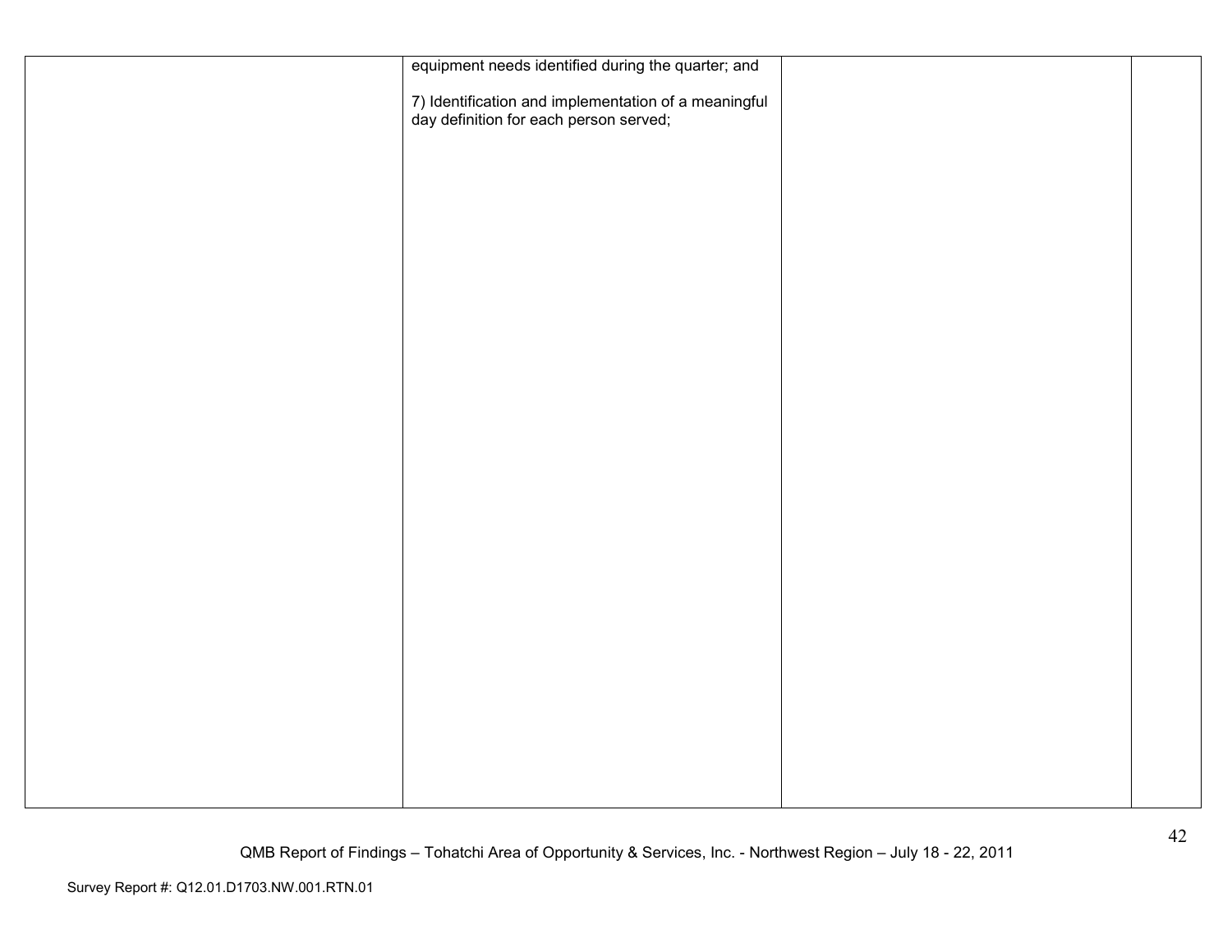| | | | |
|---|---|---|---|
| | equipment needs identified during the quarter; and<br><br>7) Identification and implementation of a meaningful day definition for each person served; | | |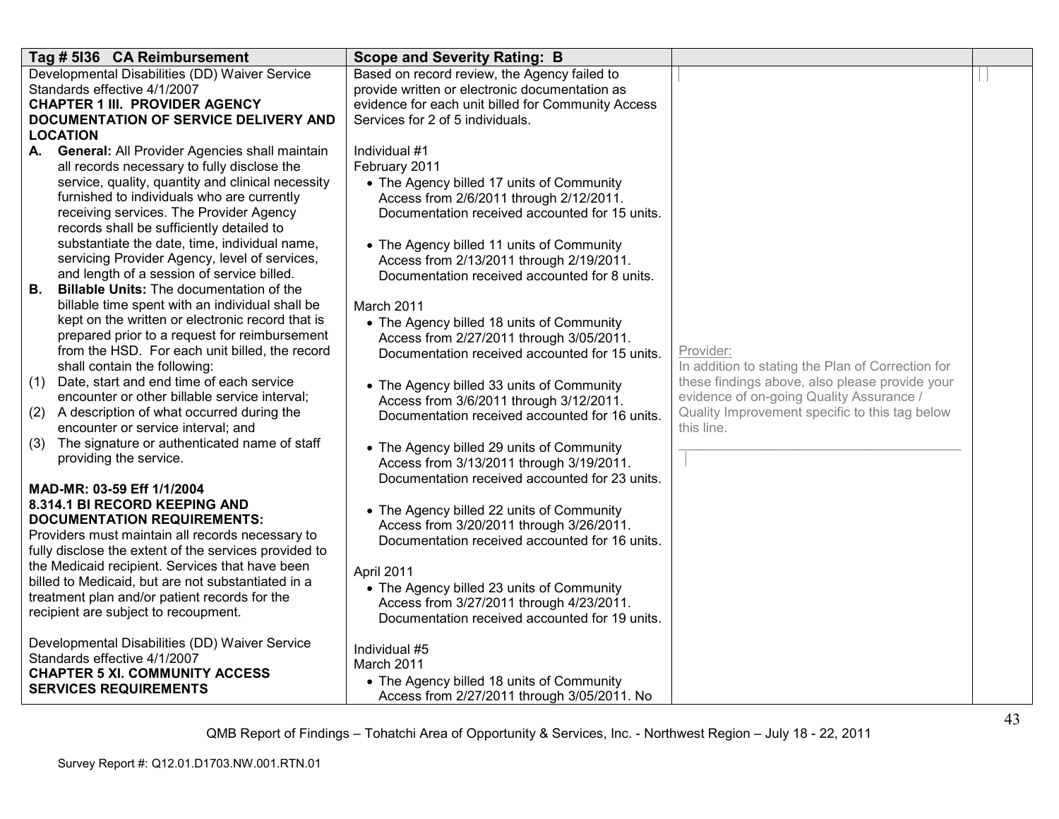| Tag # 5I36 CA Reimbursement | Scope and Severity Rating: B | | |
|---|---|---|---|
| Developmental Disabilities (DD) Waiver Service Standards effective 4/1/2007<br>**CHAPTER 1 III. PROVIDER AGENCY DOCUMENTATION OF SERVICE DELIVERY AND LOCATION**<br>**A. General:** All Provider Agencies shall maintain all records necessary to fully disclose the service, quality, quantity and clinical necessity furnished to individuals who are currently receiving services. The Provider Agency records shall be sufficiently detailed to substantiate the date, time, individual name, servicing Provider Agency, level of services, and length of a session of service billed.<br>**B. Billable Units:** The documentation of the billable time spent with an individual shall be kept on the written or electronic record that is prepared prior to a request for reimbursement from the HSD. For each unit billed, the record shall contain the following:<br>(1) Date, start and end time of each service encounter or other billable service interval;<br>(2) A description of what occurred during the encounter or service interval; and<br>(3) The signature or authenticated name of staff providing the service.<br><br>**MAD-MR: 03-59 Eff 1/1/2004**<br>**8.314.1 BI RECORD KEEPING AND DOCUMENTATION REQUIREMENTS:**<br>Providers must maintain all records necessary to fully disclose the extent of the services provided to the Medicaid recipient. Services that have been billed to Medicaid, but are not substantiated in a treatment plan and/or patient records for the recipient are subject to recoupment.<br><br>Developmental Disabilities (DD) Waiver Service Standards effective 4/1/2007<br>**CHAPTER 5 XI. COMMUNITY ACCESS SERVICES REQUIREMENTS** | Based on record review, the Agency failed to provide written or electronic documentation as evidence for each unit billed for Community Access Services for 2 of 5 individuals.<br><br>Individual #1<br>February 2011<br>• The Agency billed 17 units of Community Access from 2/6/2011 through 2/12/2011. Documentation received accounted for 15 units.<br>• The Agency billed 11 units of Community Access from 2/13/2011 through 2/19/2011. Documentation received accounted for 8 units.<br><br>March 2011<br>• The Agency billed 18 units of Community Access from 2/27/2011 through 3/05/2011. Documentation received accounted for 15 units.<br>• The Agency billed 33 units of Community Access from 3/6/2011 through 3/12/2011. Documentation received accounted for 16 units.<br>• The Agency billed 29 units of Community Access from 3/13/2011 through 3/19/2011. Documentation received accounted for 23 units.<br>• The Agency billed 22 units of Community Access from 3/20/2011 through 3/26/2011. Documentation received accounted for 16 units.<br><br>April 2011<br>• The Agency billed 23 units of Community Access from 3/27/2011 through 4/23/2011. Documentation received accounted for 19 units.<br><br>Individual #5<br>March 2011<br>• The Agency billed 18 units of Community Access from 2/27/2011 through 3/05/2011. No | Provider:<br>In addition to stating the Plan of Correction for these findings above, also please provide your evidence of on-going Quality Assurance / Quality Improvement specific to this tag below this line.<br>______________________________________ | |

QMB Report of Findings – Tohatchi Area of Opportunity & Services, Inc. - Northwest Region – July 18 - 22, 2011

Survey Report #: Q12.01.D1703.NW.001.RTN.01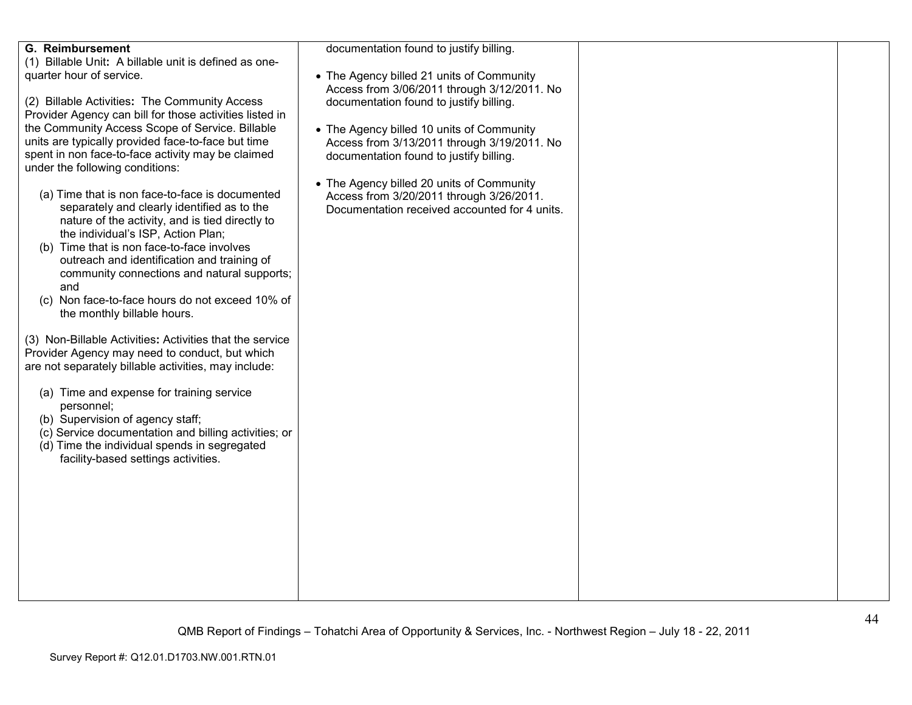| | | | |
|---|---|---|---|
| **G. Reimbursement**<br>(1) Billable Unit**:** A billable unit is defined as one-quarter hour of service.<br><br>(2) Billable Activities**:** The Community Access Provider Agency can bill for those activities listed in the Community Access Scope of Service. Billable units are typically provided face-to-face but time spent in non face-to-face activity may be claimed under the following conditions:<br><br>(a) Time that is non face-to-face is documented separately and clearly identified as to the nature of the activity, and is tied directly to the individual's ISP, Action Plan;<br>(b) Time that is non face-to-face involves outreach and identification and training of community connections and natural supports; and<br>(c) Non face-to-face hours do not exceed 10% of the monthly billable hours.<br><br>(3) Non-Billable Activities**:** Activities that the service Provider Agency may need to conduct, but which are not separately billable activities, may include:<br><br>(a) Time and expense for training service personnel;<br>(b) Supervision of agency staff;<br>(c) Service documentation and billing activities; or<br>(d) Time the individual spends in segregated facility-based settings activities. | documentation found to justify billing.<br><br>• The Agency billed 21 units of Community Access from 3/06/2011 through 3/12/2011. No documentation found to justify billing.<br><br>• The Agency billed 10 units of Community Access from 3/13/2011 through 3/19/2011. No documentation found to justify billing.<br><br>• The Agency billed 20 units of Community Access from 3/20/2011 through 3/26/2011. Documentation received accounted for 4 units. | | |

QMB Report of Findings – Tohatchi Area of Opportunity & Services, Inc. - Northwest Region – July 18 - 22, 2011

Survey Report #: Q12.01.D1703.NW.001.RTN.01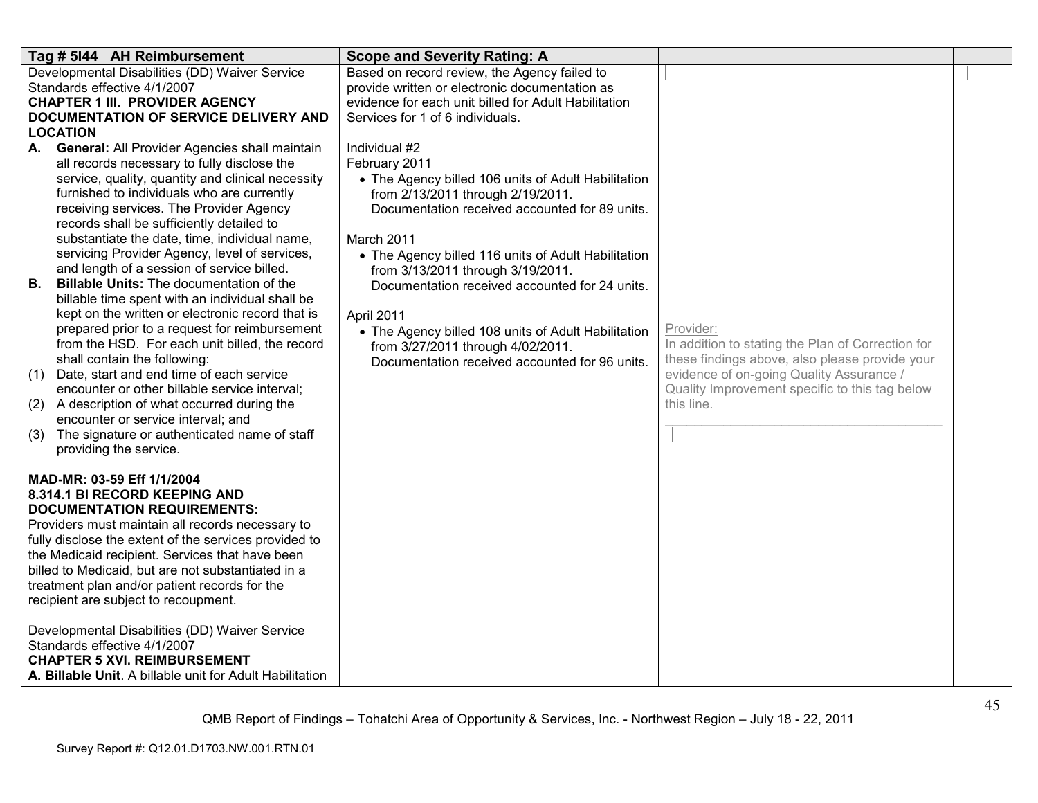| Tag # 5I44 AH Reimbursement | Scope and Severity Rating: A | | |
|---|---|---|---|
| Developmental Disabilities (DD) Waiver Service Standards effective 4/1/2007<br>**CHAPTER 1 III. PROVIDER AGENCY DOCUMENTATION OF SERVICE DELIVERY AND LOCATION**<br>**A. General:** All Provider Agencies shall maintain all records necessary to fully disclose the service, quality, quantity and clinical necessity furnished to individuals who are currently receiving services. The Provider Agency records shall be sufficiently detailed to substantiate the date, time, individual name, servicing Provider Agency, level of services, and length of a session of service billed.<br>**B. Billable Units:** The documentation of the billable time spent with an individual shall be kept on the written or electronic record that is prepared prior to a request for reimbursement from the HSD. For each unit billed, the record shall contain the following:<br>(1) Date, start and end time of each service encounter or other billable service interval;<br>(2) A description of what occurred during the encounter or service interval; and<br>(3) The signature or authenticated name of staff providing the service.<br><br>**MAD-MR: 03-59 Eff 1/1/2004**<br>**8.314.1 BI RECORD KEEPING AND DOCUMENTATION REQUIREMENTS:**<br>Providers must maintain all records necessary to fully disclose the extent of the services provided to the Medicaid recipient. Services that have been billed to Medicaid, but are not substantiated in a treatment plan and/or patient records for the recipient are subject to recoupment.<br><br>Developmental Disabilities (DD) Waiver Service Standards effective 4/1/2007<br>**CHAPTER 5 XVI. REIMBURSEMENT**<br>**A. Billable Unit**. A billable unit for Adult Habilitation | Based on record review, the Agency failed to provide written or electronic documentation as evidence for each unit billed for Adult Habilitation Services for 1 of 6 individuals.<br><br>Individual #2<br>February 2011<br>• The Agency billed 106 units of Adult Habilitation from 2/13/2011 through 2/19/2011. Documentation received accounted for 89 units.<br><br>March 2011<br>• The Agency billed 116 units of Adult Habilitation from 3/13/2011 through 3/19/2011. Documentation received accounted for 24 units.<br><br>April 2011<br>• The Agency billed 108 units of Adult Habilitation from 3/27/2011 through 4/02/2011. Documentation received accounted for 96 units. | Provider:<br>In addition to stating the Plan of Correction for these findings above, also please provide your evidence of on-going Quality Assurance / Quality Improvement specific to this tag below this line.<br>________________________________________ | |

QMB Report of Findings – Tohatchi Area of Opportunity & Services, Inc. - Northwest Region – July 18 - 22, 2011

Survey Report #: Q12.01.D1703.NW.001.RTN.01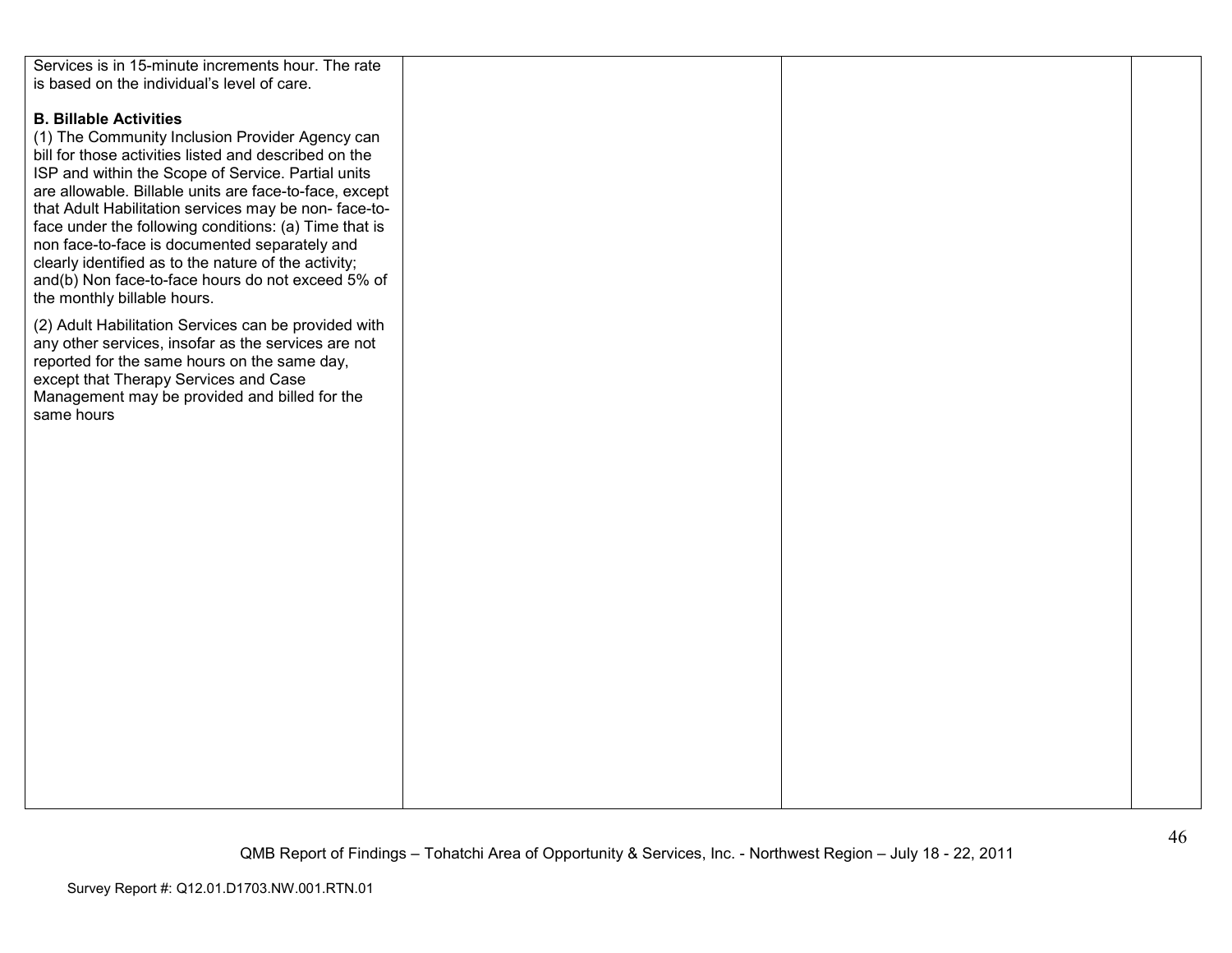| | | | |
|---|---|---|---|
| Services is in 15-minute increments hour. The rate is based on the individual's level of care.<br><br>**B. Billable Activities**<br>(1) The Community Inclusion Provider Agency can bill for those activities listed and described on the ISP and within the Scope of Service. Partial units are allowable. Billable units are face-to-face, except that Adult Habilitation services may be non- face-to-face under the following conditions: (a) Time that is non face-to-face is documented separately and clearly identified as to the nature of the activity; and(b) Non face-to-face hours do not exceed 5% of the monthly billable hours.<br><br>(2) Adult Habilitation Services can be provided with any other services, insofar as the services are not reported for the same hours on the same day, except that Therapy Services and Case Management may be provided and billed for the same hours | | | |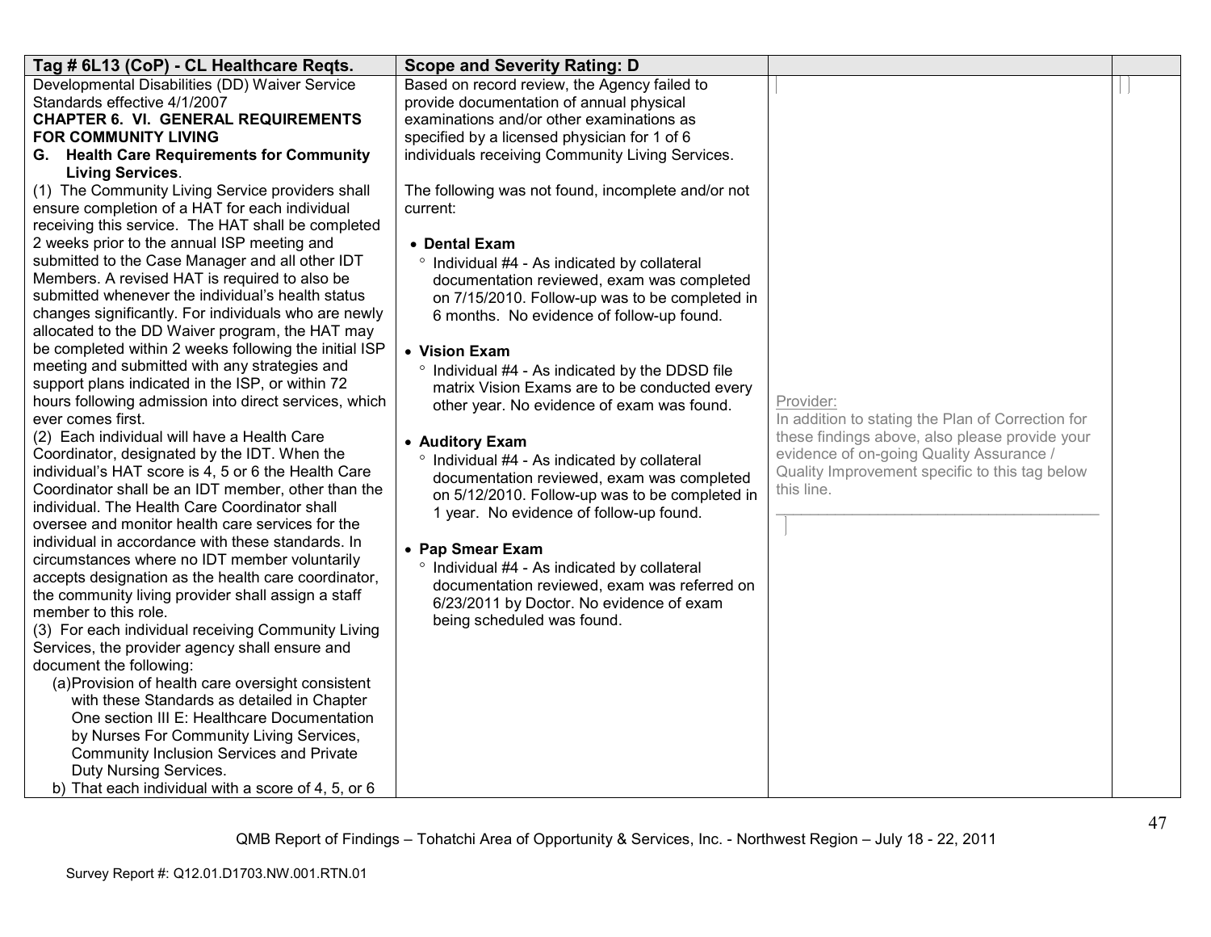| Tag # 6L13 (CoP) - CL Healthcare Reqts. | Scope and Severity Rating: D | | |
|---|---|---|---|
| Developmental Disabilities (DD) Waiver Service Standards effective 4/1/2007<br>**CHAPTER 6. VI. GENERAL REQUIREMENTS FOR COMMUNITY LIVING**<br>**G. Health Care Requirements for Community Living Services**.<br>(1) The Community Living Service providers shall ensure completion of a HAT for each individual receiving this service. The HAT shall be completed 2 weeks prior to the annual ISP meeting and submitted to the Case Manager and all other IDT Members. A revised HAT is required to also be submitted whenever the individual's health status changes significantly. For individuals who are newly allocated to the DD Waiver program, the HAT may be completed within 2 weeks following the initial ISP meeting and submitted with any strategies and support plans indicated in the ISP, or within 72 hours following admission into direct services, which ever comes first.<br>(2) Each individual will have a Health Care Coordinator, designated by the IDT. When the individual's HAT score is 4, 5 or 6 the Health Care Coordinator shall be an IDT member, other than the individual. The Health Care Coordinator shall oversee and monitor health care services for the individual in accordance with these standards. In circumstances where no IDT member voluntarily accepts designation as the health care coordinator, the community living provider shall assign a staff member to this role.<br>(3) For each individual receiving Community Living Services, the provider agency shall ensure and document the following:<br>(a)Provision of health care oversight consistent with these Standards as detailed in Chapter One section III E: Healthcare Documentation by Nurses For Community Living Services, Community Inclusion Services and Private Duty Nursing Services.<br>b) That each individual with a score of 4, 5, or 6 | Based on record review, the Agency failed to provide documentation of annual physical examinations and/or other examinations as specified by a licensed physician for 1 of 6 individuals receiving Community Living Services.<br><br>The following was not found, incomplete and/or not current:<br><br>• **Dental Exam**<br>° Individual #4 - As indicated by collateral documentation reviewed, exam was completed on 7/15/2010. Follow-up was to be completed in 6 months. No evidence of follow-up found.<br><br>• **Vision Exam**<br>° Individual #4 - As indicated by the DDSD file matrix Vision Exams are to be conducted every other year. No evidence of exam was found.<br><br>• **Auditory Exam**<br>° Individual #4 - As indicated by collateral documentation reviewed, exam was completed on 5/12/2010. Follow-up was to be completed in 1 year. No evidence of follow-up found.<br><br>• **Pap Smear Exam**<br>° Individual #4 - As indicated by collateral documentation reviewed, exam was referred on 6/23/2011 by Doctor. No evidence of exam being scheduled was found. | Provider:<br>In addition to stating the Plan of Correction for these findings above, also please provide your evidence of on-going Quality Assurance / Quality Improvement specific to this tag below this line.<br>______________________________ | |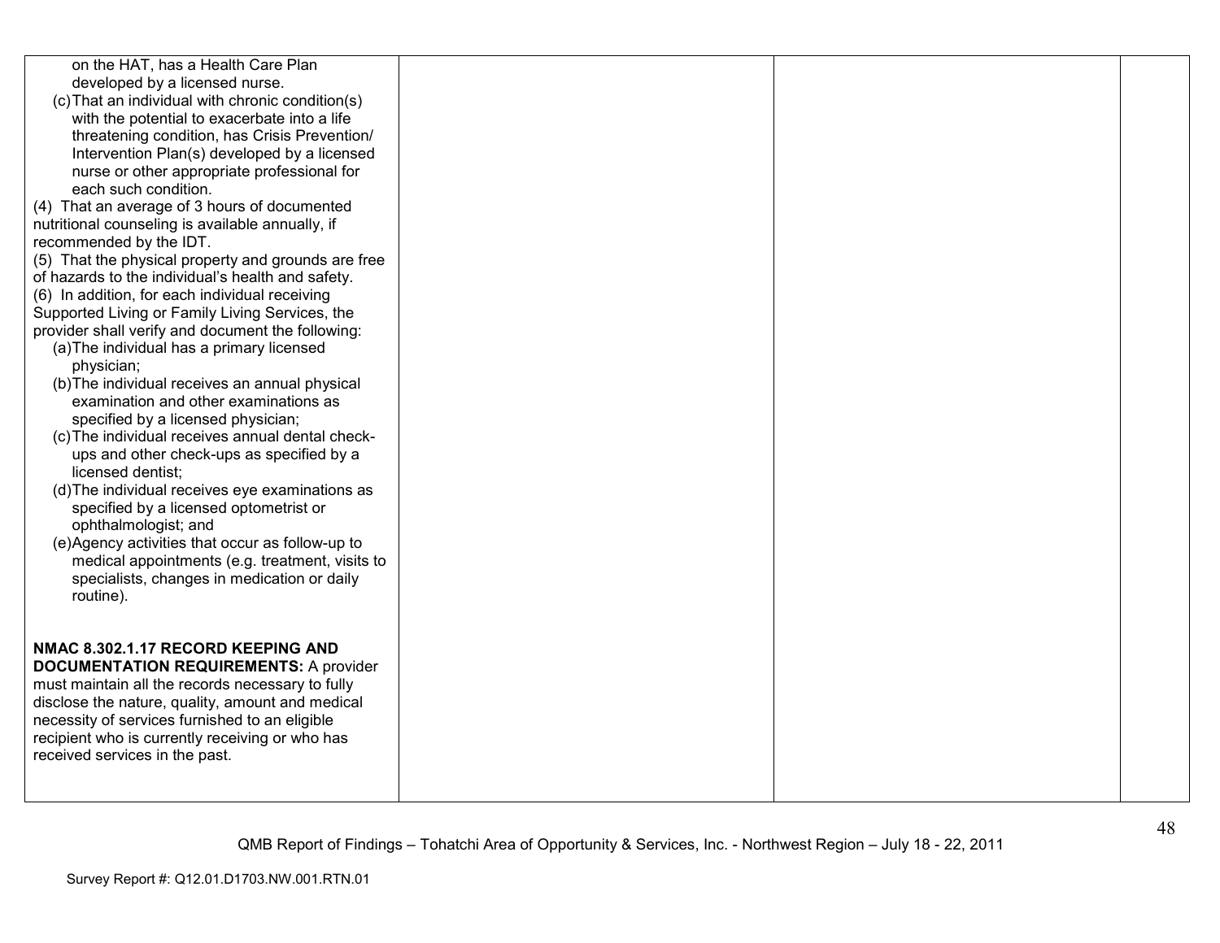| | | | |
|---|---|---|---|
| on the HAT, has a Health Care Plan developed by a licensed nurse.<br>(c) That an individual with chronic condition(s) with the potential to exacerbate into a life threatening condition, has Crisis Prevention/ Intervention Plan(s) developed by a licensed nurse or other appropriate professional for each such condition.<br>(4) That an average of 3 hours of documented nutritional counseling is available annually, if recommended by the IDT.<br>(5) That the physical property and grounds are free of hazards to the individual's health and safety.<br>(6) In addition, for each individual receiving Supported Living or Family Living Services, the provider shall verify and document the following:<br>(a) The individual has a primary licensed physician;<br>(b) The individual receives an annual physical examination and other examinations as specified by a licensed physician;<br>(c) The individual receives annual dental check-ups and other check-ups as specified by a licensed dentist;<br>(d) The individual receives eye examinations as specified by a licensed optometrist or ophthalmologist; and<br>(e) Agency activities that occur as follow-up to medical appointments (e.g. treatment, visits to specialists, changes in medication or daily routine).<br><br>**NMAC 8.302.1.17 RECORD KEEPING AND DOCUMENTATION REQUIREMENTS:** A provider must maintain all the records necessary to fully disclose the nature, quality, amount and medical necessity of services furnished to an eligible recipient who is currently receiving or who has received services in the past. | | | |

QMB Report of Findings – Tohatchi Area of Opportunity & Services, Inc. - Northwest Region – July 18 - 22, 2011

Survey Report #: Q12.01.D1703.NW.001.RTN.01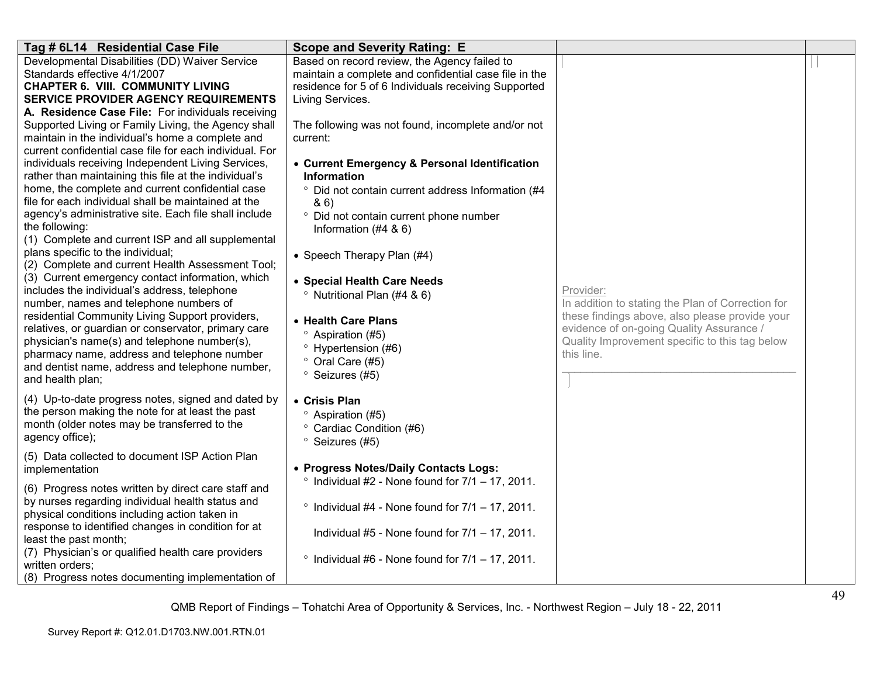| Tag # 6L14 Residential Case File | Scope and Severity Rating: E | | |
|---|---|---|---|
| Developmental Disabilities (DD) Waiver Service Standards effective 4/1/2007<br>**CHAPTER 6. VIII. COMMUNITY LIVING SERVICE PROVIDER AGENCY REQUIREMENTS**<br>**A. Residence Case File:** For individuals receiving Supported Living or Family Living, the Agency shall maintain in the individual's home a complete and current confidential case file for each individual. For individuals receiving Independent Living Services, rather than maintaining this file at the individual's home, the complete and current confidential case file for each individual shall be maintained at the agency's administrative site. Each file shall include the following:<br>(1) Complete and current ISP and all supplemental plans specific to the individual;<br>(2) Complete and current Health Assessment Tool;<br>(3) Current emergency contact information, which includes the individual's address, telephone number, names and telephone numbers of residential Community Living Support providers, relatives, or guardian or conservator, primary care physician's name(s) and telephone number(s), pharmacy name, address and telephone number and dentist name, address and telephone number, and health plan;<br><br>(4) Up-to-date progress notes, signed and dated by the person making the note for at least the past month (older notes may be transferred to the agency office);<br><br>(5) Data collected to document ISP Action Plan implementation<br><br>(6) Progress notes written by direct care staff and by nurses regarding individual health status and physical conditions including action taken in response to identified changes in condition for at least the past month;<br>(7) Physician's or qualified health care providers written orders;<br>(8) Progress notes documenting implementation of | Based on record review, the Agency failed to maintain a complete and confidential case file in the residence for 5 of 6 Individuals receiving Supported Living Services.<br><br>The following was not found, incomplete and/or not current:<br><br>• **Current Emergency & Personal Identification Information**<br>° Did not contain current address Information (#4 & 6)<br>° Did not contain current phone number Information (#4 & 6)<br><br>• Speech Therapy Plan (#4)<br><br>• **Special Health Care Needs**<br>° Nutritional Plan (#4 & 6)<br><br>• **Health Care Plans**<br>° Aspiration (#5)<br>° Hypertension (#6)<br>° Oral Care (#5)<br>° Seizures (#5)<br><br>• **Crisis Plan**<br>° Aspiration (#5)<br>° Cardiac Condition (#6)<br>° Seizures (#5)<br><br>• **Progress Notes/Daily Contacts Logs:**<br>° Individual #2 - None found for 7/1 – 17, 2011.<br><br>° Individual #4 - None found for 7/1 – 17, 2011.<br><br>Individual #5 - None found for 7/1 – 17, 2011.<br><br>° Individual #6 - None found for 7/1 – 17, 2011. | Provider:<br>In addition to stating the Plan of Correction for these findings above, also please provide your evidence of on-going Quality Assurance / Quality Improvement specific to this tag below this line.<br>______________________________________ | |

QMB Report of Findings – Tohatchi Area of Opportunity & Services, Inc. - Northwest Region – July 18 - 22, 2011

Survey Report #: Q12.01.D1703.NW.001.RTN.01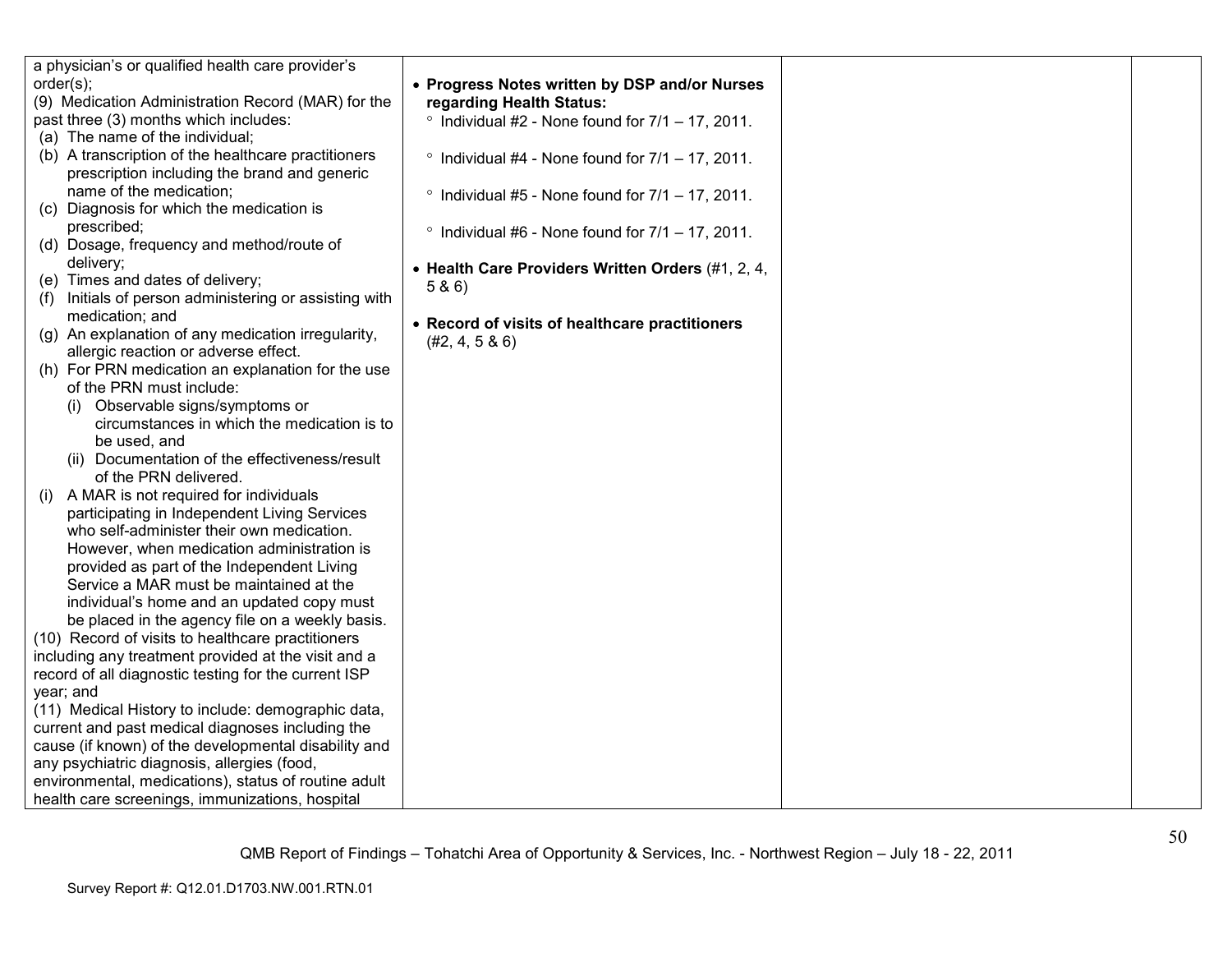| | | | |
|---|---|---|---|
| a physician's or qualified health care provider's order(s);<br>(9) Medication Administration Record (MAR) for the past three (3) months which includes:<br>(a) The name of the individual;<br>(b) A transcription of the healthcare practitioners prescription including the brand and generic name of the medication;<br>(c) Diagnosis for which the medication is prescribed;<br>(d) Dosage, frequency and method/route of delivery;<br>(e) Times and dates of delivery;<br>(f) Initials of person administering or assisting with medication; and<br>(g) An explanation of any medication irregularity, allergic reaction or adverse effect.<br>(h) For PRN medication an explanation for the use of the PRN must include:<br>(i) Observable signs/symptoms or circumstances in which the medication is to be used, and<br>(ii) Documentation of the effectiveness/result of the PRN delivered.<br>(i) A MAR is not required for individuals participating in Independent Living Services who self-administer their own medication. However, when medication administration is provided as part of the Independent Living Service a MAR must be maintained at the individual's home and an updated copy must be placed in the agency file on a weekly basis.<br>(10) Record of visits to healthcare practitioners including any treatment provided at the visit and a record of all diagnostic testing for the current ISP year; and<br>(11) Medical History to include: demographic data, current and past medical diagnoses including the cause (if known) of the developmental disability and any psychiatric diagnosis, allergies (food, environmental, medications), status of routine adult health care screenings, immunizations, hospital | • **Progress Notes written by DSP and/or Nurses regarding Health Status:**<br>° Individual #2 - None found for 7/1 – 17, 2011.<br>° Individual #4 - None found for 7/1 – 17, 2011.<br>° Individual #5 - None found for 7/1 – 17, 2011.<br>° Individual #6 - None found for 7/1 – 17, 2011.<br>• **Health Care Providers Written Orders** (#1, 2, 4, 5 & 6)<br>• **Record of visits of healthcare practitioners** (#2, 4, 5 & 6) | | |

QMB Report of Findings – Tohatchi Area of Opportunity & Services, Inc. - Northwest Region – July 18 - 22, 2011

Survey Report #: Q12.01.D1703.NW.001.RTN.01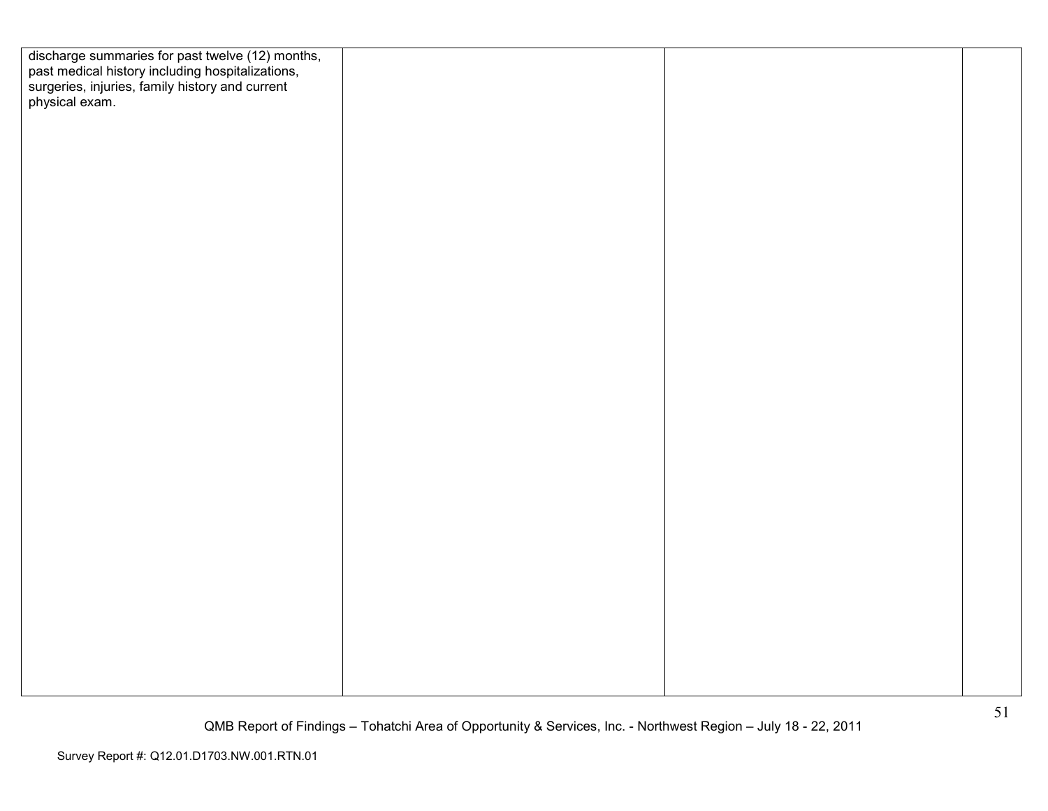| | | | |
|---|---|---|---|
| discharge summaries for past twelve (12) months, past medical history including hospitalizations, surgeries, injuries, family history and current physical exam. | | | |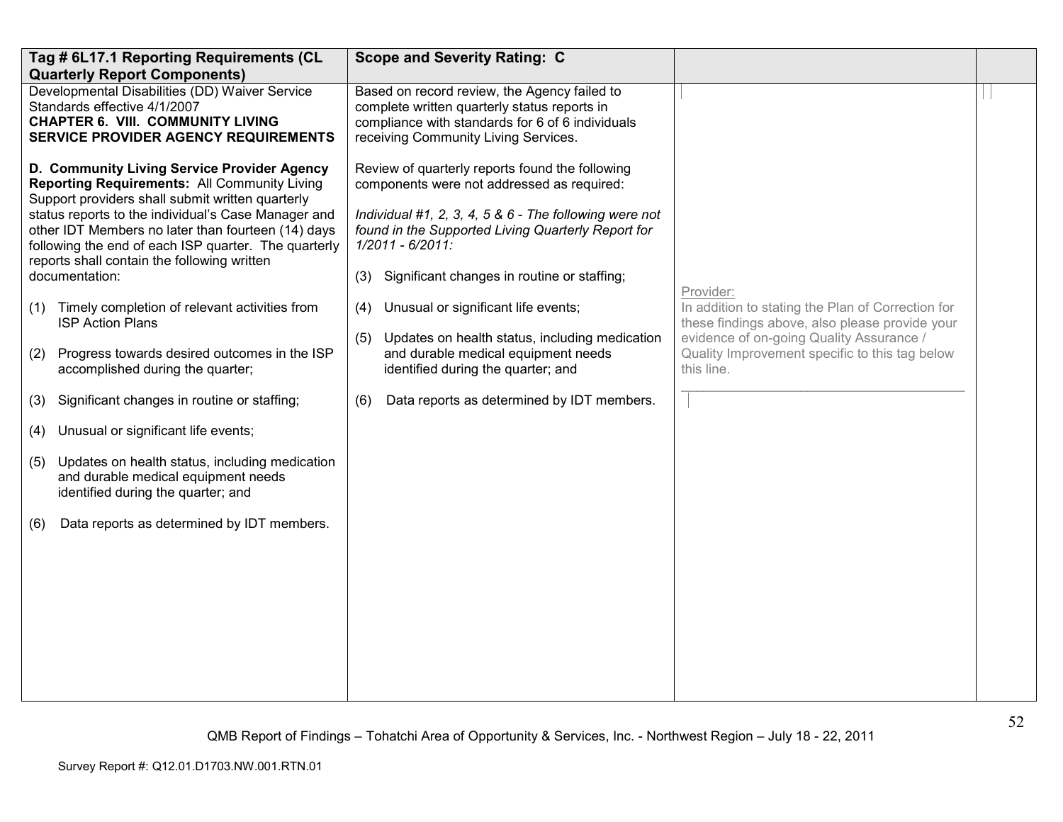| Tag # 6L17.1 Reporting Requirements (CL Quarterly Report Components) | Scope and Severity Rating: C | | |
|---|---|---|---|
| Developmental Disabilities (DD) Waiver Service Standards effective 4/1/2007<br>**CHAPTER 6. VIII. COMMUNITY LIVING SERVICE PROVIDER AGENCY REQUIREMENTS**<br><br>**D. Community Living Service Provider Agency Reporting Requirements:** All Community Living Support providers shall submit written quarterly status reports to the individual's Case Manager and other IDT Members no later than fourteen (14) days following the end of each ISP quarter. The quarterly reports shall contain the following written documentation:<br><br>(1) Timely completion of relevant activities from ISP Action Plans<br><br>(2) Progress towards desired outcomes in the ISP accomplished during the quarter;<br><br>(3) Significant changes in routine or staffing;<br><br>(4) Unusual or significant life events;<br><br>(5) Updates on health status, including medication and durable medical equipment needs identified during the quarter; and<br><br>(6) Data reports as determined by IDT members. | Based on record review, the Agency failed to complete written quarterly status reports in compliance with standards for 6 of 6 individuals receiving Community Living Services.<br><br>Review of quarterly reports found the following components were not addressed as required:<br><br>*Individual #1, 2, 3, 4, 5 & 6 - The following were not found in the Supported Living Quarterly Report for 1/2011 - 6/2011:*<br><br>(3) Significant changes in routine or staffing;<br><br>(4) Unusual or significant life events;<br><br>(5) Updates on health status, including medication and durable medical equipment needs identified during the quarter; and<br><br>(6) Data reports as determined by IDT members. | Provider:<br>In addition to stating the Plan of Correction for these findings above, also please provide your evidence of on-going Quality Assurance / Quality Improvement specific to this tag below this line.<br>_______________________________________ | |

QMB Report of Findings – Tohatchi Area of Opportunity & Services, Inc. - Northwest Region – July 18 - 22, 2011

Survey Report #: Q12.01.D1703.NW.001.RTN.01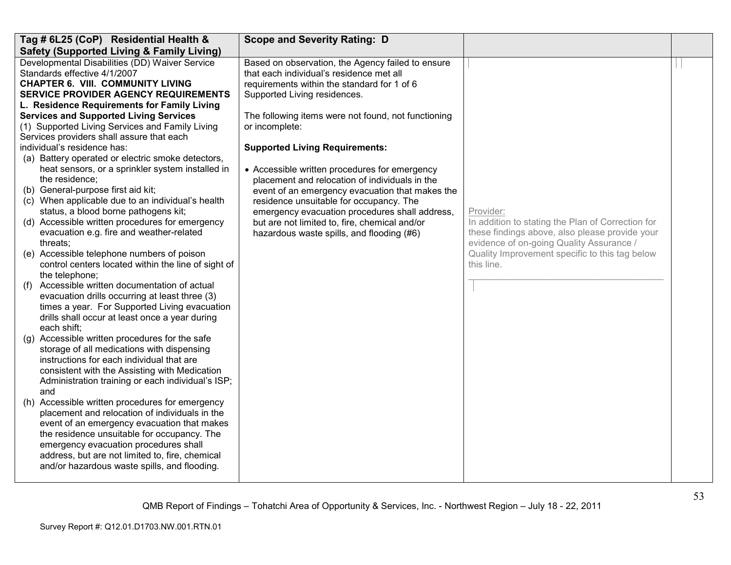| Tag # 6L25 (CoP) Residential Health & Safety (Supported Living & Family Living) | Scope and Severity Rating: D | | |
|---|---|---|---|
| Developmental Disabilities (DD) Waiver Service Standards effective 4/1/2007<br>**CHAPTER 6. VIII. COMMUNITY LIVING SERVICE PROVIDER AGENCY REQUIREMENTS**<br>**L. Residence Requirements for Family Living Services and Supported Living Services**<br>(1) Supported Living Services and Family Living Services providers shall assure that each individual's residence has:<br>(a) Battery operated or electric smoke detectors, heat sensors, or a sprinkler system installed in the residence;<br>(b) General-purpose first aid kit;<br>(c) When applicable due to an individual's health status, a blood borne pathogens kit;<br>(d) Accessible written procedures for emergency evacuation e.g. fire and weather-related threats;<br>(e) Accessible telephone numbers of poison control centers located within the line of sight of the telephone;<br>(f) Accessible written documentation of actual evacuation drills occurring at least three (3) times a year. For Supported Living evacuation drills shall occur at least once a year during each shift;<br>(g) Accessible written procedures for the safe storage of all medications with dispensing instructions for each individual that are consistent with the Assisting with Medication Administration training or each individual's ISP; and<br>(h) Accessible written procedures for emergency placement and relocation of individuals in the event of an emergency evacuation that makes the residence unsuitable for occupancy. The emergency evacuation procedures shall address, but are not limited to, fire, chemical and/or hazardous waste spills, and flooding. | Based on observation, the Agency failed to ensure that each individual's residence met all requirements within the standard for 1 of 6 Supported Living residences.<br><br>The following items were not found, not functioning or incomplete:<br><br>**Supported Living Requirements:**<br><br>• Accessible written procedures for emergency placement and relocation of individuals in the event of an emergency evacuation that makes the residence unsuitable for occupancy. The emergency evacuation procedures shall address, but are not limited to, fire, chemical and/or hazardous waste spills, and flooding (#6) | Provider:<br>In addition to stating the Plan of Correction for these findings above, also please provide your evidence of on-going Quality Assurance / Quality Improvement specific to this tag below this line.<br>______________________________________ | |

QMB Report of Findings – Tohatchi Area of Opportunity & Services, Inc. - Northwest Region – July 18 - 22, 2011

Survey Report #: Q12.01.D1703.NW.001.RTN.01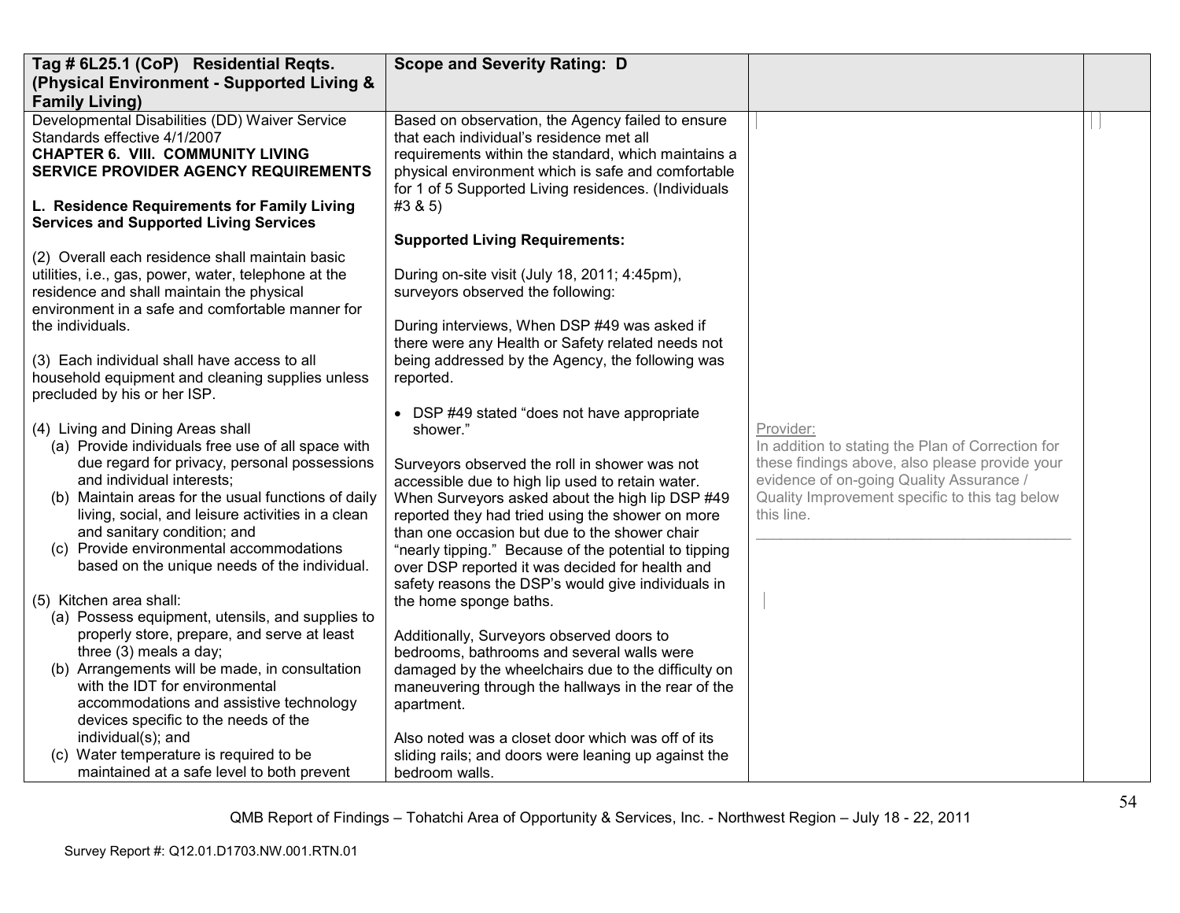| Tag # 6L25.1 (CoP) Residential Reqts. (Physical Environment - Supported Living & Family Living) | Scope and Severity Rating: D | | |
|---|---|---|---|
| Developmental Disabilities (DD) Waiver Service Standards effective 4/1/2007<br>**CHAPTER 6. VIII. COMMUNITY LIVING SERVICE PROVIDER AGENCY REQUIREMENTS**<br><br>**L. Residence Requirements for Family Living Services and Supported Living Services**<br><br>(2) Overall each residence shall maintain basic utilities, i.e., gas, power, water, telephone at the residence and shall maintain the physical environment in a safe and comfortable manner for the individuals.<br><br>(3) Each individual shall have access to all household equipment and cleaning supplies unless precluded by his or her ISP.<br><br>(4) Living and Dining Areas shall<br>(a) Provide individuals free use of all space with due regard for privacy, personal possessions and individual interests;<br>(b) Maintain areas for the usual functions of daily living, social, and leisure activities in a clean and sanitary condition; and<br>(c) Provide environmental accommodations based on the unique needs of the individual.<br><br>(5) Kitchen area shall:<br>(a) Possess equipment, utensils, and supplies to properly store, prepare, and serve at least three (3) meals a day;<br>(b) Arrangements will be made, in consultation with the IDT for environmental accommodations and assistive technology devices specific to the needs of the individual(s); and<br>(c) Water temperature is required to be maintained at a safe level to both prevent | Based on observation, the Agency failed to ensure that each individual's residence met all requirements within the standard, which maintains a physical environment which is safe and comfortable for 1 of 5 Supported Living residences. (Individuals #3 & 5)<br><br>**Supported Living Requirements:**<br><br>During on-site visit (July 18, 2011; 4:45pm), surveyors observed the following:<br><br>During interviews, When DSP #49 was asked if there were any Health or Safety related needs not being addressed by the Agency, the following was reported.<br><br>• DSP #49 stated "does not have appropriate shower."<br><br>Surveyors observed the roll in shower was not accessible due to high lip used to retain water. When Surveyors asked about the high lip DSP #49 reported they had tried using the shower on more than one occasion but due to the shower chair "nearly tipping." Because of the potential to tipping over DSP reported it was decided for health and safety reasons the DSP's would give individuals in the home sponge baths.<br><br>Additionally, Surveyors observed doors to bedrooms, bathrooms and several walls were damaged by the wheelchairs due to the difficulty on maneuvering through the hallways in the rear of the apartment.<br><br>Also noted was a closet door which was off of its sliding rails; and doors were leaning up against the bedroom walls. | Provider:<br>In addition to stating the Plan of Correction for these findings above, also please provide your evidence of on-going Quality Assurance / Quality Improvement specific to this tag below this line.<br>\_\_\_\_\_\_\_\_\_\_\_\_\_\_\_\_\_\_\_\_\_\_\_\_\_\_\_\_\_\_\_\_\_\_\_\_\_\_\_\_ | |

QMB Report of Findings – Tohatchi Area of Opportunity & Services, Inc. - Northwest Region – July 18 - 22, 2011

Survey Report #: Q12.01.D1703.NW.001.RTN.01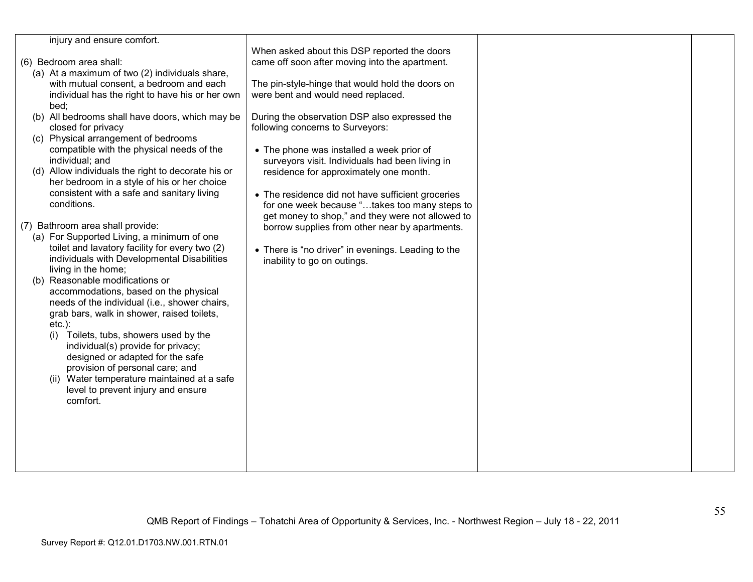| | | | |
|---|---|---|---|
| injury and ensure comfort.<br><br>(6) Bedroom area shall:<br>(a) At a maximum of two (2) individuals share, with mutual consent, a bedroom and each individual has the right to have his or her own bed;<br>(b) All bedrooms shall have doors, which may be closed for privacy<br>(c) Physical arrangement of bedrooms compatible with the physical needs of the individual; and<br>(d) Allow individuals the right to decorate his or her bedroom in a style of his or her choice consistent with a safe and sanitary living conditions.<br><br>(7) Bathroom area shall provide:<br>(a) For Supported Living, a minimum of one toilet and lavatory facility for every two (2) individuals with Developmental Disabilities living in the home;<br>(b) Reasonable modifications or accommodations, based on the physical needs of the individual (i.e., shower chairs, grab bars, walk in shower, raised toilets, etc.):<br>(i) Toilets, tubs, showers used by the individual(s) provide for privacy; designed or adapted for the safe provision of personal care; and<br>(ii) Water temperature maintained at a safe level to prevent injury and ensure comfort. | When asked about this DSP reported the doors came off soon after moving into the apartment.<br><br>The pin-style-hinge that would hold the doors on were bent and would need replaced.<br><br>During the observation DSP also expressed the following concerns to Surveyors:<br><br>• The phone was installed a week prior of surveyors visit. Individuals had been living in residence for approximately one month.<br><br>• The residence did not have sufficient groceries for one week because "…takes too many steps to get money to shop," and they were not allowed to borrow supplies from other near by apartments.<br><br>• There is "no driver" in evenings. Leading to the inability to go on outings. | | |

QMB Report of Findings – Tohatchi Area of Opportunity & Services, Inc. - Northwest Region – July 18 - 22, 2011

Survey Report #: Q12.01.D1703.NW.001.RTN.01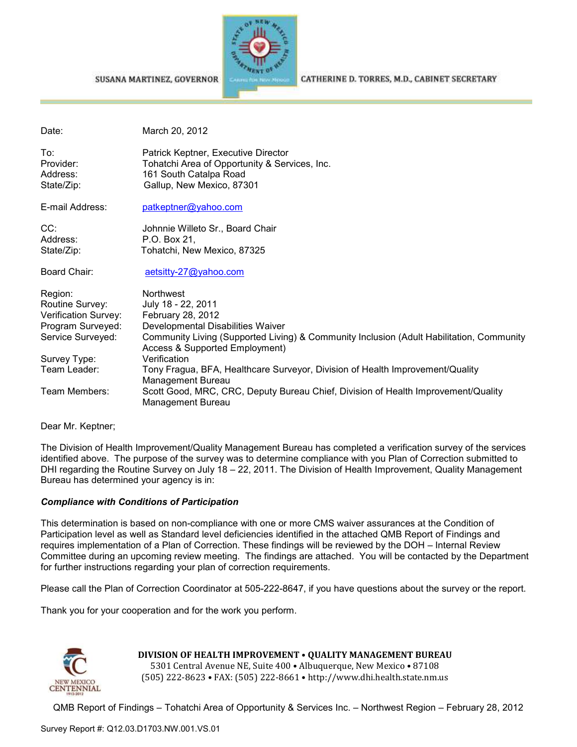SUSANA MARTINEZ, GOVERNOR

CATHERINE D. TORRES, M.D., CABINET SECRETARY

| | |
|---|---|
| Date: | March 20, 2012 |
| To: | Patrick Keptner, Executive Director |
| Provider: | Tohatchi Area of Opportunity & Services, Inc. |
| Address: | 161 South Catalpa Road |
| State/Zip: | Gallup, New Mexico, 87301 |
| E-mail Address: | patkeptner@yahoo.com |
| CC: | Johnnie Willeto Sr., Board Chair |
| Address: | P.O. Box 21, |
| State/Zip: | Tohatchi, New Mexico, 87325 |
| Board Chair: | aetsitty-27@yahoo.com |
| Region: | Northwest |
| Routine Survey: | July 18 - 22, 2011 |
| Verification Survey: | February 28, 2012 |
| Program Surveyed: | Developmental Disabilities Waiver |
| Service Surveyed: | Community Living (Supported Living) & Community Inclusion (Adult Habilitation, Community Access & Supported Employment) |
| Survey Type: | Verification |
| Team Leader: | Tony Fragua, BFA, Healthcare Surveyor, Division of Health Improvement/Quality Management Bureau |
| Team Members: | Scott Good, MRC, CRC, Deputy Bureau Chief, Division of Health Improvement/Quality Management Bureau |

Dear Mr. Keptner;

The Division of Health Improvement/Quality Management Bureau has completed a verification survey of the services identified above. The purpose of the survey was to determine compliance with you Plan of Correction submitted to DHI regarding the Routine Survey on July 18 – 22, 2011. The Division of Health Improvement, Quality Management Bureau has determined your agency is in:

***Compliance with Conditions of Participation***

This determination is based on non-compliance with one or more CMS waiver assurances at the Condition of Participation level as well as Standard level deficiencies identified in the attached QMB Report of Findings and requires implementation of a Plan of Correction. These findings will be reviewed by the DOH – Internal Review Committee during an upcoming review meeting. The findings are attached. You will be contacted by the Department for further instructions regarding your plan of correction requirements.

Please call the Plan of Correction Coordinator at 505-222-8647, if you have questions about the survey or the report.

Thank you for your cooperation and for the work you perform.

**DIVISION OF HEALTH IMPROVEMENT • QUALITY MANAGEMENT BUREAU**
5301 Central Avenue NE, Suite 400 • Albuquerque, New Mexico • 87108
(505) 222-8623 • FAX: (505) 222-8661 • http://www.dhi.health.state.nm.us

QMB Report of Findings – Tohatchi Area of Opportunity & Services Inc. – Northwest Region – February 28, 2012

Survey Report #: Q12.03.D1703.NW.001.VS.01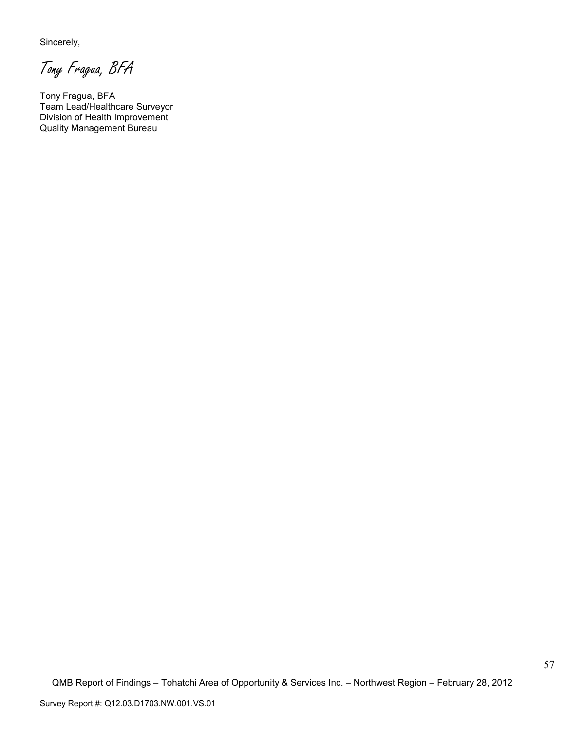Sincerely,

*Tony Fragua, BFA*

Tony Fragua, BFA
Team Lead/Healthcare Surveyor
Division of Health Improvement
Quality Management Bureau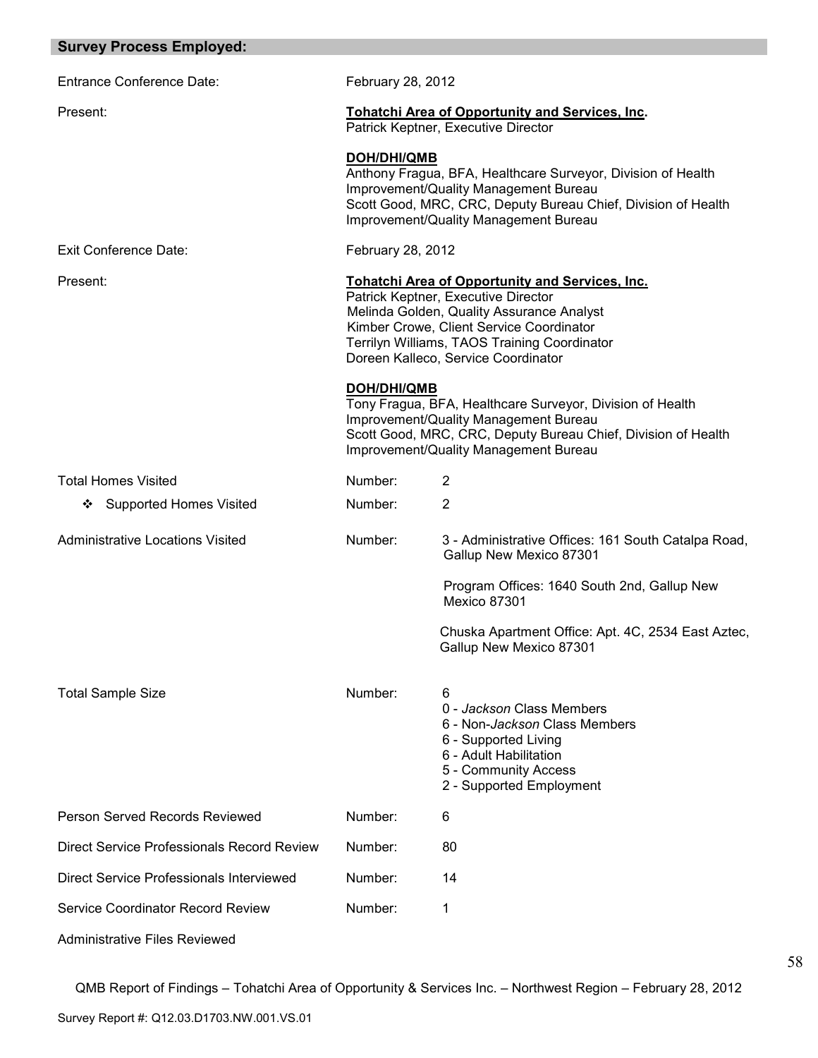## Survey Process Employed:

| | | |
|---|---|---|
| Entrance Conference Date: | February 28, 2012 | |
| Present: | **Tohatchi Area of Opportunity and Services, Inc.**<br>Patrick Keptner, Executive Director<br><br>**DOH/DHI/QMB**<br>Anthony Fragua, BFA, Healthcare Surveyor, Division of Health Improvement/Quality Management Bureau<br>Scott Good, MRC, CRC, Deputy Bureau Chief, Division of Health Improvement/Quality Management Bureau | |
| Exit Conference Date: | February 28, 2012 | |
| Present: | **Tohatchi Area of Opportunity and Services, Inc.**<br>Patrick Keptner, Executive Director<br>Melinda Golden, Quality Assurance Analyst<br>Kimber Crowe, Client Service Coordinator<br>Terrilyn Williams, TAOS Training Coordinator<br>Doreen Kalleco, Service Coordinator<br><br>**DOH/DHI/QMB**<br>Tony Fragua, BFA, Healthcare Surveyor, Division of Health Improvement/Quality Management Bureau<br>Scott Good, MRC, CRC, Deputy Bureau Chief, Division of Health Improvement/Quality Management Bureau | |
| Total Homes Visited | Number: | 2 |
| ❖ Supported Homes Visited | Number: | 2 |
| Administrative Locations Visited | Number: | 3 - Administrative Offices: 161 South Catalpa Road, Gallup New Mexico 87301<br><br>Program Offices: 1640 South 2nd, Gallup New Mexico 87301<br><br>Chuska Apartment Office: Apt. 4C, 2534 East Aztec, Gallup New Mexico 87301 |
| Total Sample Size | Number: | 6<br>0 - *Jackson* Class Members<br>6 - Non-*Jackson* Class Members<br>6 - Supported Living<br>6 - Adult Habilitation<br>5 - Community Access<br>2 - Supported Employment |
| Person Served Records Reviewed | Number: | 6 |
| Direct Service Professionals Record Review | Number: | 80 |
| Direct Service Professionals Interviewed | Number: | 14 |
| Service Coordinator Record Review | Number: | 1 |

Administrative Files Reviewed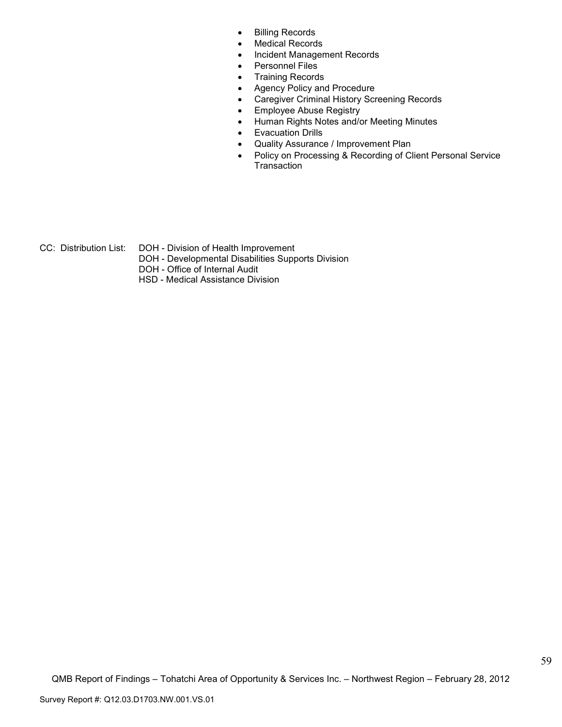- Billing Records
- Medical Records
- Incident Management Records
- Personnel Files
- Training Records
- Agency Policy and Procedure
- Caregiver Criminal History Screening Records
- Employee Abuse Registry
- Human Rights Notes and/or Meeting Minutes
- Evacuation Drills
- Quality Assurance / Improvement Plan
- Policy on Processing & Recording of Client Personal Service Transaction

CC: Distribution List: DOH - Division of Health Improvement
DOH - Developmental Disabilities Supports Division
DOH - Office of Internal Audit
HSD - Medical Assistance Division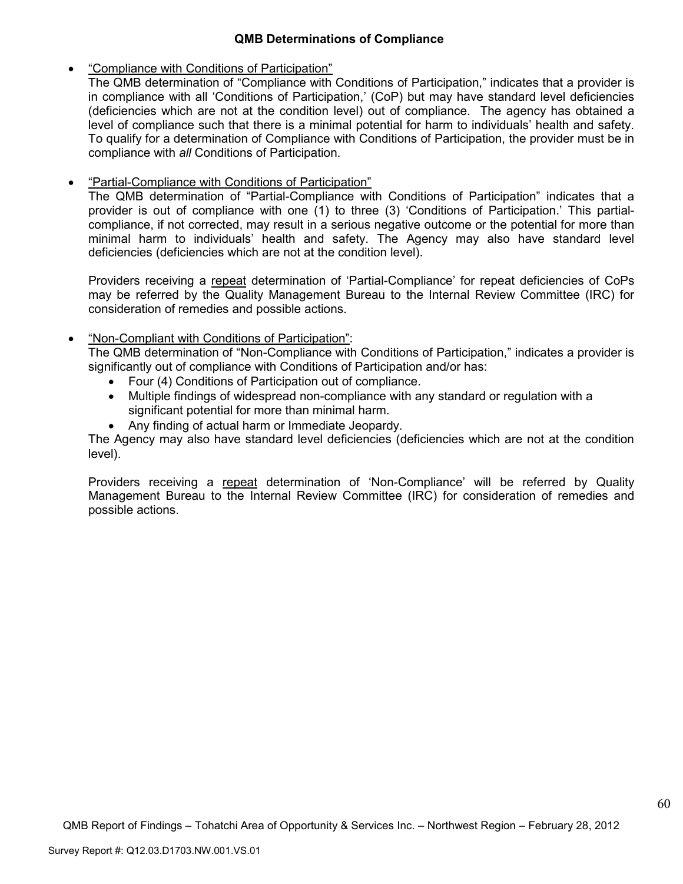### QMB Determinations of Compliance

- "Compliance with Conditions of Participation"
  The QMB determination of "Compliance with Conditions of Participation," indicates that a provider is in compliance with all 'Conditions of Participation,' (CoP) but may have standard level deficiencies (deficiencies which are not at the condition level) out of compliance. The agency has obtained a level of compliance such that there is a minimal potential for harm to individuals' health and safety. To qualify for a determination of Compliance with Conditions of Participation, the provider must be in compliance with *all* Conditions of Participation.

- "Partial-Compliance with Conditions of Participation"
  The QMB determination of "Partial-Compliance with Conditions of Participation" indicates that a provider is out of compliance with one (1) to three (3) 'Conditions of Participation.' This partial-compliance, if not corrected, may result in a serious negative outcome or the potential for more than minimal harm to individuals' health and safety. The Agency may also have standard level deficiencies (deficiencies which are not at the condition level).

  Providers receiving a repeat determination of 'Partial-Compliance' for repeat deficiencies of CoPs may be referred by the Quality Management Bureau to the Internal Review Committee (IRC) for consideration of remedies and possible actions.

- "Non-Compliant with Conditions of Participation":
  The QMB determination of "Non-Compliance with Conditions of Participation," indicates a provider is significantly out of compliance with Conditions of Participation and/or has:
  - Four (4) Conditions of Participation out of compliance.
  - Multiple findings of widespread non-compliance with any standard or regulation with a significant potential for more than minimal harm.
  - Any finding of actual harm or Immediate Jeopardy.

  The Agency may also have standard level deficiencies (deficiencies which are not at the condition level).

  Providers receiving a repeat determination of 'Non-Compliance' will be referred by Quality Management Bureau to the Internal Review Committee (IRC) for consideration of remedies and possible actions.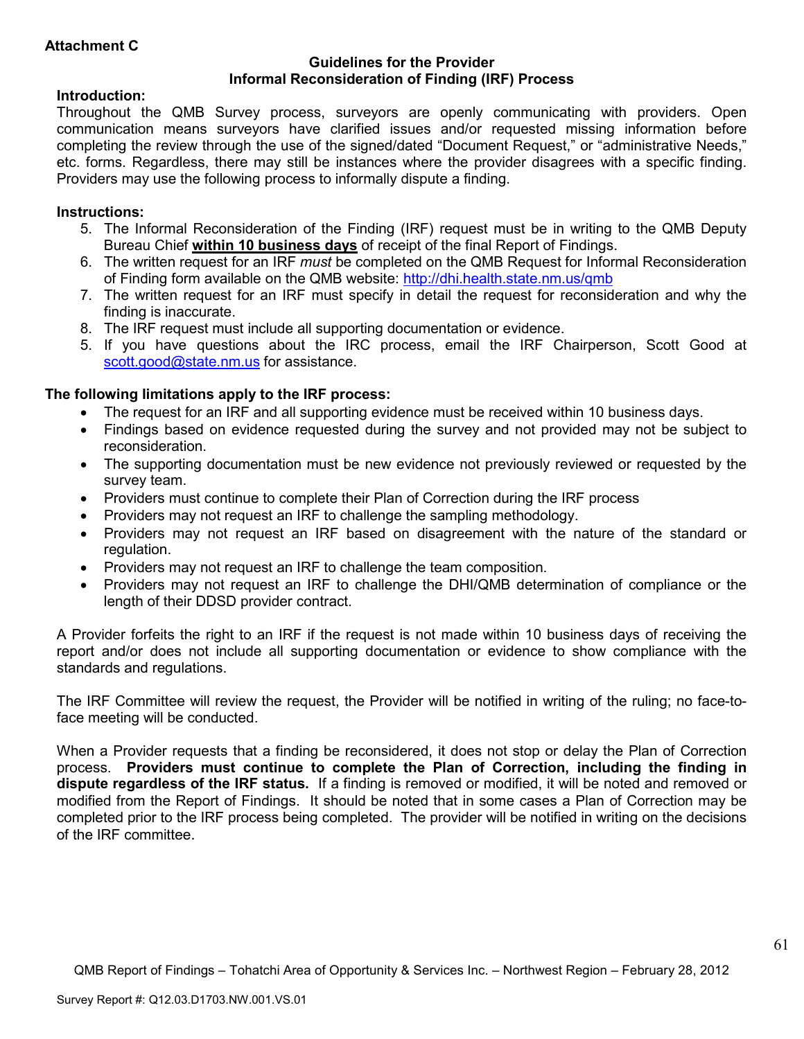**Attachment C**

## Guidelines for the Provider
## Informal Reconsideration of Finding (IRF) Process

**Introduction:**

Throughout the QMB Survey process, surveyors are openly communicating with providers. Open communication means surveyors have clarified issues and/or requested missing information before completing the review through the use of the signed/dated "Document Request," or "administrative Needs," etc. forms. Regardless, there may still be instances where the provider disagrees with a specific finding. Providers may use the following process to informally dispute a finding.

**Instructions:**

5. The Informal Reconsideration of the Finding (IRF) request must be in writing to the QMB Deputy Bureau Chief **within 10 business days** of receipt of the final Report of Findings.
6. The written request for an IRF *must* be completed on the QMB Request for Informal Reconsideration of Finding form available on the QMB website: http://dhi.health.state.nm.us/qmb
7. The written request for an IRF must specify in detail the request for reconsideration and why the finding is inaccurate.
8. The IRF request must include all supporting documentation or evidence.
5. If you have questions about the IRC process, email the IRF Chairperson, Scott Good at scott.good@state.nm.us for assistance.

**The following limitations apply to the IRF process:**

- The request for an IRF and all supporting evidence must be received within 10 business days.
- Findings based on evidence requested during the survey and not provided may not be subject to reconsideration.
- The supporting documentation must be new evidence not previously reviewed or requested by the survey team.
- Providers must continue to complete their Plan of Correction during the IRF process
- Providers may not request an IRF to challenge the sampling methodology.
- Providers may not request an IRF based on disagreement with the nature of the standard or regulation.
- Providers may not request an IRF to challenge the team composition.
- Providers may not request an IRF to challenge the DHI/QMB determination of compliance or the length of their DDSD provider contract.

A Provider forfeits the right to an IRF if the request is not made within 10 business days of receiving the report and/or does not include all supporting documentation or evidence to show compliance with the standards and regulations.

The IRF Committee will review the request, the Provider will be notified in writing of the ruling; no face-to-face meeting will be conducted.

When a Provider requests that a finding be reconsidered, it does not stop or delay the Plan of Correction process. **Providers must continue to complete the Plan of Correction, including the finding in dispute regardless of the IRF status.** If a finding is removed or modified, it will be noted and removed or modified from the Report of Findings. It should be noted that in some cases a Plan of Correction may be completed prior to the IRF process being completed. The provider will be notified in writing on the decisions of the IRF committee.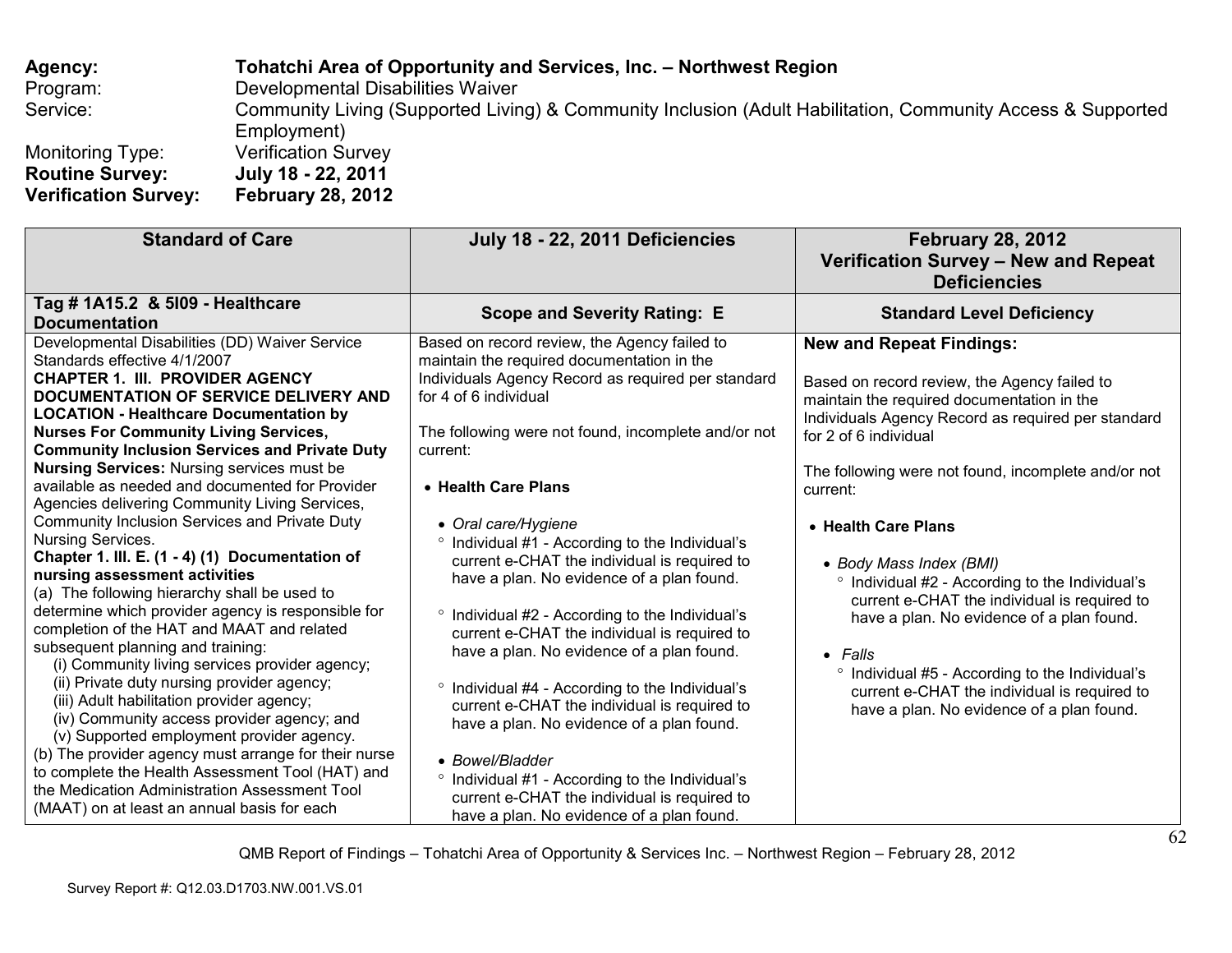**Agency:** **Tohatchi Area of Opportunity and Services, Inc. – Northwest Region**
Program: Developmental Disabilities Waiver
Service: Community Living (Supported Living) & Community Inclusion (Adult Habilitation, Community Access & Supported Employment)
Monitoring Type: Verification Survey
**Routine Survey:** **July 18 - 22, 2011**
**Verification Survey:** **February 28, 2012**

| Standard of Care | July 18 - 22, 2011 Deficiencies | February 28, 2012 Verification Survey – New and Repeat Deficiencies |
|---|---|---|
| **Tag # 1A15.2 & 5I09 - Healthcare Documentation** | **Scope and Severity Rating: E** | **Standard Level Deficiency** |
| Developmental Disabilities (DD) Waiver Service Standards effective 4/1/2007<br>**CHAPTER 1. III. PROVIDER AGENCY DOCUMENTATION OF SERVICE DELIVERY AND LOCATION - Healthcare Documentation by Nurses For Community Living Services, Community Inclusion Services and Private Duty Nursing Services:** Nursing services must be available as needed and documented for Provider Agencies delivering Community Living Services, Community Inclusion Services and Private Duty Nursing Services.<br>**Chapter 1. III. E. (1 - 4) (1) Documentation of nursing assessment activities**<br>(a) The following hierarchy shall be used to determine which provider agency is responsible for completion of the HAT and MAAT and related subsequent planning and training:<br>(i) Community living services provider agency;<br>(ii) Private duty nursing provider agency;<br>(iii) Adult habilitation provider agency;<br>(iv) Community access provider agency; and<br>(v) Supported employment provider agency.<br>(b) The provider agency must arrange for their nurse to complete the Health Assessment Tool (HAT) and the Medication Administration Assessment Tool (MAAT) on at least an annual basis for each | Based on record review, the Agency failed to maintain the required documentation in the Individuals Agency Record as required per standard for 4 of 6 individual<br><br>The following were not found, incomplete and/or not current:<br><br>• **Health Care Plans**<br><br>• *Oral care/Hygiene*<br>° Individual #1 - According to the Individual's current e-CHAT the individual is required to have a plan. No evidence of a plan found.<br><br>° Individual #2 - According to the Individual's current e-CHAT the individual is required to have a plan. No evidence of a plan found.<br><br>° Individual #4 - According to the Individual's current e-CHAT the individual is required to have a plan. No evidence of a plan found.<br><br>• *Bowel/Bladder*<br>° Individual #1 - According to the Individual's current e-CHAT the individual is required to have a plan. No evidence of a plan found. | **New and Repeat Findings:**<br><br>Based on record review, the Agency failed to maintain the required documentation in the Individuals Agency Record as required per standard for 2 of 6 individual<br><br>The following were not found, incomplete and/or not current:<br><br>• **Health Care Plans**<br><br>• *Body Mass Index (BMI)*<br>° Individual #2 - According to the Individual's current e-CHAT the individual is required to have a plan. No evidence of a plan found.<br><br>• *Falls*<br>° Individual #5 - According to the Individual's current e-CHAT the individual is required to have a plan. No evidence of a plan found. |

QMB Report of Findings – Tohatchi Area of Opportunity & Services Inc. – Northwest Region – February 28, 2012

Survey Report #: Q12.03.D1703.NW.001.VS.01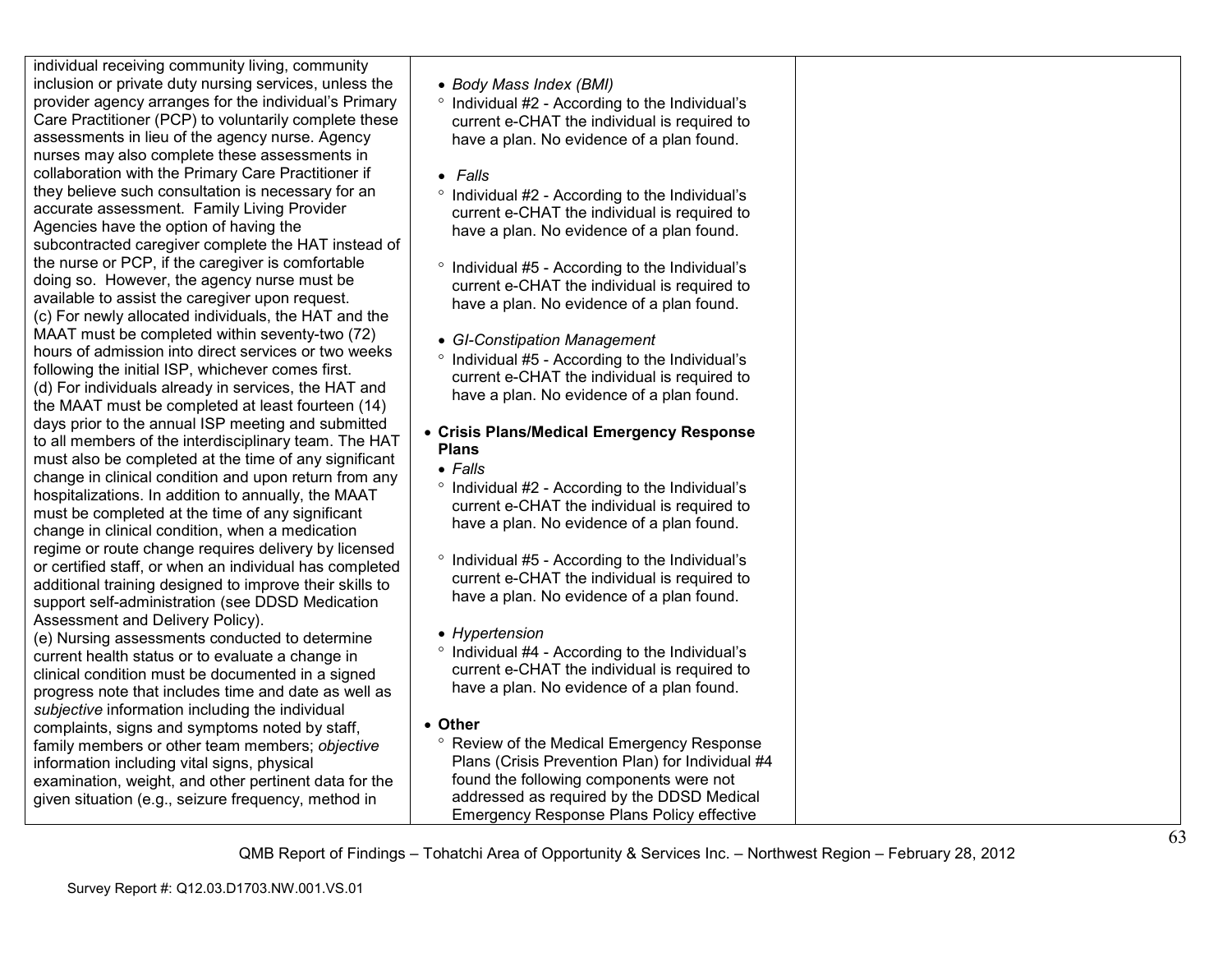| | | |
|---|---|---|
| individual receiving community living, community inclusion or private duty nursing services, unless the provider agency arranges for the individual's Primary Care Practitioner (PCP) to voluntarily complete these assessments in lieu of the agency nurse. Agency nurses may also complete these assessments in collaboration with the Primary Care Practitioner if they believe such consultation is necessary for an accurate assessment. Family Living Provider Agencies have the option of having the subcontracted caregiver complete the HAT instead of the nurse or PCP, if the caregiver is comfortable doing so. However, the agency nurse must be available to assist the caregiver upon request.<br>(c) For newly allocated individuals, the HAT and the MAAT must be completed within seventy-two (72) hours of admission into direct services or two weeks following the initial ISP, whichever comes first.<br>(d) For individuals already in services, the HAT and the MAAT must be completed at least fourteen (14) days prior to the annual ISP meeting and submitted to all members of the interdisciplinary team. The HAT must also be completed at the time of any significant change in clinical condition and upon return from any hospitalizations. In addition to annually, the MAAT must be completed at the time of any significant change in clinical condition, when a medication regime or route change requires delivery by licensed or certified staff, or when an individual has completed additional training designed to improve their skills to support self-administration (see DDSD Medication Assessment and Delivery Policy).<br>(e) Nursing assessments conducted to determine current health status or to evaluate a change in clinical condition must be documented in a signed progress note that includes time and date as well as *subjective* information including the individual complaints, signs and symptoms noted by staff, family members or other team members; *objective* information including vital signs, physical examination, weight, and other pertinent data for the given situation (e.g., seizure frequency, method in | • *Body Mass Index (BMI)*<br>° Individual #2 - According to the Individual's current e-CHAT the individual is required to have a plan. No evidence of a plan found.<br><br>• *Falls*<br>° Individual #2 - According to the Individual's current e-CHAT the individual is required to have a plan. No evidence of a plan found.<br><br>° Individual #5 - According to the Individual's current e-CHAT the individual is required to have a plan. No evidence of a plan found.<br><br>• *GI-Constipation Management*<br>° Individual #5 - According to the Individual's current e-CHAT the individual is required to have a plan. No evidence of a plan found.<br><br>• **Crisis Plans/Medical Emergency Response Plans**<br>• *Falls*<br>° Individual #2 - According to the Individual's current e-CHAT the individual is required to have a plan. No evidence of a plan found.<br><br>° Individual #5 - According to the Individual's current e-CHAT the individual is required to have a plan. No evidence of a plan found.<br><br>• *Hypertension*<br>° Individual #4 - According to the Individual's current e-CHAT the individual is required to have a plan. No evidence of a plan found.<br><br>• **Other**<br>° Review of the Medical Emergency Response Plans (Crisis Prevention Plan) for Individual #4 found the following components were not addressed as required by the DDSD Medical Emergency Response Plans Policy effective | |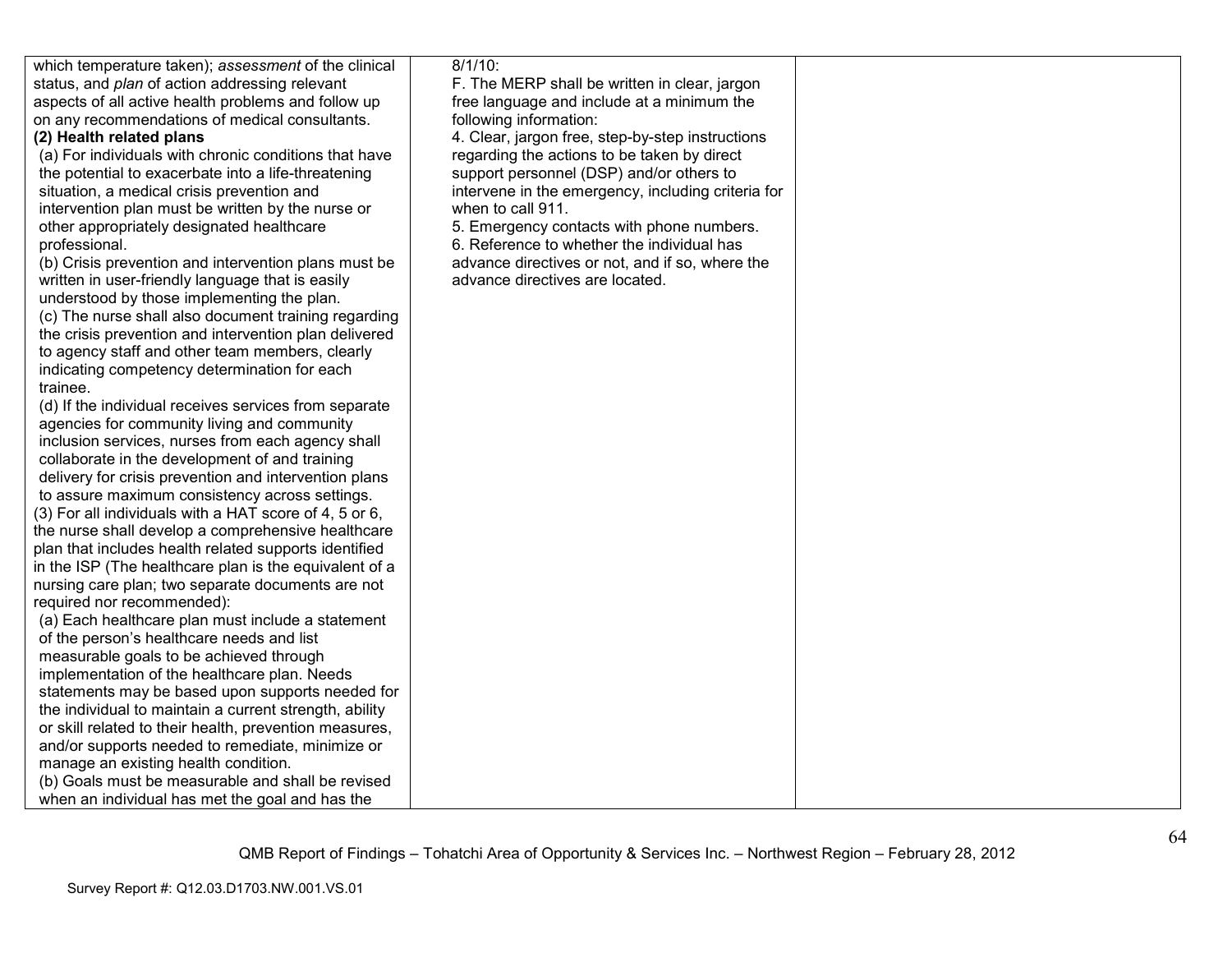| | | |
|---|---|---|
| which temperature taken); *assessment* of the clinical status, and *plan* of action addressing relevant aspects of all active health problems and follow up on any recommendations of medical consultants.<br>**(2) Health related plans**<br>(a) For individuals with chronic conditions that have the potential to exacerbate into a life-threatening situation, a medical crisis prevention and intervention plan must be written by the nurse or other appropriately designated healthcare professional.<br>(b) Crisis prevention and intervention plans must be written in user-friendly language that is easily understood by those implementing the plan.<br>(c) The nurse shall also document training regarding the crisis prevention and intervention plan delivered to agency staff and other team members, clearly indicating competency determination for each trainee.<br>(d) If the individual receives services from separate agencies for community living and community inclusion services, nurses from each agency shall collaborate in the development of and training delivery for crisis prevention and intervention plans to assure maximum consistency across settings.<br>(3) For all individuals with a HAT score of 4, 5 or 6, the nurse shall develop a comprehensive healthcare plan that includes health related supports identified in the ISP (The healthcare plan is the equivalent of a nursing care plan; two separate documents are not required nor recommended):<br>(a) Each healthcare plan must include a statement of the person's healthcare needs and list measurable goals to be achieved through implementation of the healthcare plan. Needs statements may be based upon supports needed for the individual to maintain a current strength, ability or skill related to their health, prevention measures, and/or supports needed to remediate, minimize or manage an existing health condition.<br>(b) Goals must be measurable and shall be revised when an individual has met the goal and has the | 8/1/10:<br>F. The MERP shall be written in clear, jargon free language and include at a minimum the following information:<br>4. Clear, jargon free, step-by-step instructions regarding the actions to be taken by direct support personnel (DSP) and/or others to intervene in the emergency, including criteria for when to call 911.<br>5. Emergency contacts with phone numbers.<br>6. Reference to whether the individual has advance directives or not, and if so, where the advance directives are located. | |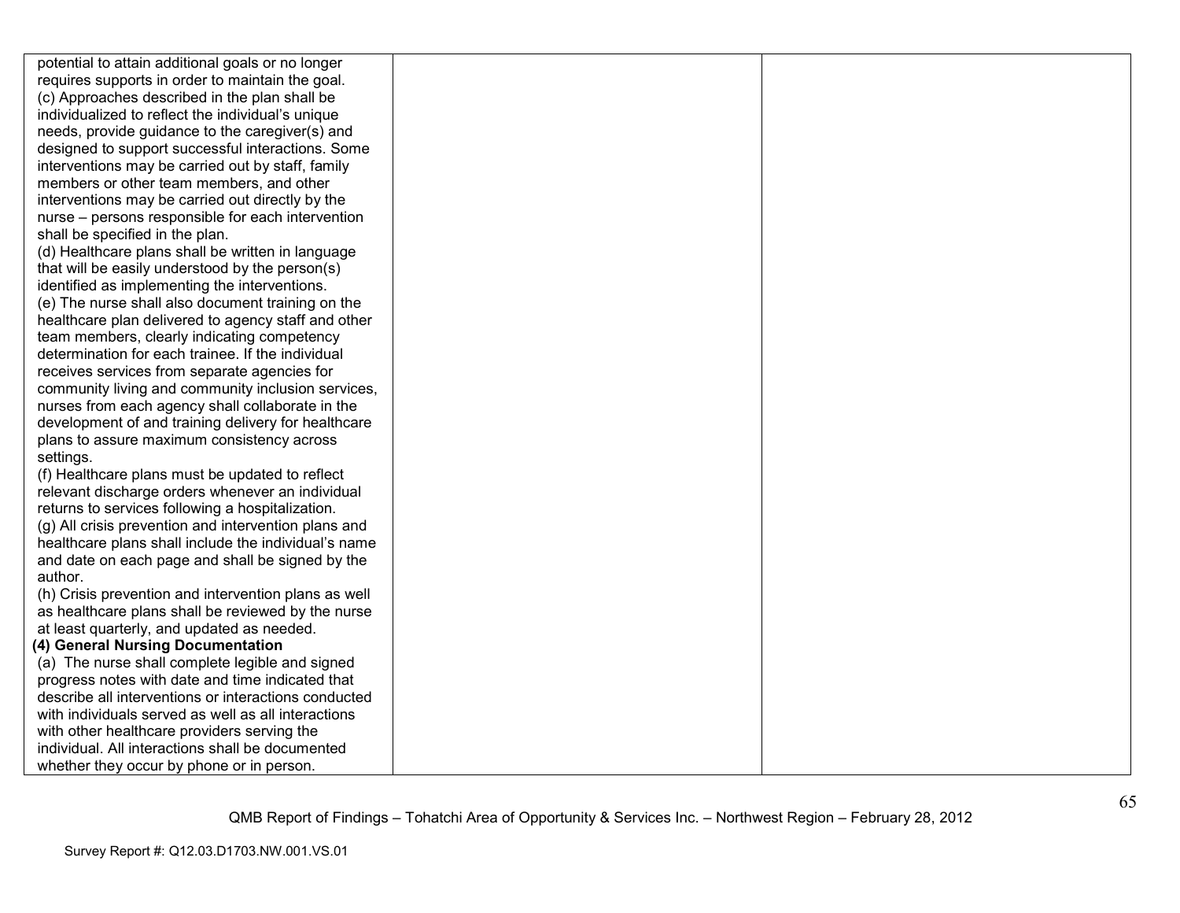| | | |
|---|---|---|
| potential to attain additional goals or no longer requires supports in order to maintain the goal.<br>(c) Approaches described in the plan shall be individualized to reflect the individual's unique needs, provide guidance to the caregiver(s) and designed to support successful interactions. Some interventions may be carried out by staff, family members or other team members, and other interventions may be carried out directly by the nurse – persons responsible for each intervention shall be specified in the plan.<br>(d) Healthcare plans shall be written in language that will be easily understood by the person(s) identified as implementing the interventions.<br>(e) The nurse shall also document training on the healthcare plan delivered to agency staff and other team members, clearly indicating competency determination for each trainee. If the individual receives services from separate agencies for community living and community inclusion services, nurses from each agency shall collaborate in the development of and training delivery for healthcare plans to assure maximum consistency across settings.<br>(f) Healthcare plans must be updated to reflect relevant discharge orders whenever an individual returns to services following a hospitalization.<br>(g) All crisis prevention and intervention plans and healthcare plans shall include the individual's name and date on each page and shall be signed by the author.<br>(h) Crisis prevention and intervention plans as well as healthcare plans shall be reviewed by the nurse at least quarterly, and updated as needed.<br>**(4) General Nursing Documentation**<br>(a) The nurse shall complete legible and signed progress notes with date and time indicated that describe all interventions or interactions conducted with individuals served as well as all interactions with other healthcare providers serving the individual. All interactions shall be documented whether they occur by phone or in person. | | |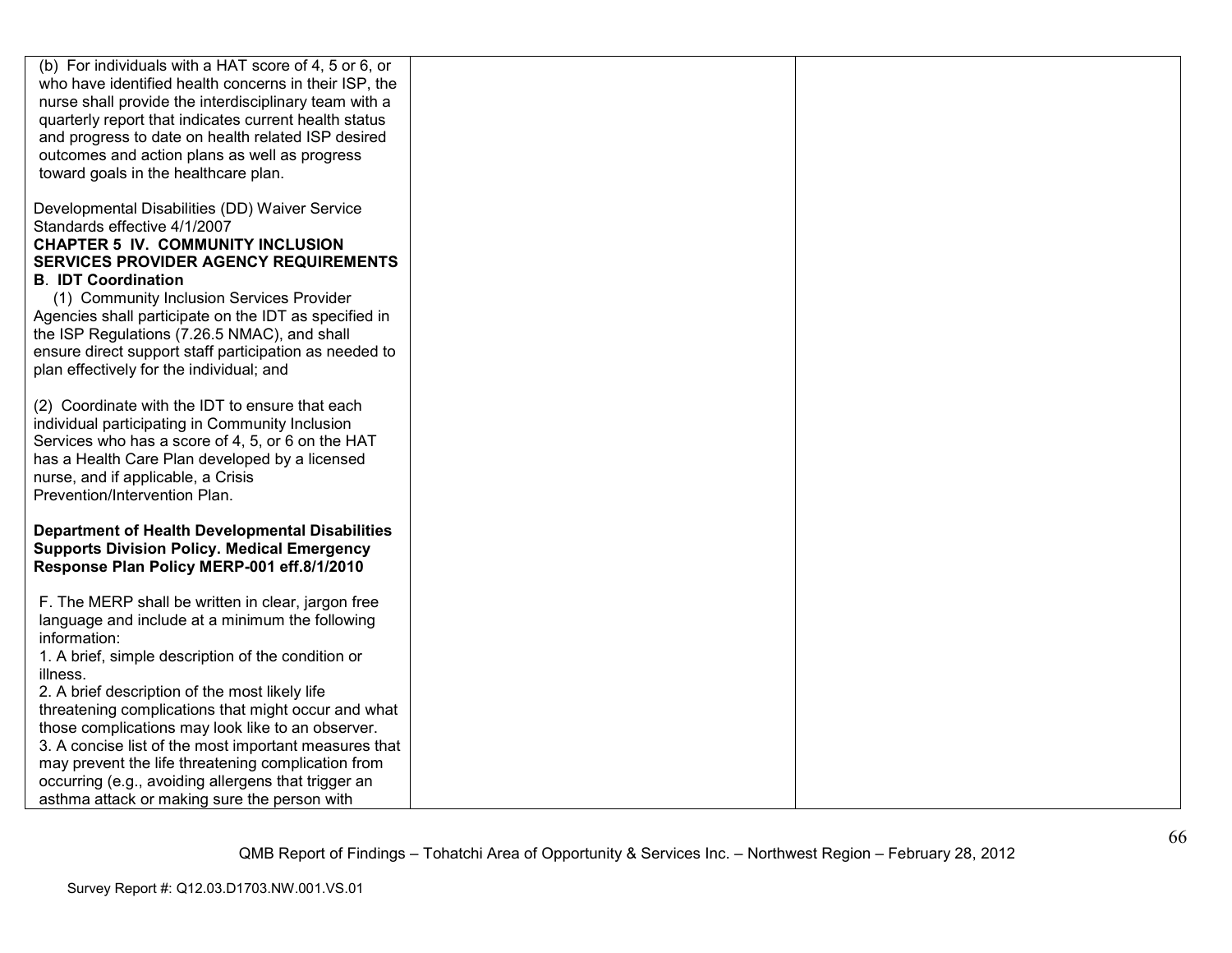| | | |
|---|---|---|
| (b) For individuals with a HAT score of 4, 5 or 6, or who have identified health concerns in their ISP, the nurse shall provide the interdisciplinary team with a quarterly report that indicates current health status and progress to date on health related ISP desired outcomes and action plans as well as progress toward goals in the healthcare plan.<br><br>Developmental Disabilities (DD) Waiver Service Standards effective 4/1/2007<br>**CHAPTER 5 IV. COMMUNITY INCLUSION SERVICES PROVIDER AGENCY REQUIREMENTS**<br>**B. IDT Coordination**<br>(1) Community Inclusion Services Provider Agencies shall participate on the IDT as specified in the ISP Regulations (7.26.5 NMAC), and shall ensure direct support staff participation as needed to plan effectively for the individual; and<br><br>(2) Coordinate with the IDT to ensure that each individual participating in Community Inclusion Services who has a score of 4, 5, or 6 on the HAT has a Health Care Plan developed by a licensed nurse, and if applicable, a Crisis Prevention/Intervention Plan.<br><br>**Department of Health Developmental Disabilities Supports Division Policy. Medical Emergency Response Plan Policy MERP-001 eff.8/1/2010**<br><br>F. The MERP shall be written in clear, jargon free language and include at a minimum the following information:<br>1. A brief, simple description of the condition or illness.<br>2. A brief description of the most likely life threatening complications that might occur and what those complications may look like to an observer.<br>3. A concise list of the most important measures that may prevent the life threatening complication from occurring (e.g., avoiding allergens that trigger an asthma attack or making sure the person with | | |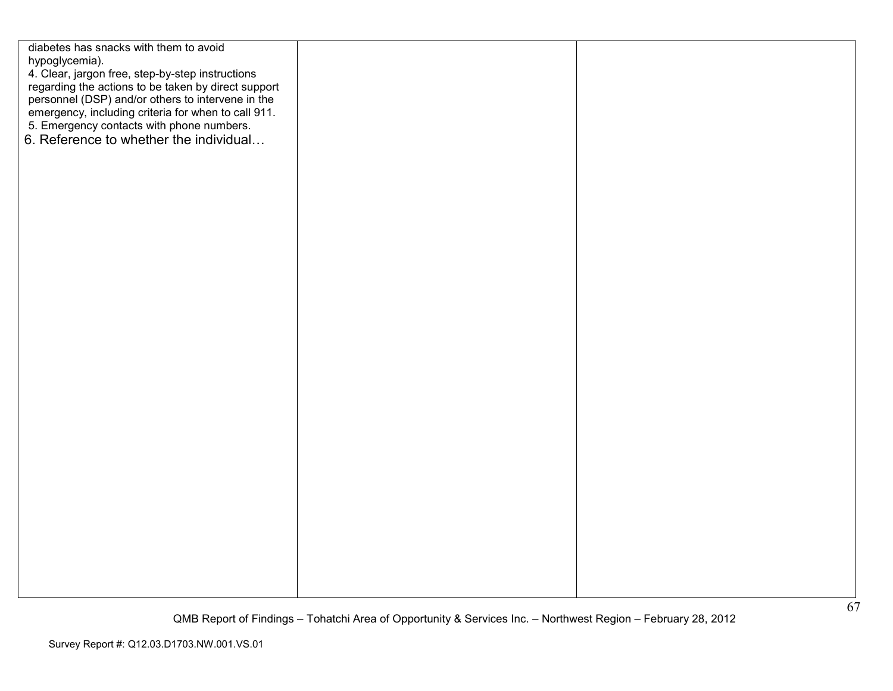| | | |
|---|---|---|
| diabetes has snacks with them to avoid hypoglycemia).<br>4. Clear, jargon free, step-by-step instructions regarding the actions to be taken by direct support personnel (DSP) and/or others to intervene in the emergency, including criteria for when to call 911.<br>5. Emergency contacts with phone numbers.<br>6. Reference to whether the individual… | | |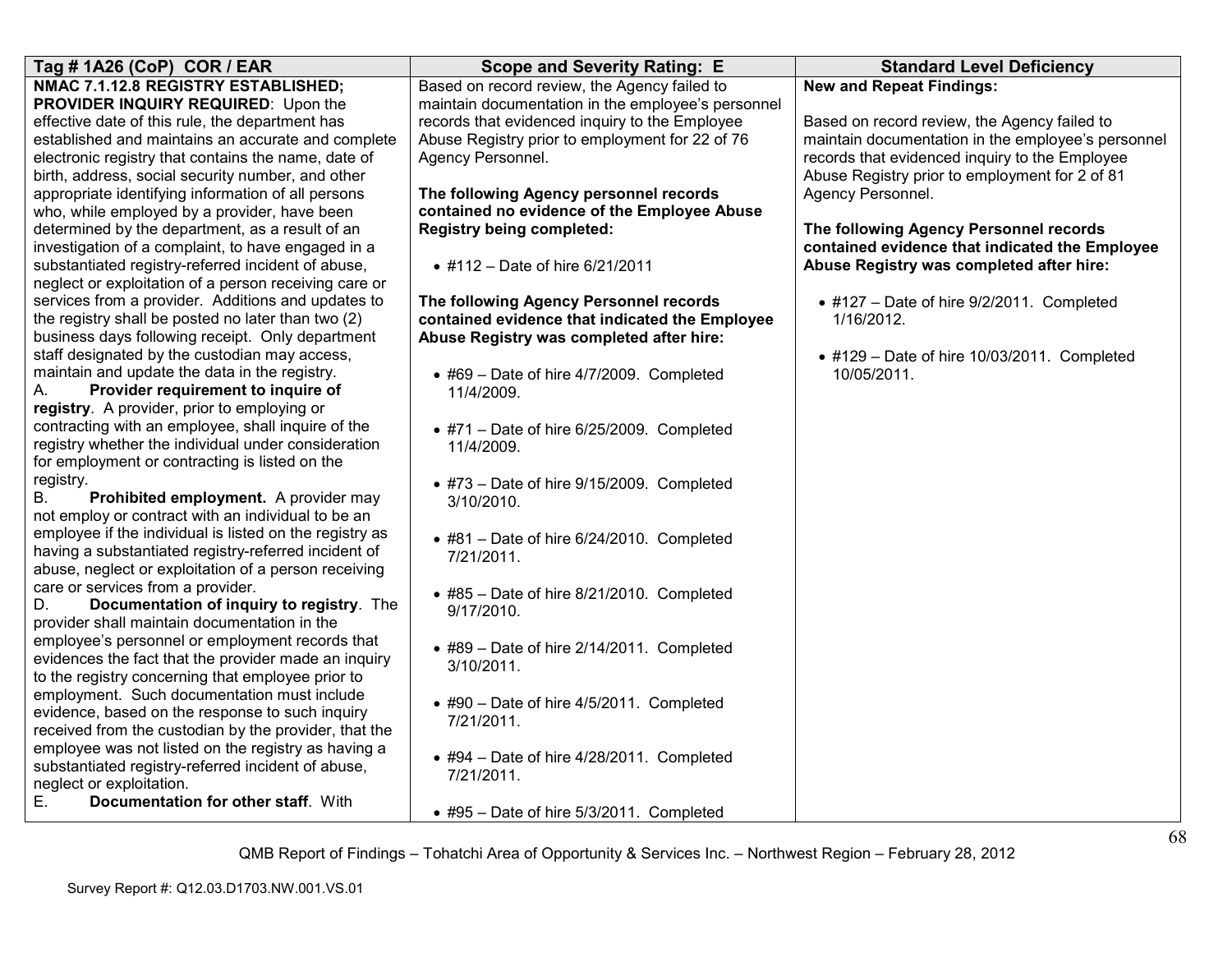| Tag # 1A26 (CoP) COR / EAR | Scope and Severity Rating: E | Standard Level Deficiency |
|---|---|---|
| **NMAC 7.1.12.8 REGISTRY ESTABLISHED; PROVIDER INQUIRY REQUIRED**: Upon the effective date of this rule, the department has established and maintains an accurate and complete electronic registry that contains the name, date of birth, address, social security number, and other appropriate identifying information of all persons who, while employed by a provider, have been determined by the department, as a result of an investigation of a complaint, to have engaged in a substantiated registry-referred incident of abuse, neglect or exploitation of a person receiving care or services from a provider. Additions and updates to the registry shall be posted no later than two (2) business days following receipt. Only department staff designated by the custodian may access, maintain and update the data in the registry.<br>A. **Provider requirement to inquire of registry**. A provider, prior to employing or contracting with an employee, shall inquire of the registry whether the individual under consideration for employment or contracting is listed on the registry.<br>B. **Prohibited employment.** A provider may not employ or contract with an individual to be an employee if the individual is listed on the registry as having a substantiated registry-referred incident of abuse, neglect or exploitation of a person receiving care or services from a provider.<br>D. **Documentation of inquiry to registry**. The provider shall maintain documentation in the employee's personnel or employment records that evidences the fact that the provider made an inquiry to the registry concerning that employee prior to employment. Such documentation must include evidence, based on the response to such inquiry received from the custodian by the provider, that the employee was not listed on the registry as having a substantiated registry-referred incident of abuse, neglect or exploitation.<br>E. **Documentation for other staff**. With | Based on record review, the Agency failed to maintain documentation in the employee's personnel records that evidenced inquiry to the Employee Abuse Registry prior to employment for 22 of 76 Agency Personnel.<br><br>**The following Agency personnel records contained no evidence of the Employee Abuse Registry being completed:**<br><br>• #112 – Date of hire 6/21/2011<br><br>**The following Agency Personnel records contained evidence that indicated the Employee Abuse Registry was completed after hire:**<br><br>• #69 – Date of hire 4/7/2009. Completed 11/4/2009.<br><br>• #71 – Date of hire 6/25/2009. Completed 11/4/2009.<br><br>• #73 – Date of hire 9/15/2009. Completed 3/10/2010.<br><br>• #81 – Date of hire 6/24/2010. Completed 7/21/2011.<br><br>• #85 – Date of hire 8/21/2010. Completed 9/17/2010.<br><br>• #89 – Date of hire 2/14/2011. Completed 3/10/2011.<br><br>• #90 – Date of hire 4/5/2011. Completed 7/21/2011.<br><br>• #94 – Date of hire 4/28/2011. Completed 7/21/2011.<br><br>• #95 – Date of hire 5/3/2011. Completed | **New and Repeat Findings:**<br><br>Based on record review, the Agency failed to maintain documentation in the employee's personnel records that evidenced inquiry to the Employee Abuse Registry prior to employment for 2 of 81 Agency Personnel.<br><br>**The following Agency Personnel records contained evidence that indicated the Employee Abuse Registry was completed after hire:**<br><br>• #127 – Date of hire 9/2/2011. Completed 1/16/2012.<br><br>• #129 – Date of hire 10/03/2011. Completed 10/05/2011. |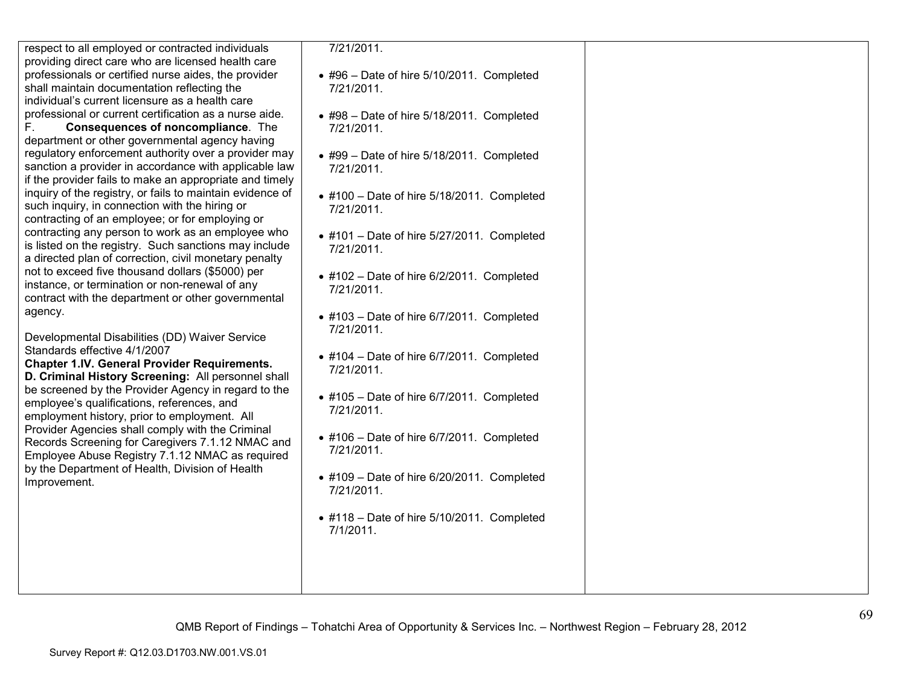| | | |
|---|---|---|
| respect to all employed or contracted individuals providing direct care who are licensed health care professionals or certified nurse aides, the provider shall maintain documentation reflecting the individual's current licensure as a health care professional or current certification as a nurse aide.<br>F. **Consequences of noncompliance**. The department or other governmental agency having regulatory enforcement authority over a provider may sanction a provider in accordance with applicable law if the provider fails to make an appropriate and timely inquiry of the registry, or fails to maintain evidence of such inquiry, in connection with the hiring or contracting of an employee; or for employing or contracting any person to work as an employee who is listed on the registry. Such sanctions may include a directed plan of correction, civil monetary penalty not to exceed five thousand dollars ($5000) per instance, or termination or non-renewal of any contract with the department or other governmental agency.<br><br>Developmental Disabilities (DD) Waiver Service Standards effective 4/1/2007<br>**Chapter 1.IV. General Provider Requirements.**<br>**D. Criminal History Screening:** All personnel shall be screened by the Provider Agency in regard to the employee's qualifications, references, and employment history, prior to employment. All Provider Agencies shall comply with the Criminal Records Screening for Caregivers 7.1.12 NMAC and Employee Abuse Registry 7.1.12 NMAC as required by the Department of Health, Division of Health Improvement. | 7/21/2011.<br><br>• #96 – Date of hire 5/10/2011. Completed 7/21/2011.<br><br>• #98 – Date of hire 5/18/2011. Completed 7/21/2011.<br><br>• #99 – Date of hire 5/18/2011. Completed 7/21/2011.<br><br>• #100 – Date of hire 5/18/2011. Completed 7/21/2011.<br><br>• #101 – Date of hire 5/27/2011. Completed 7/21/2011.<br><br>• #102 – Date of hire 6/2/2011. Completed 7/21/2011.<br><br>• #103 – Date of hire 6/7/2011. Completed 7/21/2011.<br><br>• #104 – Date of hire 6/7/2011. Completed 7/21/2011.<br><br>• #105 – Date of hire 6/7/2011. Completed 7/21/2011.<br><br>• #106 – Date of hire 6/7/2011. Completed 7/21/2011.<br><br>• #109 – Date of hire 6/20/2011. Completed 7/21/2011.<br><br>• #118 – Date of hire 5/10/2011. Completed 7/1/2011. | |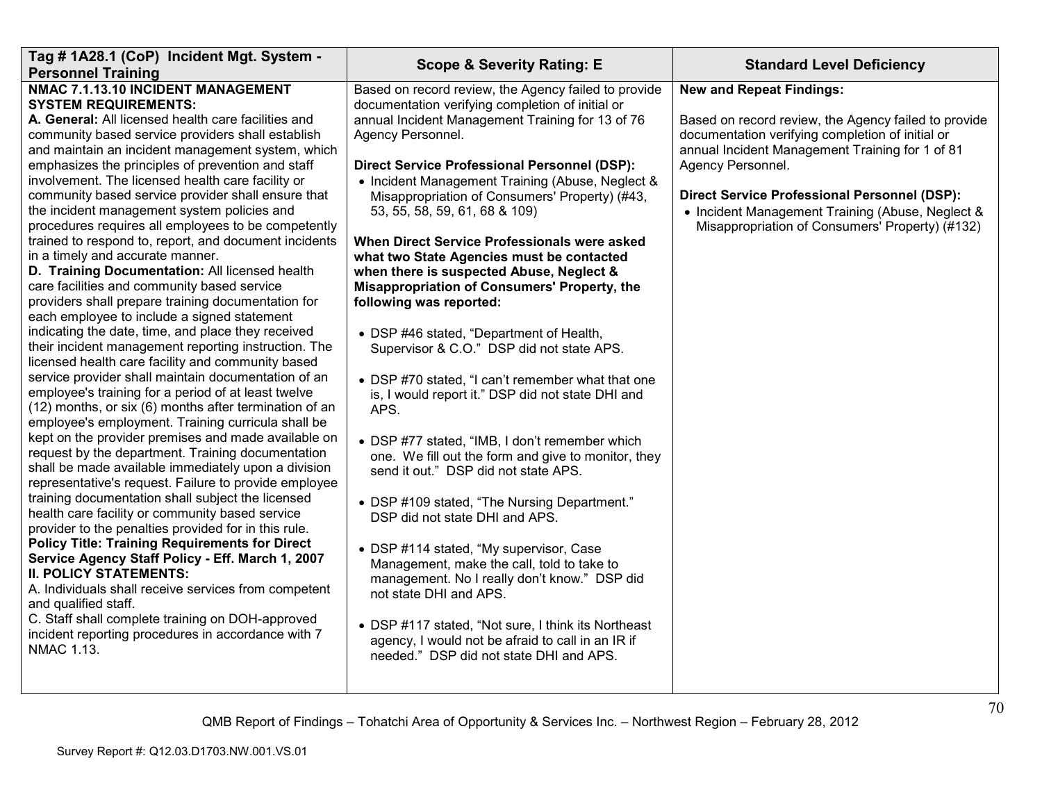| Tag # 1A28.1 (CoP) Incident Mgt. System - Personnel Training | Scope & Severity Rating: E | Standard Level Deficiency |
|---|---|---|
| **NMAC 7.1.13.10 INCIDENT MANAGEMENT SYSTEM REQUIREMENTS:**<br>**A. General:** All licensed health care facilities and community based service providers shall establish and maintain an incident management system, which emphasizes the principles of prevention and staff involvement. The licensed health care facility or community based service provider shall ensure that the incident management system policies and procedures requires all employees to be competently trained to respond to, report, and document incidents in a timely and accurate manner.<br>**D. Training Documentation:** All licensed health care facilities and community based service providers shall prepare training documentation for each employee to include a signed statement indicating the date, time, and place they received their incident management reporting instruction. The licensed health care facility and community based service provider shall maintain documentation of an employee's training for a period of at least twelve (12) months, or six (6) months after termination of an employee's employment. Training curricula shall be kept on the provider premises and made available on request by the department. Training documentation shall be made available immediately upon a division representative's request. Failure to provide employee training documentation shall subject the licensed health care facility or community based service provider to the penalties provided for in this rule.<br>**Policy Title: Training Requirements for Direct Service Agency Staff Policy - Eff. March 1, 2007**<br>**II. POLICY STATEMENTS:**<br>A. Individuals shall receive services from competent and qualified staff.<br>C. Staff shall complete training on DOH-approved incident reporting procedures in accordance with 7 NMAC 1.13. | Based on record review, the Agency failed to provide documentation verifying completion of initial or annual Incident Management Training for 13 of 76 Agency Personnel.<br><br>**Direct Service Professional Personnel (DSP):**<br>• Incident Management Training (Abuse, Neglect & Misappropriation of Consumers' Property) (#43, 53, 55, 58, 59, 61, 68 & 109)<br><br>**When Direct Service Professionals were asked what two State Agencies must be contacted when there is suspected Abuse, Neglect & Misappropriation of Consumers' Property, the following was reported:**<br><br>• DSP #46 stated, "Department of Health, Supervisor & C.O." DSP did not state APS.<br><br>• DSP #70 stated, "I can't remember what that one is, I would report it." DSP did not state DHI and APS.<br><br>• DSP #77 stated, "IMB, I don't remember which one. We fill out the form and give to monitor, they send it out." DSP did not state APS.<br><br>• DSP #109 stated, "The Nursing Department." DSP did not state DHI and APS.<br><br>• DSP #114 stated, "My supervisor, Case Management, make the call, told to take to management. No I really don't know." DSP did not state DHI and APS.<br><br>• DSP #117 stated, "Not sure, I think its Northeast agency, I would not be afraid to call in an IR if needed." DSP did not state DHI and APS. | **New and Repeat Findings:**<br><br>Based on record review, the Agency failed to provide documentation verifying completion of initial or annual Incident Management Training for 1 of 81 Agency Personnel.<br><br>**Direct Service Professional Personnel (DSP):**<br>• Incident Management Training (Abuse, Neglect & Misappropriation of Consumers' Property) (#132) |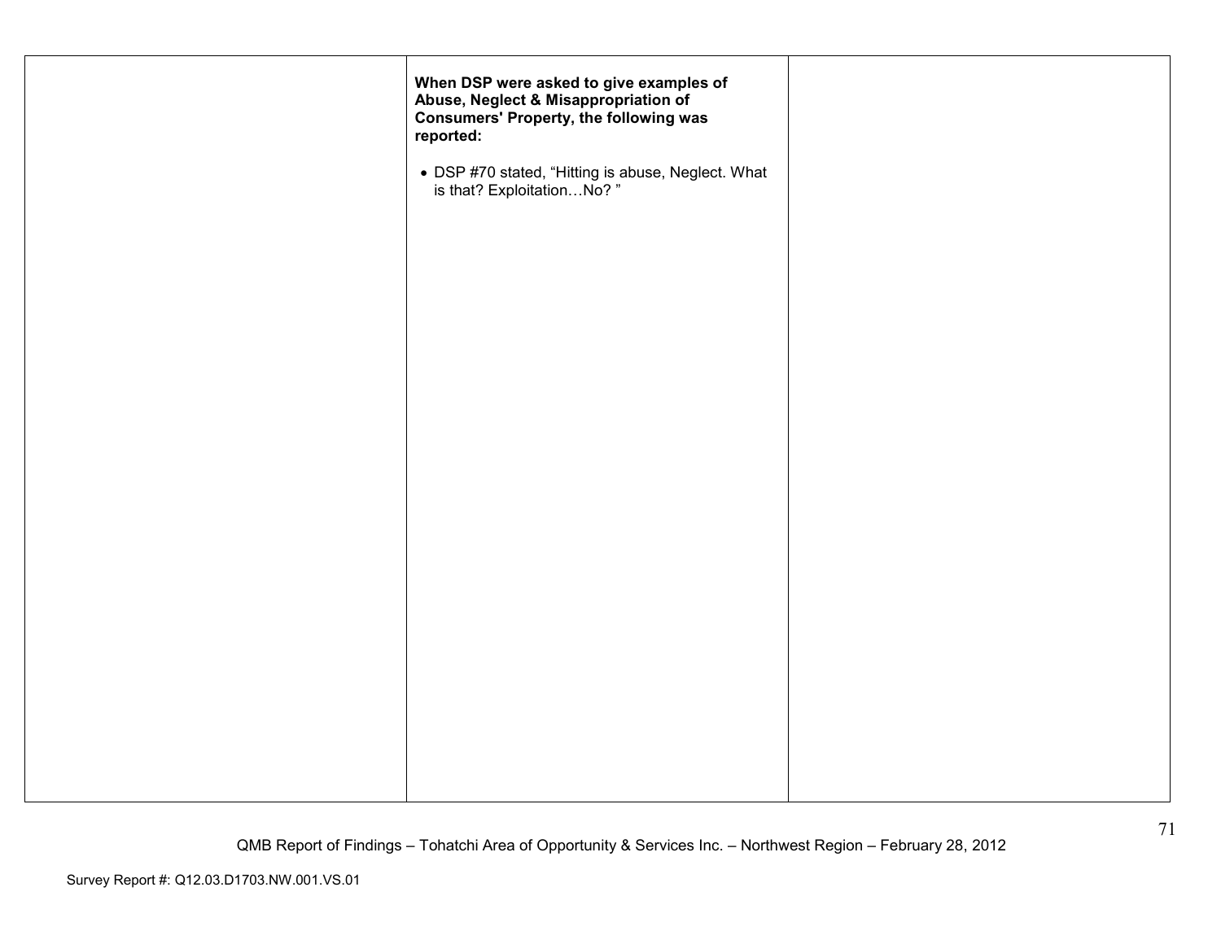|  |  |  |
|---|---|---|
|  | **When DSP were asked to give examples of Abuse, Neglect & Misappropriation of Consumers' Property, the following was reported:**<br><br>• DSP #70 stated, "Hitting is abuse, Neglect. What is that? Exploitation…No? " |  |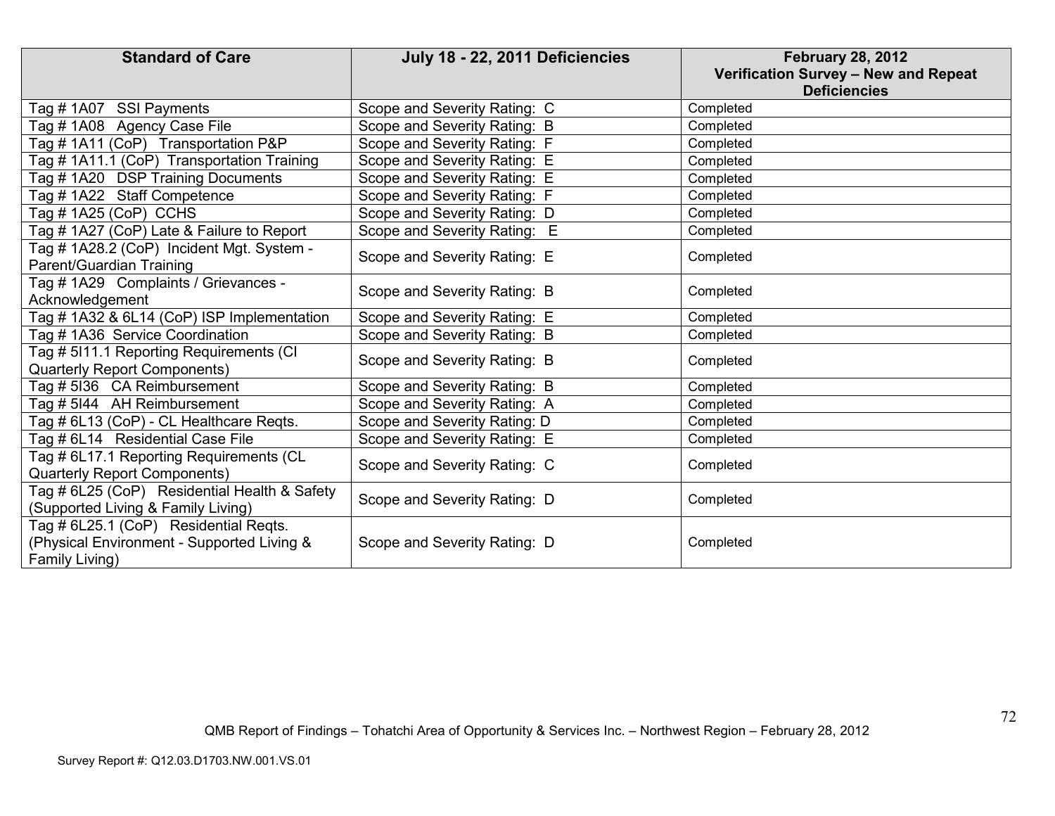| Standard of Care | July 18 - 22, 2011 Deficiencies | February 28, 2012 Verification Survey – New and Repeat Deficiencies |
|---|---|---|
| Tag # 1A07 SSI Payments | Scope and Severity Rating: C | Completed |
| Tag # 1A08 Agency Case File | Scope and Severity Rating: B | Completed |
| Tag # 1A11 (CoP) Transportation P&P | Scope and Severity Rating: F | Completed |
| Tag # 1A11.1 (CoP) Transportation Training | Scope and Severity Rating: E | Completed |
| Tag # 1A20 DSP Training Documents | Scope and Severity Rating: E | Completed |
| Tag # 1A22 Staff Competence | Scope and Severity Rating: F | Completed |
| Tag # 1A25 (CoP) CCHS | Scope and Severity Rating: D | Completed |
| Tag # 1A27 (CoP) Late & Failure to Report | Scope and Severity Rating: E | Completed |
| Tag # 1A28.2 (CoP) Incident Mgt. System - Parent/Guardian Training | Scope and Severity Rating: E | Completed |
| Tag # 1A29 Complaints / Grievances - Acknowledgement | Scope and Severity Rating: B | Completed |
| Tag # 1A32 & 6L14 (CoP) ISP Implementation | Scope and Severity Rating: E | Completed |
| Tag # 1A36 Service Coordination | Scope and Severity Rating: B | Completed |
| Tag # 5I11.1 Reporting Requirements (CI Quarterly Report Components) | Scope and Severity Rating: B | Completed |
| Tag # 5I36 CA Reimbursement | Scope and Severity Rating: B | Completed |
| Tag # 5I44 AH Reimbursement | Scope and Severity Rating: A | Completed |
| Tag # 6L13 (CoP) - CL Healthcare Reqts. | Scope and Severity Rating: D | Completed |
| Tag # 6L14 Residential Case File | Scope and Severity Rating: E | Completed |
| Tag # 6L17.1 Reporting Requirements (CL Quarterly Report Components) | Scope and Severity Rating: C | Completed |
| Tag # 6L25 (CoP) Residential Health & Safety (Supported Living & Family Living) | Scope and Severity Rating: D | Completed |
| Tag # 6L25.1 (CoP) Residential Reqts. (Physical Environment - Supported Living & Family Living) | Scope and Severity Rating: D | Completed |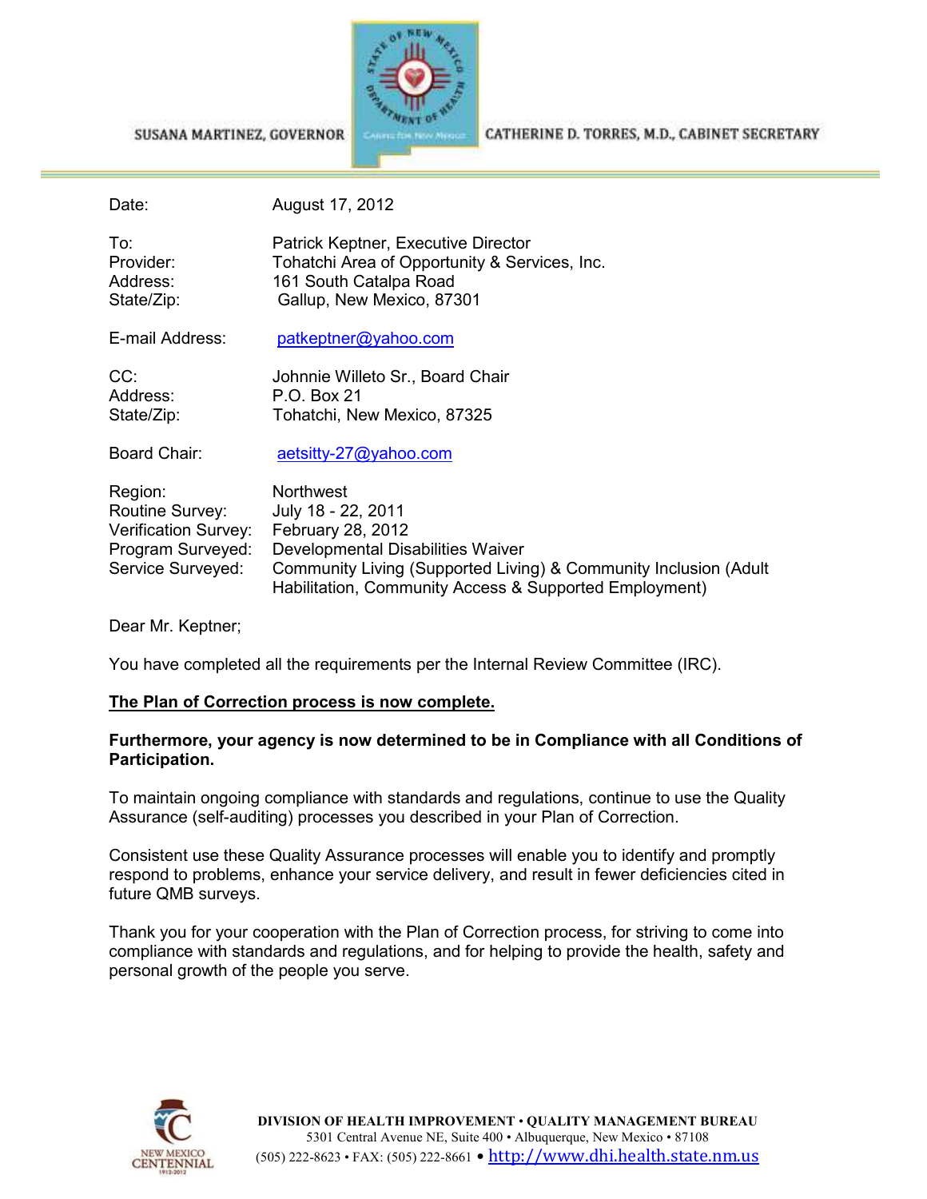SUSANA MARTINEZ, GOVERNOR

CATHERINE D. TORRES, M.D., CABINET SECRETARY

Date: August 17, 2012

To: Patrick Keptner, Executive Director
Provider: Tohatchi Area of Opportunity & Services, Inc.
Address: 161 South Catalpa Road
State/Zip: Gallup, New Mexico, 87301

E-mail Address: patkeptner@yahoo.com

CC: Johnnie Willeto Sr., Board Chair
Address: P.O. Box 21
State/Zip: Tohatchi, New Mexico, 87325

Board Chair: aetsitty-27@yahoo.com

Region: Northwest
Routine Survey: July 18 - 22, 2011
Verification Survey: February 28, 2012
Program Surveyed: Developmental Disabilities Waiver
Service Surveyed: Community Living (Supported Living) & Community Inclusion (Adult Habilitation, Community Access & Supported Employment)

Dear Mr. Keptner;

You have completed all the requirements per the Internal Review Committee (IRC).

**The Plan of Correction process is now complete.**

**Furthermore, your agency is now determined to be in Compliance with all Conditions of Participation.**

To maintain ongoing compliance with standards and regulations, continue to use the Quality Assurance (self-auditing) processes you described in your Plan of Correction.

Consistent use these Quality Assurance processes will enable you to identify and promptly respond to problems, enhance your service delivery, and result in fewer deficiencies cited in future QMB surveys.

Thank you for your cooperation with the Plan of Correction process, for striving to come into compliance with standards and regulations, and for helping to provide the health, safety and personal growth of the people you serve.

DIVISION OF HEALTH IMPROVEMENT • QUALITY MANAGEMENT BUREAU
5301 Central Avenue NE, Suite 400 • Albuquerque, New Mexico • 87108
(505) 222-8623 • FAX: (505) 222-8661 • http://www.dhi.health.state.nm.us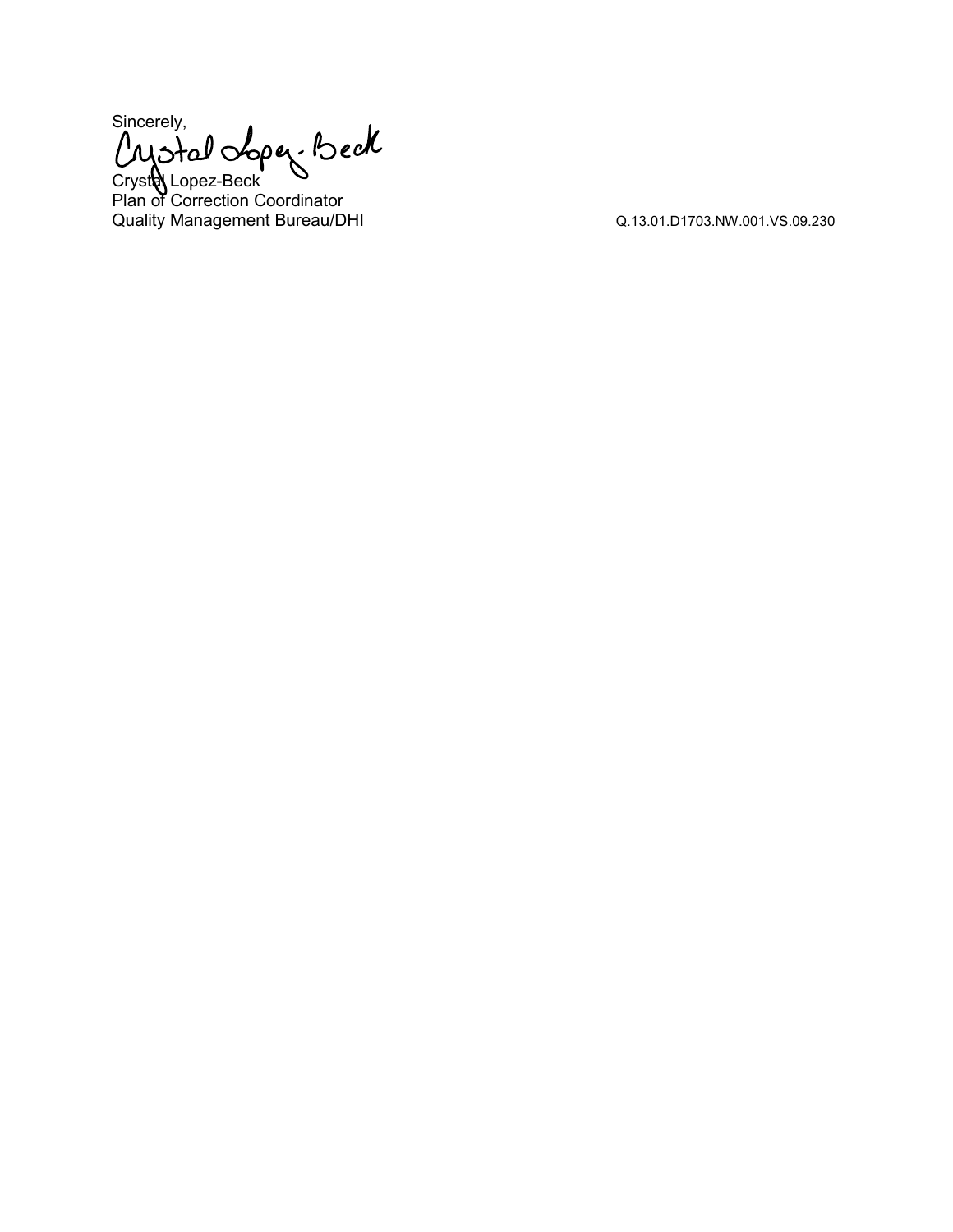Sincerely,

Crystal Lopez-Beck

Crystal Lopez-Beck
Plan of Correction Coordinator
Quality Management Bureau/DHI

Q.13.01.D1703.NW.001.VS.09.230